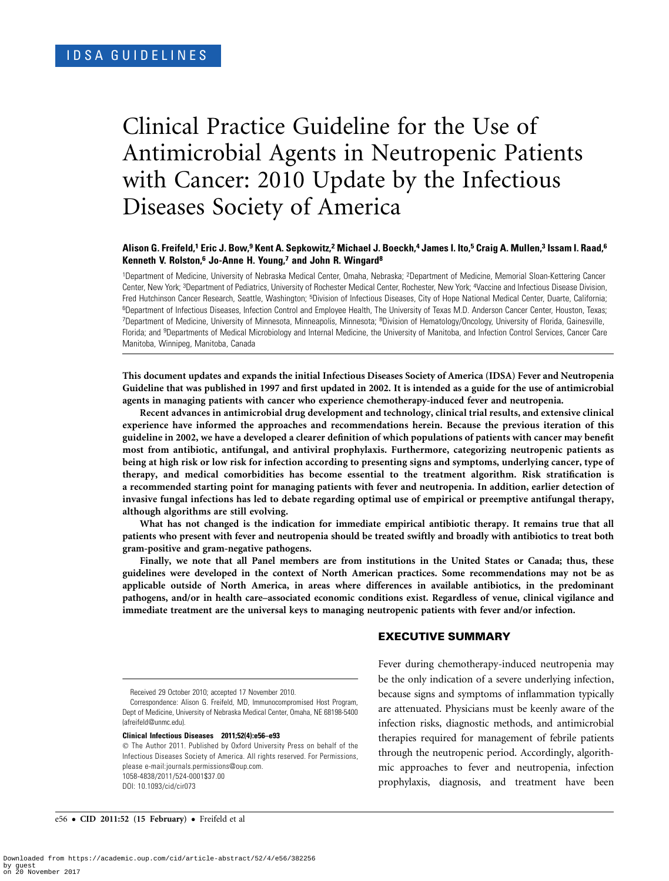IDSA GUIDELINES

# Clinical Practice Guideline for the Use of Antimicrobial Agents in Neutropenic Patients with Cancer: 2010 Update by the Infectious Diseases Society of America

**Alison G. Freifeld,[1] Eric J. Bow,[9] Kent A. Sepkowitz,[2] Michael J. Boeckh,[4] James I. Ito,[5] Craig A. Mullen,[3] Issam I. Raad,[6] Kenneth V. Rolston,[6] Jo-Anne H. Young,[7] and John R. Wingard[8]**

[1]Department of Medicine, University of Nebraska Medical Center, Omaha, Nebraska; [2]Department of Medicine, Memorial Sloan-Kettering Cancer Center, New York; [3]Department of Pediatrics, University of Rochester Medical Center, Rochester, New York; [4]Vaccine and Infectious Disease Division, Fred Hutchinson Cancer Research, Seattle, Washington; [5]Division of Infectious Diseases, City of Hope National Medical Center, Duarte, California; [6]Department of Infectious Diseases, Infection Control and Employee Health, The University of Texas M.D. Anderson Cancer Center, Houston, Texas; [7]Department of Medicine, University of Minnesota, Minneapolis, Minnesota; [8]Division of Hematology/Oncology, University of Florida, Gainesville, Florida; and [9]Departments of Medical Microbiology and Internal Medicine, the University of Manitoba, and Infection Control Services, Cancer Care Manitoba, Winnipeg, Manitoba, Canada

**This document updates and expands the initial Infectious Diseases Society of America (IDSA) Fever and Neutropenia Guideline that was published in 1997 and first updated in 2002. It is intended as a guide for the use of antimicrobial agents in managing patients with cancer who experience chemotherapy-induced fever and neutropenia.**

**Recent advances in antimicrobial drug development and technology, clinical trial results, and extensive clinical experience have informed the approaches and recommendations herein. Because the previous iteration of this guideline in 2002, we have a developed a clearer definition of which populations of patients with cancer may benefit most from antibiotic, antifungal, and antiviral prophylaxis. Furthermore, categorizing neutropenic patients as being at high risk or low risk for infection according to presenting signs and symptoms, underlying cancer, type of therapy, and medical comorbidities has become essential to the treatment algorithm. Risk stratification is a recommended starting point for managing patients with fever and neutropenia. In addition, earlier detection of invasive fungal infections has led to debate regarding optimal use of empirical or preemptive antifungal therapy, although algorithms are still evolving.**

**What has not changed is the indication for immediate empirical antibiotic therapy. It remains true that all patients who present with fever and neutropenia should be treated swiftly and broadly with antibiotics to treat both gram-positive and gram-negative pathogens.**

**Finally, we note that all Panel members are from institutions in the United States or Canada; thus, these guidelines were developed in the context of North American practices. Some recommendations may not be as applicable outside of North America, in areas where differences in available antibiotics, in the predominant pathogens, and/or in health care–associated economic conditions exist. Regardless of venue, clinical vigilance and immediate treatment are the universal keys to managing neutropenic patients with fever and/or infection.**

## EXECUTIVE SUMMARY

Fever during chemotherapy-induced neutropenia may be the only indication of a severe underlying infection, because signs and symptoms of inflammation typically are attenuated. Physicians must be keenly aware of the infection risks, diagnostic methods, and antimicrobial therapies required for management of febrile patients through the neutropenic period. Accordingly, algorithmic approaches to fever and neutropenia, infection prophylaxis, diagnosis, and treatment have been

Received 29 October 2010; accepted 17 November 2010.

Correspondence: Alison G. Freifeld, MD, Immunocompromised Host Program, Dept of Medicine, University of Nebraska Medical Center, Omaha, NE 68198-5400 (afreifeld@unmc.edu).

**Clinical Infectious Diseases 2011;52(4):e56–e93**

© The Author 2011. Published by Oxford University Press on behalf of the Infectious Diseases Society of America. All rights reserved. For Permissions, please e-mail:journals.permissions@oup.com.
1058-4838/2011/524-0001$37.00
DOI: 10.1093/cid/cir073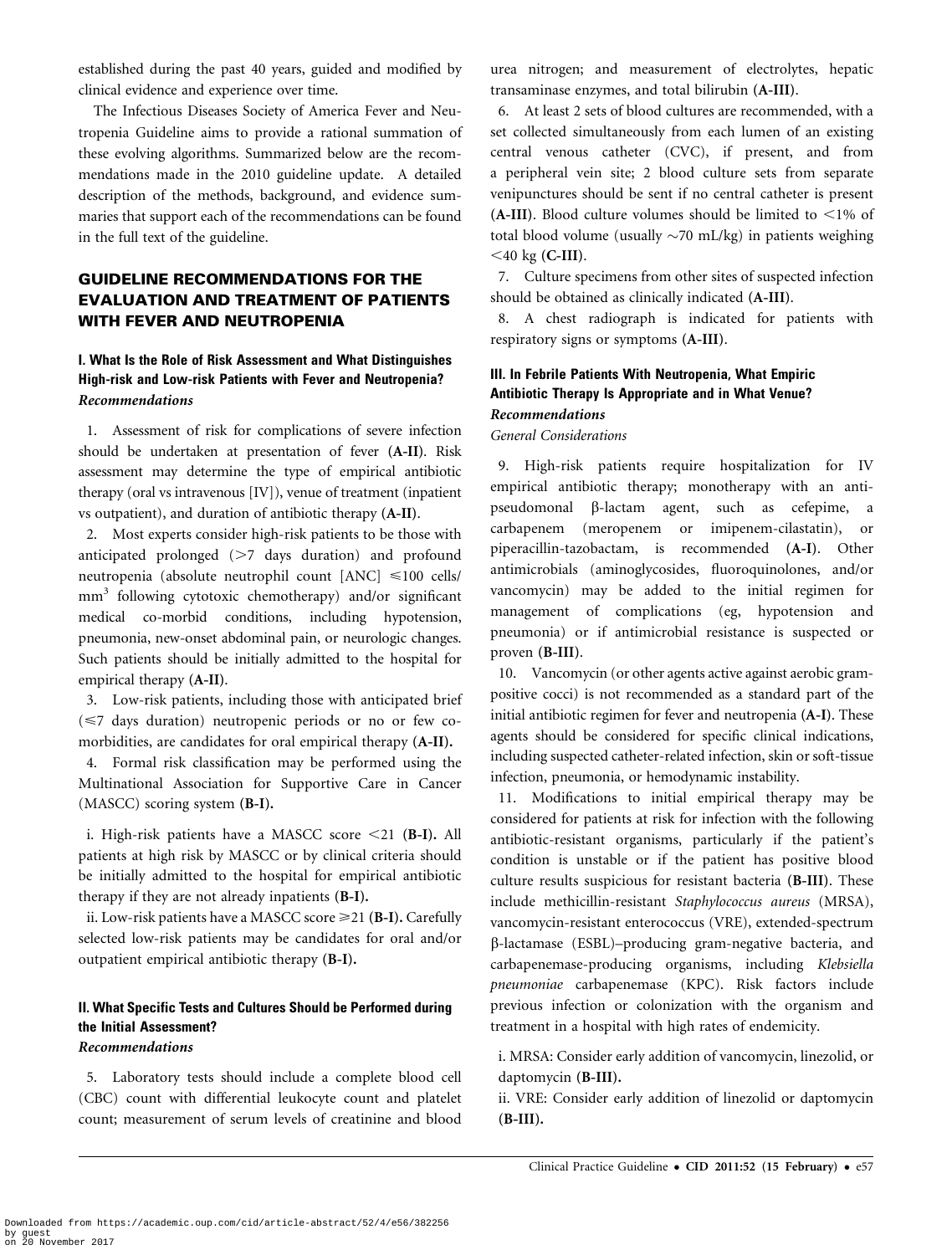established during the past 40 years, guided and modified by clinical evidence and experience over time.

The Infectious Diseases Society of America Fever and Neutropenia Guideline aims to provide a rational summation of these evolving algorithms. Summarized below are the recommendations made in the 2010 guideline update. A detailed description of the methods, background, and evidence summaries that support each of the recommendations can be found in the full text of the guideline.

## GUIDELINE RECOMMENDATIONS FOR THE EVALUATION AND TREATMENT OF PATIENTS WITH FEVER AND NEUTROPENIA

### I. What Is the Role of Risk Assessment and What Distinguishes High-risk and Low-risk Patients with Fever and Neutropenia?

*Recommendations*

1. Assessment of risk for complications of severe infection should be undertaken at presentation of fever (**A-II**). Risk assessment may determine the type of empirical antibiotic therapy (oral vs intravenous [IV]), venue of treatment (inpatient vs outpatient), and duration of antibiotic therapy (**A-II**).

2. Most experts consider high-risk patients to be those with anticipated prolonged (>7 days duration) and profound neutropenia (absolute neutrophil count [ANC] ≤100 cells/$mm^3$ following cytotoxic chemotherapy) and/or significant medical co-morbid conditions, including hypotension, pneumonia, new-onset abdominal pain, or neurologic changes. Such patients should be initially admitted to the hospital for empirical therapy (**A-II**).

3. Low-risk patients, including those with anticipated brief (≤7 days duration) neutropenic periods or no or few co-morbidities, are candidates for oral empirical therapy (**A-II**).

4. Formal risk classification may be performed using the Multinational Association for Supportive Care in Cancer (MASCC) scoring system (**B-I**).

i. High-risk patients have a MASCC score <21 (**B-I**). All patients at high risk by MASCC or by clinical criteria should be initially admitted to the hospital for empirical antibiotic therapy if they are not already inpatients (**B-I**).

ii. Low-risk patients have a MASCC score ≥21 (**B-I**). Carefully selected low-risk patients may be candidates for oral and/or outpatient empirical antibiotic therapy (**B-I**).

### II. What Specific Tests and Cultures Should be Performed during the Initial Assessment?

*Recommendations*

5. Laboratory tests should include a complete blood cell (CBC) count with differential leukocyte count and platelet count; measurement of serum levels of creatinine and blood urea nitrogen; and measurement of electrolytes, hepatic transaminase enzymes, and total bilirubin (**A-III**).

6. At least 2 sets of blood cultures are recommended, with a set collected simultaneously from each lumen of an existing central venous catheter (CVC), if present, and from a peripheral vein site; 2 blood culture sets from separate venipunctures should be sent if no central catheter is present (**A-III**). Blood culture volumes should be limited to <1% of total blood volume (usually ~70 mL/kg) in patients weighing <40 kg (**C-III**).

7. Culture specimens from other sites of suspected infection should be obtained as clinically indicated (**A-III**).

8. A chest radiograph is indicated for patients with respiratory signs or symptoms (**A-III**).

### III. In Febrile Patients With Neutropenia, What Empiric Antibiotic Therapy Is Appropriate and in What Venue?

*Recommendations*

*General Considerations*

9. High-risk patients require hospitalization for IV empirical antibiotic therapy; monotherapy with an anti-pseudomonal β-lactam agent, such as cefepime, a carbapenem (meropenem or imipenem-cilastatin), or piperacillin-tazobactam, is recommended (**A-I**). Other antimicrobials (aminoglycosides, fluoroquinolones, and/or vancomycin) may be added to the initial regimen for management of complications (eg, hypotension and pneumonia) or if antimicrobial resistance is suspected or proven (**B-III**).

10. Vancomycin (or other agents active against aerobic gram-positive cocci) is not recommended as a standard part of the initial antibiotic regimen for fever and neutropenia (**A-I**). These agents should be considered for specific clinical indications, including suspected catheter-related infection, skin or soft-tissue infection, pneumonia, or hemodynamic instability.

11. Modifications to initial empirical therapy may be considered for patients at risk for infection with the following antibiotic-resistant organisms, particularly if the patient's condition is unstable or if the patient has positive blood culture results suspicious for resistant bacteria (**B-III**). These include methicillin-resistant *Staphylococcus aureus* (MRSA), vancomycin-resistant enterococcus (VRE), extended-spectrum β-lactamase (ESBL)–producing gram-negative bacteria, and carbapenemase-producing organisms, including *Klebsiella pneumoniae* carbapenemase (KPC). Risk factors include previous infection or colonization with the organism and treatment in a hospital with high rates of endemicity.

i. MRSA: Consider early addition of vancomycin, linezolid, or daptomycin (**B-III**).

ii. VRE: Consider early addition of linezolid or daptomycin (**B-III**).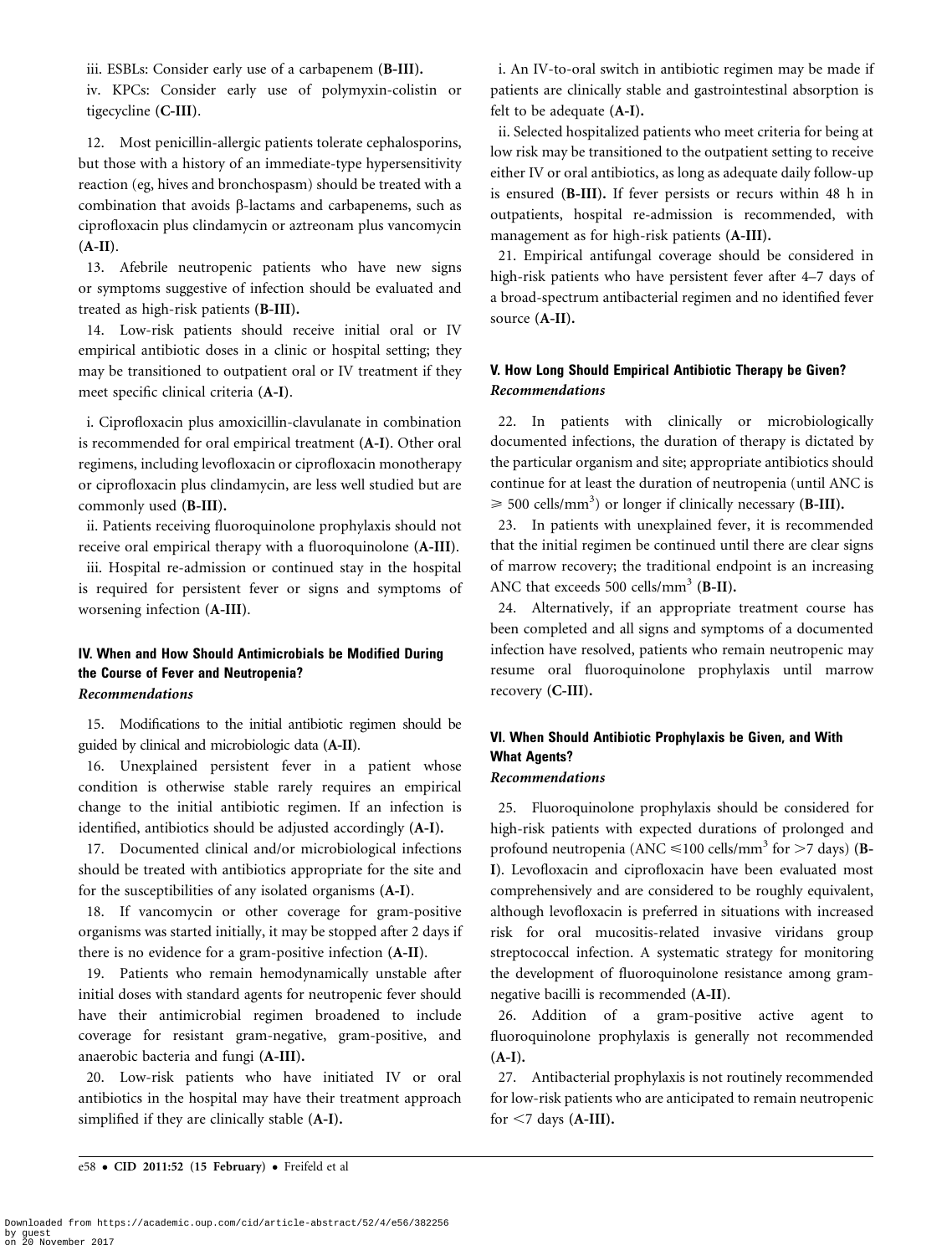iii. ESBLs: Consider early use of a carbapenem (**B-III**).

iv. KPCs: Consider early use of polymyxin-colistin or tigecycline (**C-III**).

12. Most penicillin-allergic patients tolerate cephalosporins, but those with a history of an immediate-type hypersensitivity reaction (eg, hives and bronchospasm) should be treated with a combination that avoids β-lactams and carbapenems, such as ciprofloxacin plus clindamycin or aztreonam plus vancomycin (**A-II**).

13. Afebrile neutropenic patients who have new signs or symptoms suggestive of infection should be evaluated and treated as high-risk patients (**B-III**).

14. Low-risk patients should receive initial oral or IV empirical antibiotic doses in a clinic or hospital setting; they may be transitioned to outpatient oral or IV treatment if they meet specific clinical criteria (**A-I**).

i. Ciprofloxacin plus amoxicillin-clavulanate in combination is recommended for oral empirical treatment (**A-I**). Other oral regimens, including levofloxacin or ciprofloxacin monotherapy or ciprofloxacin plus clindamycin, are less well studied but are commonly used (**B-III**).

ii. Patients receiving fluoroquinolone prophylaxis should not receive oral empirical therapy with a fluoroquinolone (**A-III**).

iii. Hospital re-admission or continued stay in the hospital is required for persistent fever or signs and symptoms of worsening infection (**A-III**).

### IV. When and How Should Antimicrobials be Modified During the Course of Fever and Neutropenia?

*Recommendations*

15. Modifications to the initial antibiotic regimen should be guided by clinical and microbiologic data (**A-II**).

16. Unexplained persistent fever in a patient whose condition is otherwise stable rarely requires an empirical change to the initial antibiotic regimen. If an infection is identified, antibiotics should be adjusted accordingly (**A-I**).

17. Documented clinical and/or microbiological infections should be treated with antibiotics appropriate for the site and for the susceptibilities of any isolated organisms (**A-I**).

18. If vancomycin or other coverage for gram-positive organisms was started initially, it may be stopped after 2 days if there is no evidence for a gram-positive infection (**A-II**).

19. Patients who remain hemodynamically unstable after initial doses with standard agents for neutropenic fever should have their antimicrobial regimen broadened to include coverage for resistant gram-negative, gram-positive, and anaerobic bacteria and fungi (**A-III**).

20. Low-risk patients who have initiated IV or oral antibiotics in the hospital may have their treatment approach simplified if they are clinically stable (**A-I**).

i. An IV-to-oral switch in antibiotic regimen may be made if patients are clinically stable and gastrointestinal absorption is felt to be adequate (**A-I**).

ii. Selected hospitalized patients who meet criteria for being at low risk may be transitioned to the outpatient setting to receive either IV or oral antibiotics, as long as adequate daily follow-up is ensured (**B-III**). If fever persists or recurs within 48 h in outpatients, hospital re-admission is recommended, with management as for high-risk patients (**A-III**).

21. Empirical antifungal coverage should be considered in high-risk patients who have persistent fever after 4–7 days of a broad-spectrum antibacterial regimen and no identified fever source (**A-II**).

### V. How Long Should Empirical Antibiotic Therapy be Given?

*Recommendations*

22. In patients with clinically or microbiologically documented infections, the duration of therapy is dictated by the particular organism and site; appropriate antibiotics should continue for at least the duration of neutropenia (until ANC is $\geqslant$ 500 cells/mm$^3$) or longer if clinically necessary (**B-III**).

23. In patients with unexplained fever, it is recommended that the initial regimen be continued until there are clear signs of marrow recovery; the traditional endpoint is an increasing ANC that exceeds 500 cells/mm$^3$ (**B-II**).

24. Alternatively, if an appropriate treatment course has been completed and all signs and symptoms of a documented infection have resolved, patients who remain neutropenic may resume oral fluoroquinolone prophylaxis until marrow recovery (**C-III**).

### VI. When Should Antibiotic Prophylaxis be Given, and With What Agents?

*Recommendations*

25. Fluoroquinolone prophylaxis should be considered for high-risk patients with expected durations of prolonged and profound neutropenia (ANC $\leqslant$100 cells/mm$^3$ for $>$7 days) (**B-I**). Levofloxacin and ciprofloxacin have been evaluated most comprehensively and are considered to be roughly equivalent, although levofloxacin is preferred in situations with increased risk for oral mucositis-related invasive viridans group streptococcal infection. A systematic strategy for monitoring the development of fluoroquinolone resistance among gram-negative bacilli is recommended (**A-II**).

26. Addition of a gram-positive active agent to fluoroquinolone prophylaxis is generally not recommended (**A-I**).

27. Antibacterial prophylaxis is not routinely recommended for low-risk patients who are anticipated to remain neutropenic for $<$7 days (**A-III**).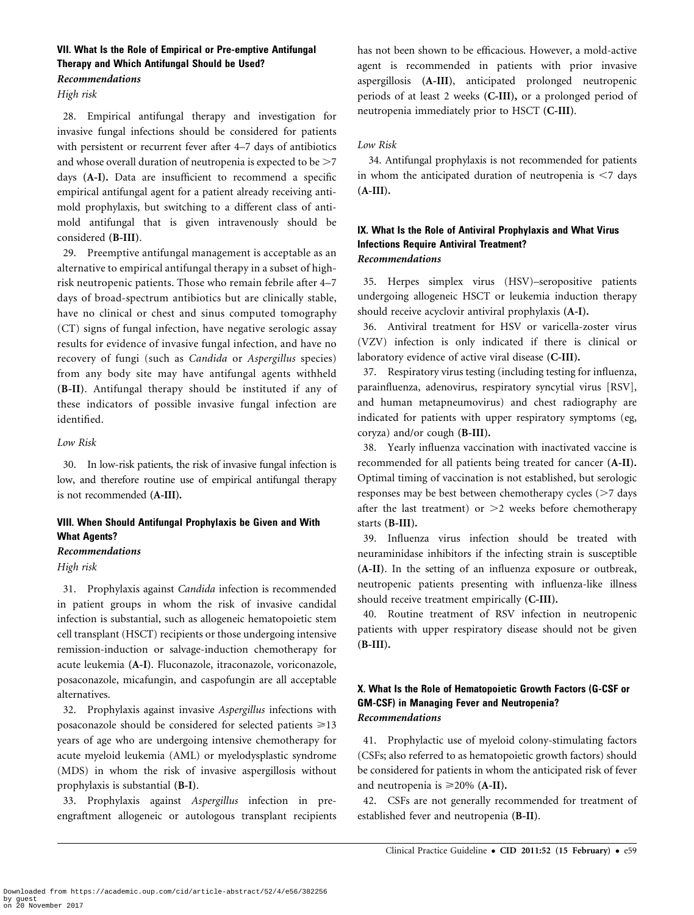### VII. What Is the Role of Empirical or Pre-emptive Antifungal Therapy and Which Antifungal Should be Used?

#### *Recommendations*

*High risk*

28. Empirical antifungal therapy and investigation for invasive fungal infections should be considered for patients with persistent or recurrent fever after 4–7 days of antibiotics and whose overall duration of neutropenia is expected to be >7 days **(A-I).** Data are insufficient to recommend a specific empirical antifungal agent for a patient already receiving anti-mold prophylaxis, but switching to a different class of anti-mold antifungal that is given intravenously should be considered **(B-III)**.

29. Preemptive antifungal management is acceptable as an alternative to empirical antifungal therapy in a subset of high-risk neutropenic patients. Those who remain febrile after 4–7 days of broad-spectrum antibiotics but are clinically stable, have no clinical or chest and sinus computed tomography (CT) signs of fungal infection, have negative serologic assay results for evidence of invasive fungal infection, and have no recovery of fungi (such as *Candida* or *Aspergillus* species) from any body site may have antifungal agents withheld **(B-II)**. Antifungal therapy should be instituted if any of these indicators of possible invasive fungal infection are identified.

*Low Risk*

30. In low-risk patients, the risk of invasive fungal infection is low, and therefore routine use of empirical antifungal therapy is not recommended **(A-III).**

### VIII. When Should Antifungal Prophylaxis be Given and With What Agents?

#### *Recommendations*

*High risk*

31. Prophylaxis against *Candida* infection is recommended in patient groups in whom the risk of invasive candidal infection is substantial, such as allogeneic hematopoietic stem cell transplant (HSCT) recipients or those undergoing intensive remission-induction or salvage-induction chemotherapy for acute leukemia **(A-I)**. Fluconazole, itraconazole, voriconazole, posaconazole, micafungin, and caspofungin are all acceptable alternatives.

32. Prophylaxis against invasive *Aspergillus* infections with posaconazole should be considered for selected patients ⩾13 years of age who are undergoing intensive chemotherapy for acute myeloid leukemia (AML) or myelodysplastic syndrome (MDS) in whom the risk of invasive aspergillosis without prophylaxis is substantial **(B-I)**.

33. Prophylaxis against *Aspergillus* infection in pre-engraftment allogeneic or autologous transplant recipients has not been shown to be efficacious. However, a mold-active agent is recommended in patients with prior invasive aspergillosis **(A-III)**, anticipated prolonged neutropenic periods of at least 2 weeks **(C-III),** or a prolonged period of neutropenia immediately prior to HSCT **(C-III)**.

*Low Risk*

34. Antifungal prophylaxis is not recommended for patients in whom the anticipated duration of neutropenia is <7 days **(A-III).**

### IX. What Is the Role of Antiviral Prophylaxis and What Virus Infections Require Antiviral Treatment?

#### *Recommendations*

35. Herpes simplex virus (HSV)–seropositive patients undergoing allogeneic HSCT or leukemia induction therapy should receive acyclovir antiviral prophylaxis **(A-I).**

36. Antiviral treatment for HSV or varicella-zoster virus (VZV) infection is only indicated if there is clinical or laboratory evidence of active viral disease **(C-III).**

37. Respiratory virus testing (including testing for influenza, parainfluenza, adenovirus, respiratory syncytial virus [RSV], and human metapneumovirus) and chest radiography are indicated for patients with upper respiratory symptoms (eg, coryza) and/or cough **(B-III).**

38. Yearly influenza vaccination with inactivated vaccine is recommended for all patients being treated for cancer **(A-II).** Optimal timing of vaccination is not established, but serologic responses may be best between chemotherapy cycles (>7 days after the last treatment) or >2 weeks before chemotherapy starts **(B-III).**

39. Influenza virus infection should be treated with neuraminidase inhibitors if the infecting strain is susceptible **(A-II)**. In the setting of an influenza exposure or outbreak, neutropenic patients presenting with influenza-like illness should receive treatment empirically **(C-III).**

40. Routine treatment of RSV infection in neutropenic patients with upper respiratory disease should not be given **(B-III).**

### X. What Is the Role of Hematopoietic Growth Factors (G-CSF or GM-CSF) in Managing Fever and Neutropenia?

#### *Recommendations*

41. Prophylactic use of myeloid colony-stimulating factors (CSFs; also referred to as hematopoietic growth factors) should be considered for patients in whom the anticipated risk of fever and neutropenia is ⩾20% **(A-II).**

42. CSFs are not generally recommended for treatment of established fever and neutropenia **(B-II)**.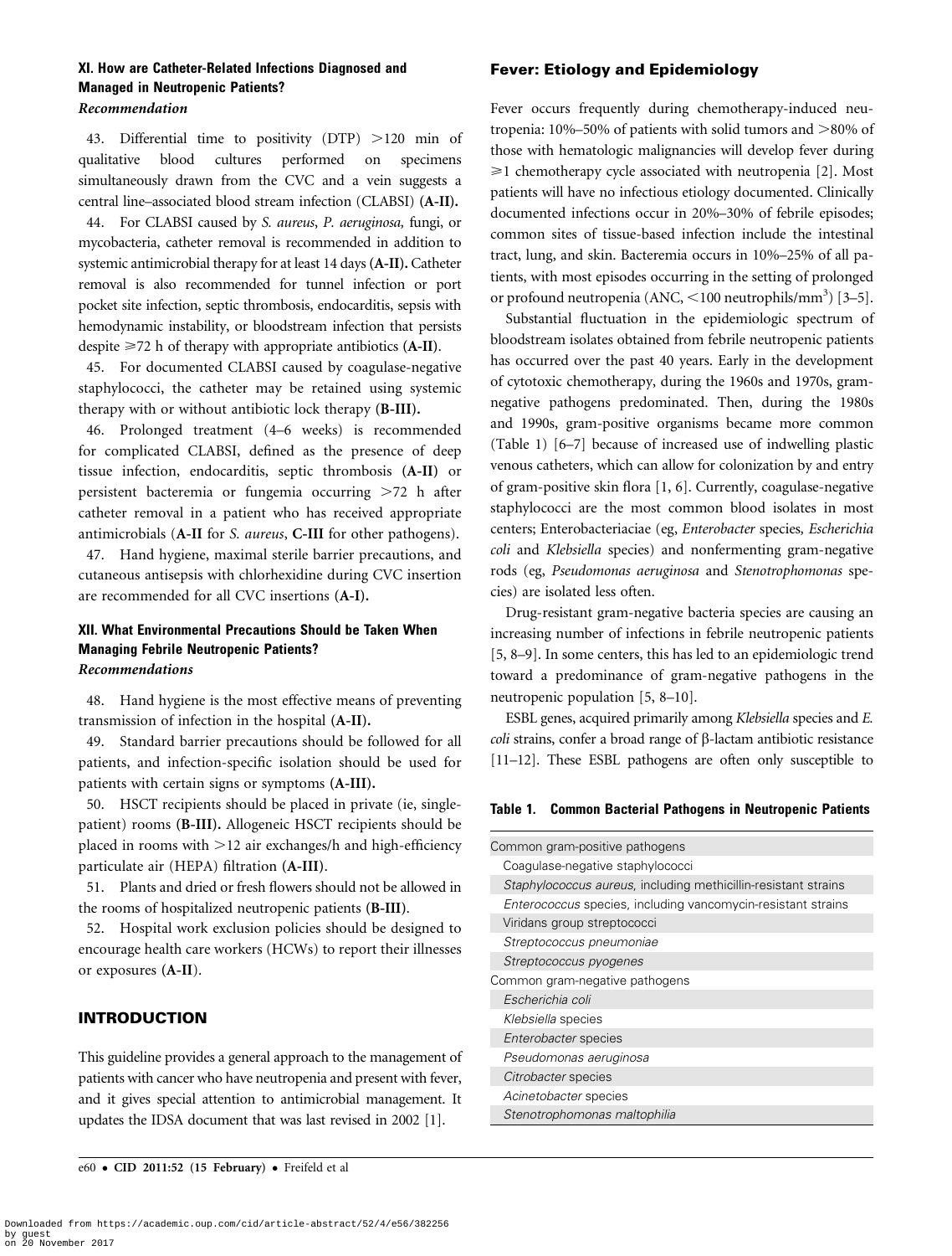### XI. How are Catheter-Related Infections Diagnosed and Managed in Neutropenic Patients?

*Recommendation*

43. Differential time to positivity (DTP) >120 min of qualitative blood cultures performed on specimens simultaneously drawn from the CVC and a vein suggests a central line–associated blood stream infection (CLABSI) (**A-II**).

44. For CLABSI caused by *S. aureus*, *P. aeruginosa,* fungi, or mycobacteria, catheter removal is recommended in addition to systemic antimicrobial therapy for at least 14 days (**A-II**). Catheter removal is also recommended for tunnel infection or port pocket site infection, septic thrombosis, endocarditis, sepsis with hemodynamic instability, or bloodstream infection that persists despite ≥72 h of therapy with appropriate antibiotics (**A-II**).

45. For documented CLABSI caused by coagulase-negative staphylococci, the catheter may be retained using systemic therapy with or without antibiotic lock therapy (**B-III**).

46. Prolonged treatment (4–6 weeks) is recommended for complicated CLABSI, defined as the presence of deep tissue infection, endocarditis, septic thrombosis (**A-II**) or persistent bacteremia or fungemia occurring >72 h after catheter removal in a patient who has received appropriate antimicrobials (**A-II** for *S. aureus*, **C-III** for other pathogens).

47. Hand hygiene, maximal sterile barrier precautions, and cutaneous antisepsis with chlorhexidine during CVC insertion are recommended for all CVC insertions (**A-I**).

### XII. What Environmental Precautions Should be Taken When Managing Febrile Neutropenic Patients?

*Recommendations*

48. Hand hygiene is the most effective means of preventing transmission of infection in the hospital (**A-II**).

49. Standard barrier precautions should be followed for all patients, and infection-specific isolation should be used for patients with certain signs or symptoms (**A-III**).

50. HSCT recipients should be placed in private (ie, single-patient) rooms (**B-III**). Allogeneic HSCT recipients should be placed in rooms with >12 air exchanges/h and high-efficiency particulate air (HEPA) filtration (**A-III**).

51. Plants and dried or fresh flowers should not be allowed in the rooms of hospitalized neutropenic patients (**B-III**).

52. Hospital work exclusion policies should be designed to encourage health care workers (HCWs) to report their illnesses or exposures (**A-II**).

## INTRODUCTION

This guideline provides a general approach to the management of patients with cancer who have neutropenia and present with fever, and it gives special attention to antimicrobial management. It updates the IDSA document that was last revised in 2002 [1].

## Fever: Etiology and Epidemiology

Fever occurs frequently during chemotherapy-induced neutropenia: 10%–50% of patients with solid tumors and >80% of those with hematologic malignancies will develop fever during ≥1 chemotherapy cycle associated with neutropenia [2]. Most patients will have no infectious etiology documented. Clinically documented infections occur in 20%–30% of febrile episodes; common sites of tissue-based infection include the intestinal tract, lung, and skin. Bacteremia occurs in 10%–25% of all patients, with most episodes occurring in the setting of prolonged or profound neutropenia (ANC, <100 neutrophils/mm$^3$) [3–5].

Substantial fluctuation in the epidemiologic spectrum of bloodstream isolates obtained from febrile neutropenic patients has occurred over the past 40 years. Early in the development of cytotoxic chemotherapy, during the 1960s and 1970s, gram-negative pathogens predominated. Then, during the 1980s and 1990s, gram-positive organisms became more common (Table 1) [6–7] because of increased use of indwelling plastic venous catheters, which can allow for colonization by and entry of gram-positive skin flora [1, 6]. Currently, coagulase-negative staphylococci are the most common blood isolates in most centers; Enterobacteriaciae (eg, *Enterobacter* species, *Escherichia coli* and *Klebsiella* species) and nonfermenting gram-negative rods (eg, *Pseudomonas aeruginosa* and *Stenotrophomonas* species) are isolated less often.

Drug-resistant gram-negative bacteria species are causing an increasing number of infections in febrile neutropenic patients [5, 8–9]. In some centers, this has led to an epidemiologic trend toward a predominance of gram-negative pathogens in the neutropenic population [5, 8–10].

ESBL genes, acquired primarily among *Klebsiella* species and *E. coli* strains, confer a broad range of β-lactam antibiotic resistance [11–12]. These ESBL pathogens are often only susceptible to

**Table 1. Common Bacterial Pathogens in Neutropenic Patients**

| |
|---|
| Common gram-positive pathogens |
| Coagulase-negative staphylococci |
| *Staphylococcus aureus,* including methicillin-resistant strains |
| *Enterococcus* species, including vancomycin-resistant strains |
| Viridans group streptococci |
| *Streptococcus pneumoniae* |
| *Streptococcus pyogenes* |
| Common gram-negative pathogens |
| *Escherichia coli* |
| *Klebsiella* species |
| *Enterobacter* species |
| *Pseudomonas aeruginosa* |
| *Citrobacter* species |
| *Acinetobacter* species |
| *Stenotrophomonas maltophilia* |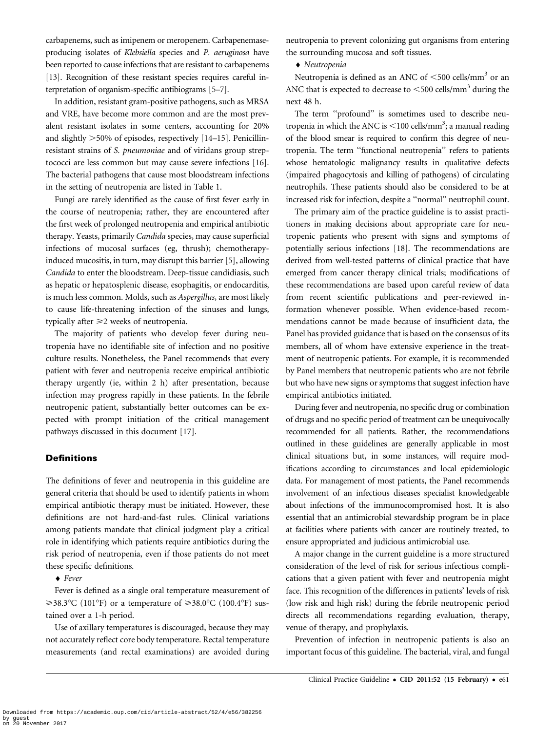carbapenems, such as imipenem or meropenem. Carbapenemase-producing isolates of *Klebsiella* species and *P. aeruginosa* have been reported to cause infections that are resistant to carbapenems [13]. Recognition of these resistant species requires careful interpretation of organism-specific antibiograms [5–7].

In addition, resistant gram-positive pathogens, such as MRSA and VRE, have become more common and are the most prevalent resistant isolates in some centers, accounting for 20% and slightly >50% of episodes, respectively [14–15]. Penicillin-resistant strains of *S. pneumoniae* and of viridans group streptococci are less common but may cause severe infections [16]. The bacterial pathogens that cause most bloodstream infections in the setting of neutropenia are listed in Table 1.

Fungi are rarely identified as the cause of first fever early in the course of neutropenia; rather, they are encountered after the first week of prolonged neutropenia and empirical antibiotic therapy. Yeasts, primarily *Candida* species, may cause superficial infections of mucosal surfaces (eg, thrush); chemotherapy-induced mucositis, in turn, may disrupt this barrier [5], allowing *Candida* to enter the bloodstream. Deep-tissue candidiasis, such as hepatic or hepatosplenic disease, esophagitis, or endocarditis, is much less common. Molds, such as *Aspergillus*, are most likely to cause life-threatening infection of the sinuses and lungs, typically after ⩾2 weeks of neutropenia.

The majority of patients who develop fever during neutropenia have no identifiable site of infection and no positive culture results. Nonetheless, the Panel recommends that every patient with fever and neutropenia receive empirical antibiotic therapy urgently (ie, within 2 h) after presentation, because infection may progress rapidly in these patients. In the febrile neutropenic patient, substantially better outcomes can be expected with prompt initiation of the critical management pathways discussed in this document [17].

## Definitions

The definitions of fever and neutropenia in this guideline are general criteria that should be used to identify patients in whom empirical antibiotic therapy must be initiated. However, these definitions are not hard-and-fast rules. Clinical variations among patients mandate that clinical judgment play a critical role in identifying which patients require antibiotics during the risk period of neutropenia, even if those patients do not meet these specific definitions.

♦ *Fever*

Fever is defined as a single oral temperature measurement of ⩾38.3°C (101°F) or a temperature of ⩾38.0°C (100.4°F) sustained over a 1-h period.

Use of axillary temperatures is discouraged, because they may not accurately reflect core body temperature. Rectal temperature measurements (and rectal examinations) are avoided during neutropenia to prevent colonizing gut organisms from entering the surrounding mucosa and soft tissues.

♦ *Neutropenia*

Neutropenia is defined as an ANC of <500 cells/mm$^3$ or an ANC that is expected to decrease to <500 cells/mm$^3$ during the next 48 h.

The term ''profound'' is sometimes used to describe neutropenia in which the ANC is <100 cells/mm$^3$; a manual reading of the blood smear is required to confirm this degree of neutropenia. The term ''functional neutropenia'' refers to patients whose hematologic malignancy results in qualitative defects (impaired phagocytosis and killing of pathogens) of circulating neutrophils. These patients should also be considered to be at increased risk for infection, despite a ''normal'' neutrophil count.

The primary aim of the practice guideline is to assist practitioners in making decisions about appropriate care for neutropenic patients who present with signs and symptoms of potentially serious infections [18]. The recommendations are derived from well-tested patterns of clinical practice that have emerged from cancer therapy clinical trials; modifications of these recommendations are based upon careful review of data from recent scientific publications and peer-reviewed information whenever possible. When evidence-based recommendations cannot be made because of insufficient data, the Panel has provided guidance that is based on the consensus of its members, all of whom have extensive experience in the treatment of neutropenic patients. For example, it is recommended by Panel members that neutropenic patients who are not febrile but who have new signs or symptoms that suggest infection have empirical antibiotics initiated.

During fever and neutropenia, no specific drug or combination of drugs and no specific period of treatment can be unequivocally recommended for all patients. Rather, the recommendations outlined in these guidelines are generally applicable in most clinical situations but, in some instances, will require modifications according to circumstances and local epidemiologic data. For management of most patients, the Panel recommends involvement of an infectious diseases specialist knowledgeable about infections of the immunocompromised host. It is also essential that an antimicrobial stewardship program be in place at facilities where patients with cancer are routinely treated, to ensure appropriated and judicious antimicrobial use.

A major change in the current guideline is a more structured consideration of the level of risk for serious infectious complications that a given patient with fever and neutropenia might face. This recognition of the differences in patients' levels of risk (low risk and high risk) during the febrile neutropenic period directs all recommendations regarding evaluation, therapy, venue of therapy, and prophylaxis.

Prevention of infection in neutropenic patients is also an important focus of this guideline. The bacterial, viral, and fungal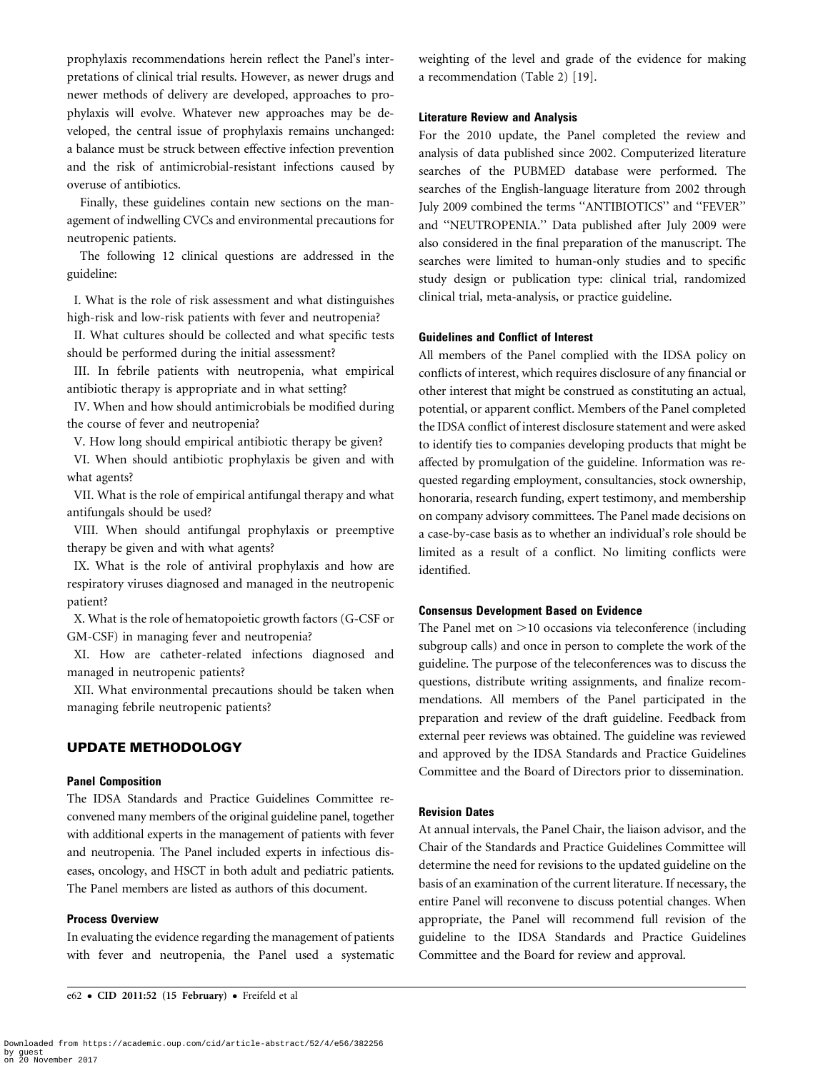prophylaxis recommendations herein reflect the Panel's interpretations of clinical trial results. However, as newer drugs and newer methods of delivery are developed, approaches to prophylaxis will evolve. Whatever new approaches may be developed, the central issue of prophylaxis remains unchanged: a balance must be struck between effective infection prevention and the risk of antimicrobial-resistant infections caused by overuse of antibiotics.

Finally, these guidelines contain new sections on the management of indwelling CVCs and environmental precautions for neutropenic patients.

The following 12 clinical questions are addressed in the guideline:

I. What is the role of risk assessment and what distinguishes high-risk and low-risk patients with fever and neutropenia?

II. What cultures should be collected and what specific tests should be performed during the initial assessment?

III. In febrile patients with neutropenia, what empirical antibiotic therapy is appropriate and in what setting?

IV. When and how should antimicrobials be modified during the course of fever and neutropenia?

V. How long should empirical antibiotic therapy be given?

VI. When should antibiotic prophylaxis be given and with what agents?

VII. What is the role of empirical antifungal therapy and what antifungals should be used?

VIII. When should antifungal prophylaxis or preemptive therapy be given and with what agents?

IX. What is the role of antiviral prophylaxis and how are respiratory viruses diagnosed and managed in the neutropenic patient?

X. What is the role of hematopoietic growth factors (G-CSF or GM-CSF) in managing fever and neutropenia?

XI. How are catheter-related infections diagnosed and managed in neutropenic patients?

XII. What environmental precautions should be taken when managing febrile neutropenic patients?

## UPDATE METHODOLOGY

### Panel Composition

The IDSA Standards and Practice Guidelines Committee reconvened many members of the original guideline panel, together with additional experts in the management of patients with fever and neutropenia. The Panel included experts in infectious diseases, oncology, and HSCT in both adult and pediatric patients. The Panel members are listed as authors of this document.

### Process Overview

In evaluating the evidence regarding the management of patients with fever and neutropenia, the Panel used a systematic weighting of the level and grade of the evidence for making a recommendation (Table 2) [19].

### Literature Review and Analysis

For the 2010 update, the Panel completed the review and analysis of data published since 2002. Computerized literature searches of the PUBMED database were performed. The searches of the English-language literature from 2002 through July 2009 combined the terms "ANTIBIOTICS" and "FEVER" and "NEUTROPENIA." Data published after July 2009 were also considered in the final preparation of the manuscript. The searches were limited to human-only studies and to specific study design or publication type: clinical trial, randomized clinical trial, meta-analysis, or practice guideline.

### Guidelines and Conflict of Interest

All members of the Panel complied with the IDSA policy on conflicts of interest, which requires disclosure of any financial or other interest that might be construed as constituting an actual, potential, or apparent conflict. Members of the Panel completed the IDSA conflict of interest disclosure statement and were asked to identify ties to companies developing products that might be affected by promulgation of the guideline. Information was requested regarding employment, consultancies, stock ownership, honoraria, research funding, expert testimony, and membership on company advisory committees. The Panel made decisions on a case-by-case basis as to whether an individual's role should be limited as a result of a conflict. No limiting conflicts were identified.

### Consensus Development Based on Evidence

The Panel met on >10 occasions via teleconference (including subgroup calls) and once in person to complete the work of the guideline. The purpose of the teleconferences was to discuss the questions, distribute writing assignments, and finalize recommendations. All members of the Panel participated in the preparation and review of the draft guideline. Feedback from external peer reviews was obtained. The guideline was reviewed and approved by the IDSA Standards and Practice Guidelines Committee and the Board of Directors prior to dissemination.

### Revision Dates

At annual intervals, the Panel Chair, the liaison advisor, and the Chair of the Standards and Practice Guidelines Committee will determine the need for revisions to the updated guideline on the basis of an examination of the current literature. If necessary, the entire Panel will reconvene to discuss potential changes. When appropriate, the Panel will recommend full revision of the guideline to the IDSA Standards and Practice Guidelines Committee and the Board for review and approval.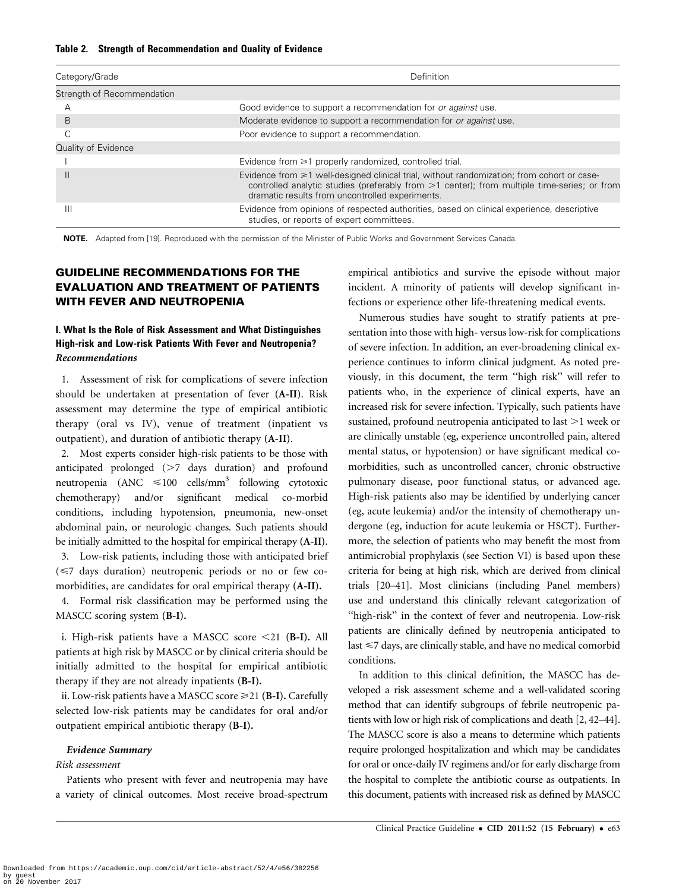**Table 2. Strength of Recommendation and Quality of Evidence**

| Category/Grade | Definition |
|---|---|
| Strength of Recommendation | |
| A | Good evidence to support a recommendation for *or against* use. |
| B | Moderate evidence to support a recommendation for *or against* use. |
| C | Poor evidence to support a recommendation. |
| Quality of Evidence | |
| I | Evidence from ≥1 properly randomized, controlled trial. |
| II | Evidence from ≥1 well-designed clinical trial, without randomization; from cohort or case-controlled analytic studies (preferably from >1 center); from multiple time-series; or from dramatic results from uncontrolled experiments. |
| III | Evidence from opinions of respected authorities, based on clinical experience, descriptive studies, or reports of expert committees. |

**NOTE.** Adapted from [19]. Reproduced with the permission of the Minister of Public Works and Government Services Canada.

## GUIDELINE RECOMMENDATIONS FOR THE EVALUATION AND TREATMENT OF PATIENTS WITH FEVER AND NEUTROPENIA

### I. What Is the Role of Risk Assessment and What Distinguishes High-risk and Low-risk Patients With Fever and Neutropenia?

#### *Recommendations*

1. Assessment of risk for complications of severe infection should be undertaken at presentation of fever (**A-II**). Risk assessment may determine the type of empirical antibiotic therapy (oral vs IV), venue of treatment (inpatient vs outpatient), and duration of antibiotic therapy (**A-II**).

2. Most experts consider high-risk patients to be those with anticipated prolonged (>7 days duration) and profound neutropenia (ANC ≤100 cells/$mm^3$ following cytotoxic chemotherapy) and/or significant medical co-morbid conditions, including hypotension, pneumonia, new-onset abdominal pain, or neurologic changes. Such patients should be initially admitted to the hospital for empirical therapy (**A-II**).

3. Low-risk patients, including those with anticipated brief (≤7 days duration) neutropenic periods or no or few co-morbidities, are candidates for oral empirical therapy (**A-II**).

4. Formal risk classification may be performed using the MASCC scoring system (**B-I**).

i. High-risk patients have a MASCC score <21 (**B-I**). All patients at high risk by MASCC or by clinical criteria should be initially admitted to the hospital for empirical antibiotic therapy if they are not already inpatients (**B-I**).

ii. Low-risk patients have a MASCC score ≥21 (**B-I**). Carefully selected low-risk patients may be candidates for oral and/or outpatient empirical antibiotic therapy (**B-I**).

#### *Evidence Summary*

*Risk assessment*

Patients who present with fever and neutropenia may have a variety of clinical outcomes. Most receive broad-spectrum empirical antibiotics and survive the episode without major incident. A minority of patients will develop significant infections or experience other life-threatening medical events.

Numerous studies have sought to stratify patients at presentation into those with high- versus low-risk for complications of severe infection. In addition, an ever-broadening clinical experience continues to inform clinical judgment. As noted previously, in this document, the term ''high risk'' will refer to patients who, in the experience of clinical experts, have an increased risk for severe infection. Typically, such patients have sustained, profound neutropenia anticipated to last >1 week or are clinically unstable (eg, experience uncontrolled pain, altered mental status, or hypotension) or have significant medical comorbidities, such as uncontrolled cancer, chronic obstructive pulmonary disease, poor functional status, or advanced age. High-risk patients also may be identified by underlying cancer (eg, acute leukemia) and/or the intensity of chemotherapy undergone (eg, induction for acute leukemia or HSCT). Furthermore, the selection of patients who may benefit the most from antimicrobial prophylaxis (see Section VI) is based upon these criteria for being at high risk, which are derived from clinical trials [20–41]. Most clinicians (including Panel members) use and understand this clinically relevant categorization of ''high-risk'' in the context of fever and neutropenia. Low-risk patients are clinically defined by neutropenia anticipated to last ≤7 days, are clinically stable, and have no medical comorbid conditions.

In addition to this clinical definition, the MASCC has developed a risk assessment scheme and a well-validated scoring method that can identify subgroups of febrile neutropenic patients with low or high risk of complications and death [2, 42–44]. The MASCC score is also a means to determine which patients require prolonged hospitalization and which may be candidates for oral or once-daily IV regimens and/or for early discharge from the hospital to complete the antibiotic course as outpatients. In this document, patients with increased risk as defined by MASCC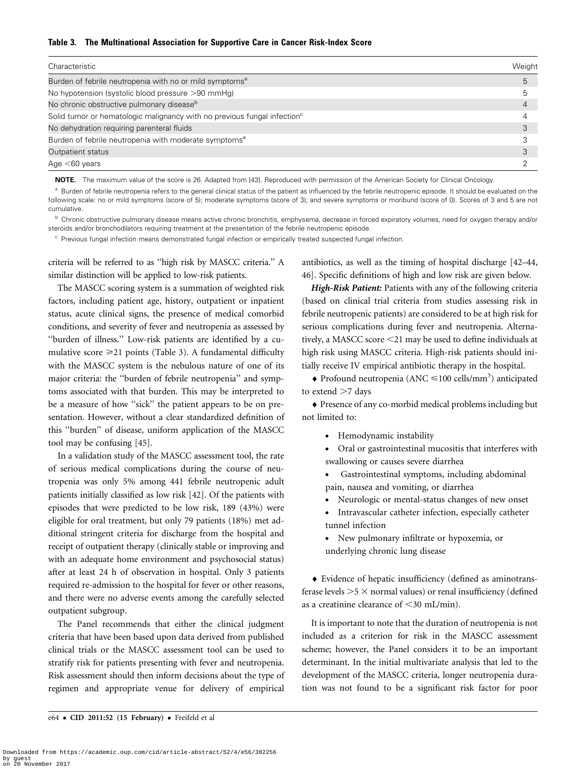**Table 3. The Multinational Association for Supportive Care in Cancer Risk-Index Score**

| Characteristic | Weight |
|---|---|
| Burden of febrile neutropenia with no or mild symptoms[a] | 5 |
| No hypotension (systolic blood pressure >90 mmHg) | 5 |
| No chronic obstructive pulmonary disease[b] | 4 |
| Solid tumor or hematologic malignancy with no previous fungal infection[c] | 4 |
| No dehydration requiring parenteral fluids | 3 |
| Burden of febrile neutropenia with moderate symptoms[a] | 3 |
| Outpatient status | 3 |
| Age <60 years | 2 |

**NOTE.** The maximum value of the score is 26. Adapted from [43]. Reproduced with permission of the American Society for Clinical Oncology.

[a] Burden of febrile neutropenia refers to the general clinical status of the patient as influenced by the febrile neutropenic episode. It should be evaluated on the following scale: no or mild symptoms (score of 5); moderate symptoms (score of 3); and severe symptoms or moribund (score of 0). Scores of 3 and 5 are not cumulative.

[b] Chronic obstructive pulmonary disease means active chronic bronchitis, emphysema, decrease in forced expiratory volumes, need for oxygen therapy and/or steroids and/or bronchodilators requiring treatment at the presentation of the febrile neutropenic episode.

[c] Previous fungal infection means demonstrated fungal infection or empirically treated suspected fungal infection.

criteria will be referred to as "high risk by MASCC criteria." A similar distinction will be applied to low-risk patients.

The MASCC scoring system is a summation of weighted risk factors, including patient age, history, outpatient or inpatient status, acute clinical signs, the presence of medical comorbid conditions, and severity of fever and neutropenia as assessed by "burden of illness." Low-risk patients are identified by a cumulative score ⩾21 points (Table 3). A fundamental difficulty with the MASCC system is the nebulous nature of one of its major criteria: the "burden of febrile neutropenia" and symptoms associated with that burden. This may be interpreted to be a measure of how "sick" the patient appears to be on presentation. However, without a clear standardized definition of this "burden" of disease, uniform application of the MASCC tool may be confusing [45].

In a validation study of the MASCC assessment tool, the rate of serious medical complications during the course of neutropenia was only 5% among 441 febrile neutropenic adult patients initially classified as low risk [42]. Of the patients with episodes that were predicted to be low risk, 189 (43%) were eligible for oral treatment, but only 79 patients (18%) met additional stringent criteria for discharge from the hospital and receipt of outpatient therapy (clinically stable or improving and with an adequate home environment and psychosocial status) after at least 24 h of observation in hospital. Only 3 patients required re-admission to the hospital for fever or other reasons, and there were no adverse events among the carefully selected outpatient subgroup.

The Panel recommends that either the clinical judgment criteria that have been based upon data derived from published clinical trials or the MASCC assessment tool can be used to stratify risk for patients presenting with fever and neutropenia. Risk assessment should then inform decisions about the type of regimen and appropriate venue for delivery of empirical antibiotics, as well as the timing of hospital discharge [42–44, 46]. Specific definitions of high and low risk are given below.

***High-Risk Patient:*** Patients with any of the following criteria (based on clinical trial criteria from studies assessing risk in febrile neutropenic patients) are considered to be at high risk for serious complications during fever and neutropenia. Alternatively, a MASCC score <21 may be used to define individuals at high risk using MASCC criteria. High-risk patients should initially receive IV empirical antibiotic therapy in the hospital.

- Profound neutropenia (ANC ⩽100 cells/mm$^3$) anticipated to extend >7 days
- Presence of any co-morbid medical problems including but not limited to:
  - Hemodynamic instability
  - Oral or gastrointestinal mucositis that interferes with swallowing or causes severe diarrhea
  - Gastrointestinal symptoms, including abdominal pain, nausea and vomiting, or diarrhea
  - Neurologic or mental-status changes of new onset
  - Intravascular catheter infection, especially catheter tunnel infection
  - New pulmonary infiltrate or hypoxemia, or underlying chronic lung disease
- Evidence of hepatic insufficiency (defined as aminotransferase levels >5 × normal values) or renal insufficiency (defined as a creatinine clearance of <30 mL/min).

It is important to note that the duration of neutropenia is not included as a criterion for risk in the MASCC assessment scheme; however, the Panel considers it to be an important determinant. In the initial multivariate analysis that led to the development of the MASCC criteria, longer neutropenia duration was not found to be a significant risk factor for poor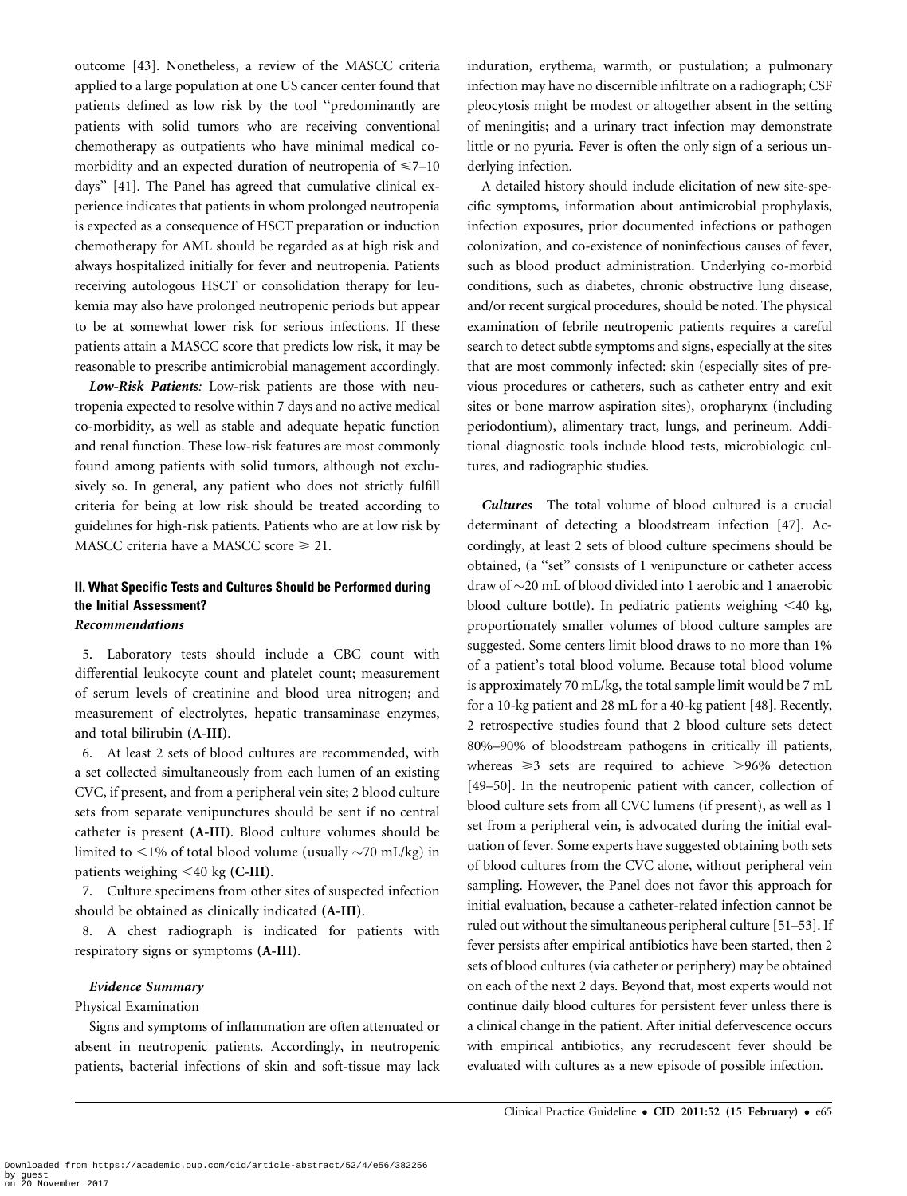outcome [43]. Nonetheless, a review of the MASCC criteria applied to a large population at one US cancer center found that patients defined as low risk by the tool "predominantly are patients with solid tumors who are receiving conventional chemotherapy as outpatients who have minimal medical co-morbidity and an expected duration of neutropenia of ≤7–10 days" [41]. The Panel has agreed that cumulative clinical experience indicates that patients in whom prolonged neutropenia is expected as a consequence of HSCT preparation or induction chemotherapy for AML should be regarded as at high risk and always hospitalized initially for fever and neutropenia. Patients receiving autologous HSCT or consolidation therapy for leukemia may also have prolonged neutropenic periods but appear to be at somewhat lower risk for serious infections. If these patients attain a MASCC score that predicts low risk, it may be reasonable to prescribe antimicrobial management accordingly.

***Low-Risk Patients:*** Low-risk patients are those with neutropenia expected to resolve within 7 days and no active medical co-morbidity, as well as stable and adequate hepatic function and renal function. These low-risk features are most commonly found among patients with solid tumors, although not exclusively so. In general, any patient who does not strictly fulfill criteria for being at low risk should be treated according to guidelines for high-risk patients. Patients who are at low risk by MASCC criteria have a MASCC score ≥ 21.

### II. What Specific Tests and Cultures Should be Performed during the Initial Assessment?

***Recommendations***

5. Laboratory tests should include a CBC count with differential leukocyte count and platelet count; measurement of serum levels of creatinine and blood urea nitrogen; and measurement of electrolytes, hepatic transaminase enzymes, and total bilirubin (**A-III**).

6. At least 2 sets of blood cultures are recommended, with a set collected simultaneously from each lumen of an existing CVC, if present, and from a peripheral vein site; 2 blood culture sets from separate venipunctures should be sent if no central catheter is present (**A-III**). Blood culture volumes should be limited to <1% of total blood volume (usually ~70 mL/kg) in patients weighing <40 kg (**C-III**).

7. Culture specimens from other sites of suspected infection should be obtained as clinically indicated (**A-III**).

8. A chest radiograph is indicated for patients with respiratory signs or symptoms (**A-III**).

***Evidence Summary***

Physical Examination

Signs and symptoms of inflammation are often attenuated or absent in neutropenic patients. Accordingly, in neutropenic patients, bacterial infections of skin and soft-tissue may lack induration, erythema, warmth, or pustulation; a pulmonary infection may have no discernible infiltrate on a radiograph; CSF pleocytosis might be modest or altogether absent in the setting of meningitis; and a urinary tract infection may demonstrate little or no pyuria. Fever is often the only sign of a serious underlying infection.

A detailed history should include elicitation of new site-specific symptoms, information about antimicrobial prophylaxis, infection exposures, prior documented infections or pathogen colonization, and co-existence of noninfectious causes of fever, such as blood product administration. Underlying co-morbid conditions, such as diabetes, chronic obstructive lung disease, and/or recent surgical procedures, should be noted. The physical examination of febrile neutropenic patients requires a careful search to detect subtle symptoms and signs, especially at the sites that are most commonly infected: skin (especially sites of previous procedures or catheters, such as catheter entry and exit sites or bone marrow aspiration sites), oropharynx (including periodontium), alimentary tract, lungs, and perineum. Additional diagnostic tools include blood tests, microbiologic cultures, and radiographic studies.

***Cultures*** The total volume of blood cultured is a crucial determinant of detecting a bloodstream infection [47]. Accordingly, at least 2 sets of blood culture specimens should be obtained, (a "set" consists of 1 venipuncture or catheter access draw of ~20 mL of blood divided into 1 aerobic and 1 anaerobic blood culture bottle). In pediatric patients weighing <40 kg, proportionately smaller volumes of blood culture samples are suggested. Some centers limit blood draws to no more than 1% of a patient's total blood volume. Because total blood volume is approximately 70 mL/kg, the total sample limit would be 7 mL for a 10-kg patient and 28 mL for a 40-kg patient [48]. Recently, 2 retrospective studies found that 2 blood culture sets detect 80%–90% of bloodstream pathogens in critically ill patients, whereas ≥3 sets are required to achieve >96% detection [49–50]. In the neutropenic patient with cancer, collection of blood culture sets from all CVC lumens (if present), as well as 1 set from a peripheral vein, is advocated during the initial evaluation of fever. Some experts have suggested obtaining both sets of blood cultures from the CVC alone, without peripheral vein sampling. However, the Panel does not favor this approach for initial evaluation, because a catheter-related infection cannot be ruled out without the simultaneous peripheral culture [51–53]. If fever persists after empirical antibiotics have been started, then 2 sets of blood cultures (via catheter or periphery) may be obtained on each of the next 2 days. Beyond that, most experts would not continue daily blood cultures for persistent fever unless there is a clinical change in the patient. After initial defervescence occurs with empirical antibiotics, any recrudescent fever should be evaluated with cultures as a new episode of possible infection.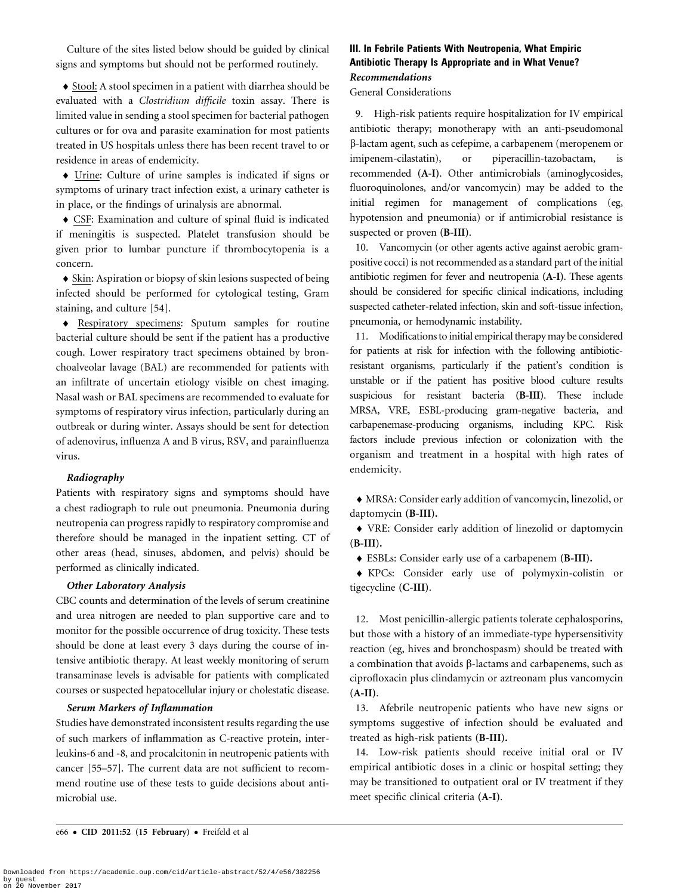Culture of the sites listed below should be guided by clinical signs and symptoms but should not be performed routinely.

♦ Stool: A stool specimen in a patient with diarrhea should be evaluated with a *Clostridium difficile* toxin assay. There is limited value in sending a stool specimen for bacterial pathogen cultures or for ova and parasite examination for most patients treated in US hospitals unless there has been recent travel to or residence in areas of endemicity.

♦ Urine: Culture of urine samples is indicated if signs or symptoms of urinary tract infection exist, a urinary catheter is in place, or the findings of urinalysis are abnormal.

♦ CSF: Examination and culture of spinal fluid is indicated if meningitis is suspected. Platelet transfusion should be given prior to lumbar puncture if thrombocytopenia is a concern.

♦ Skin: Aspiration or biopsy of skin lesions suspected of being infected should be performed for cytological testing, Gram staining, and culture [54].

♦ Respiratory specimens: Sputum samples for routine bacterial culture should be sent if the patient has a productive cough. Lower respiratory tract specimens obtained by bronchoalveolar lavage (BAL) are recommended for patients with an infiltrate of uncertain etiology visible on chest imaging. Nasal wash or BAL specimens are recommended to evaluate for symptoms of respiratory virus infection, particularly during an outbreak or during winter. Assays should be sent for detection of adenovirus, influenza A and B virus, RSV, and parainfluenza virus.

#### *Radiography*

Patients with respiratory signs and symptoms should have a chest radiograph to rule out pneumonia. Pneumonia during neutropenia can progress rapidly to respiratory compromise and therefore should be managed in the inpatient setting. CT of other areas (head, sinuses, abdomen, and pelvis) should be performed as clinically indicated.

#### *Other Laboratory Analysis*

CBC counts and determination of the levels of serum creatinine and urea nitrogen are needed to plan supportive care and to monitor for the possible occurrence of drug toxicity. These tests should be done at least every 3 days during the course of intensive antibiotic therapy. At least weekly monitoring of serum transaminase levels is advisable for patients with complicated courses or suspected hepatocellular injury or cholestatic disease.

#### *Serum Markers of Inflammation*

Studies have demonstrated inconsistent results regarding the use of such markers of inflammation as C-reactive protein, interleukins-6 and -8, and procalcitonin in neutropenic patients with cancer [55–57]. The current data are not sufficient to recommend routine use of these tests to guide decisions about antimicrobial use.

### III. In Febrile Patients With Neutropenia, What Empiric Antibiotic Therapy Is Appropriate and in What Venue?

#### *Recommendations*

General Considerations

9. High-risk patients require hospitalization for IV empirical antibiotic therapy; monotherapy with an anti-pseudomonal β-lactam agent, such as cefepime, a carbapenem (meropenem or imipenem-cilastatin), or piperacillin-tazobactam, is recommended (**A-I**). Other antimicrobials (aminoglycosides, fluoroquinolones, and/or vancomycin) may be added to the initial regimen for management of complications (eg, hypotension and pneumonia) or if antimicrobial resistance is suspected or proven (**B-III**).

10. Vancomycin (or other agents active against aerobic gram-positive cocci) is not recommended as a standard part of the initial antibiotic regimen for fever and neutropenia (**A-I**). These agents should be considered for specific clinical indications, including suspected catheter-related infection, skin and soft-tissue infection, pneumonia, or hemodynamic instability.

11. Modifications to initial empirical therapy may be considered for patients at risk for infection with the following antibiotic-resistant organisms, particularly if the patient's condition is unstable or if the patient has positive blood culture results suspicious for resistant bacteria (**B-III**). These include MRSA, VRE, ESBL-producing gram-negative bacteria, and carbapenemase-producing organisms, including KPC. Risk factors include previous infection or colonization with the organism and treatment in a hospital with high rates of endemicity.

♦ MRSA: Consider early addition of vancomycin, linezolid, or daptomycin (**B-III**).

♦ VRE: Consider early addition of linezolid or daptomycin (**B-III**).

♦ ESBLs: Consider early use of a carbapenem (**B-III**).

♦ KPCs: Consider early use of polymyxin-colistin or tigecycline (**C-III**).

12. Most penicillin-allergic patients tolerate cephalosporins, but those with a history of an immediate-type hypersensitivity reaction (eg, hives and bronchospasm) should be treated with a combination that avoids β-lactams and carbapenems, such as ciprofloxacin plus clindamycin or aztreonam plus vancomycin (**A-II**).

13. Afebrile neutropenic patients who have new signs or symptoms suggestive of infection should be evaluated and treated as high-risk patients (**B-III**).

14. Low-risk patients should receive initial oral or IV empirical antibiotic doses in a clinic or hospital setting; they may be transitioned to outpatient oral or IV treatment if they meet specific clinical criteria (**A-I**).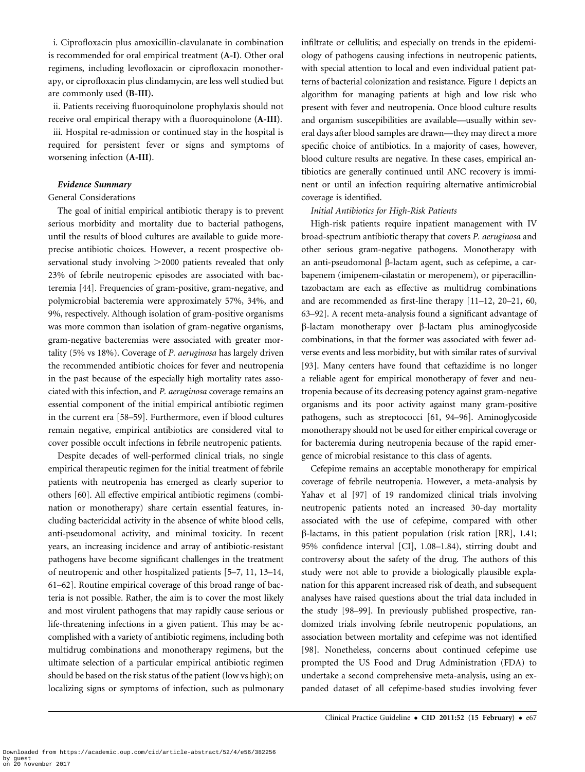i. Ciprofloxacin plus amoxicillin-clavulanate in combination is recommended for oral empirical treatment (**A-I**). Other oral regimens, including levofloxacin or ciprofloxacin monotherapy, or ciprofloxacin plus clindamycin, are less well studied but are commonly used (**B-III**).

ii. Patients receiving fluoroquinolone prophylaxis should not receive oral empirical therapy with a fluoroquinolone (**A-III**).

iii. Hospital re-admission or continued stay in the hospital is required for persistent fever or signs and symptoms of worsening infection (**A-III**).

### *Evidence Summary*

General Considerations

The goal of initial empirical antibiotic therapy is to prevent serious morbidity and mortality due to bacterial pathogens, until the results of blood cultures are available to guide more-precise antibiotic choices. However, a recent prospective observational study involving >2000 patients revealed that only 23% of febrile neutropenic episodes are associated with bacteremia [44]. Frequencies of gram-positive, gram-negative, and polymicrobial bacteremia were approximately 57%, 34%, and 9%, respectively. Although isolation of gram-positive organisms was more common than isolation of gram-negative organisms, gram-negative bacteremias were associated with greater mortality (5% vs 18%). Coverage of *P. aeruginosa* has largely driven the recommended antibiotic choices for fever and neutropenia in the past because of the especially high mortality rates associated with this infection, and *P. aeruginosa* coverage remains an essential component of the initial empirical antibiotic regimen in the current era [58–59]. Furthermore, even if blood cultures remain negative, empirical antibiotics are considered vital to cover possible occult infections in febrile neutropenic patients.

Despite decades of well-performed clinical trials, no single empirical therapeutic regimen for the initial treatment of febrile patients with neutropenia has emerged as clearly superior to others [60]. All effective empirical antibiotic regimens (combination or monotherapy) share certain essential features, including bactericidal activity in the absence of white blood cells, anti-pseudomonal activity, and minimal toxicity. In recent years, an increasing incidence and array of antibiotic-resistant pathogens have become significant challenges in the treatment of neutropenic and other hospitalized patients [5–7, 11, 13–14, 61–62]. Routine empirical coverage of this broad range of bacteria is not possible. Rather, the aim is to cover the most likely and most virulent pathogens that may rapidly cause serious or life-threatening infections in a given patient. This may be accomplished with a variety of antibiotic regimens, including both multidrug combinations and monotherapy regimens, but the ultimate selection of a particular empirical antibiotic regimen should be based on the risk status of the patient (low vs high); on localizing signs or symptoms of infection, such as pulmonary infiltrate or cellulitis; and especially on trends in the epidemiology of pathogens causing infections in neutropenic patients, with special attention to local and even individual patient patterns of bacterial colonization and resistance. Figure 1 depicts an algorithm for managing patients at high and low risk who present with fever and neutropenia. Once blood culture results and organism suscepibilities are available—usually within several days after blood samples are drawn—they may direct a more specific choice of antibiotics. In a majority of cases, however, blood culture results are negative. In these cases, empirical antibiotics are generally continued until ANC recovery is imminent or until an infection requiring alternative antimicrobial coverage is identified.

*Initial Antibiotics for High-Risk Patients*

High-risk patients require inpatient management with IV broad-spectrum antibiotic therapy that covers *P. aeruginosa* and other serious gram-negative pathogens. Monotherapy with an anti-pseudomonal β-lactam agent, such as cefepime, a carbapenem (imipenem-cilastatin or meropenem), or piperacillin-tazobactam are each as effective as multidrug combinations and are recommended as first-line therapy [11–12, 20–21, 60, 63–92]. A recent meta-analysis found a significant advantage of β-lactam monotherapy over β-lactam plus aminoglycoside combinations, in that the former was associated with fewer adverse events and less morbidity, but with similar rates of survival [93]. Many centers have found that ceftazidime is no longer a reliable agent for empirical monotherapy of fever and neutropenia because of its decreasing potency against gram-negative organisms and its poor activity against many gram-positive pathogens, such as streptococci [61, 94–96]. Aminoglycoside monotherapy should not be used for either empirical coverage or for bacteremia during neutropenia because of the rapid emergence of microbial resistance to this class of agents.

Cefepime remains an acceptable monotherapy for empirical coverage of febrile neutropenia. However, a meta-analysis by Yahav et al [97] of 19 randomized clinical trials involving neutropenic patients noted an increased 30-day mortality associated with the use of cefepime, compared with other β-lactams, in this patient population (risk ration [RR], 1.41; 95% confidence interval [CI], 1.08–1.84), stirring doubt and controversy about the safety of the drug. The authors of this study were not able to provide a biologically plausible explanation for this apparent increased risk of death, and subsequent analyses have raised questions about the trial data included in the study [98–99]. In previously published prospective, randomized trials involving febrile neutropenic populations, an association between mortality and cefepime was not identified [98]. Nonetheless, concerns about continued cefepime use prompted the US Food and Drug Administration (FDA) to undertake a second comprehensive meta-analysis, using an expanded dataset of all cefepime-based studies involving fever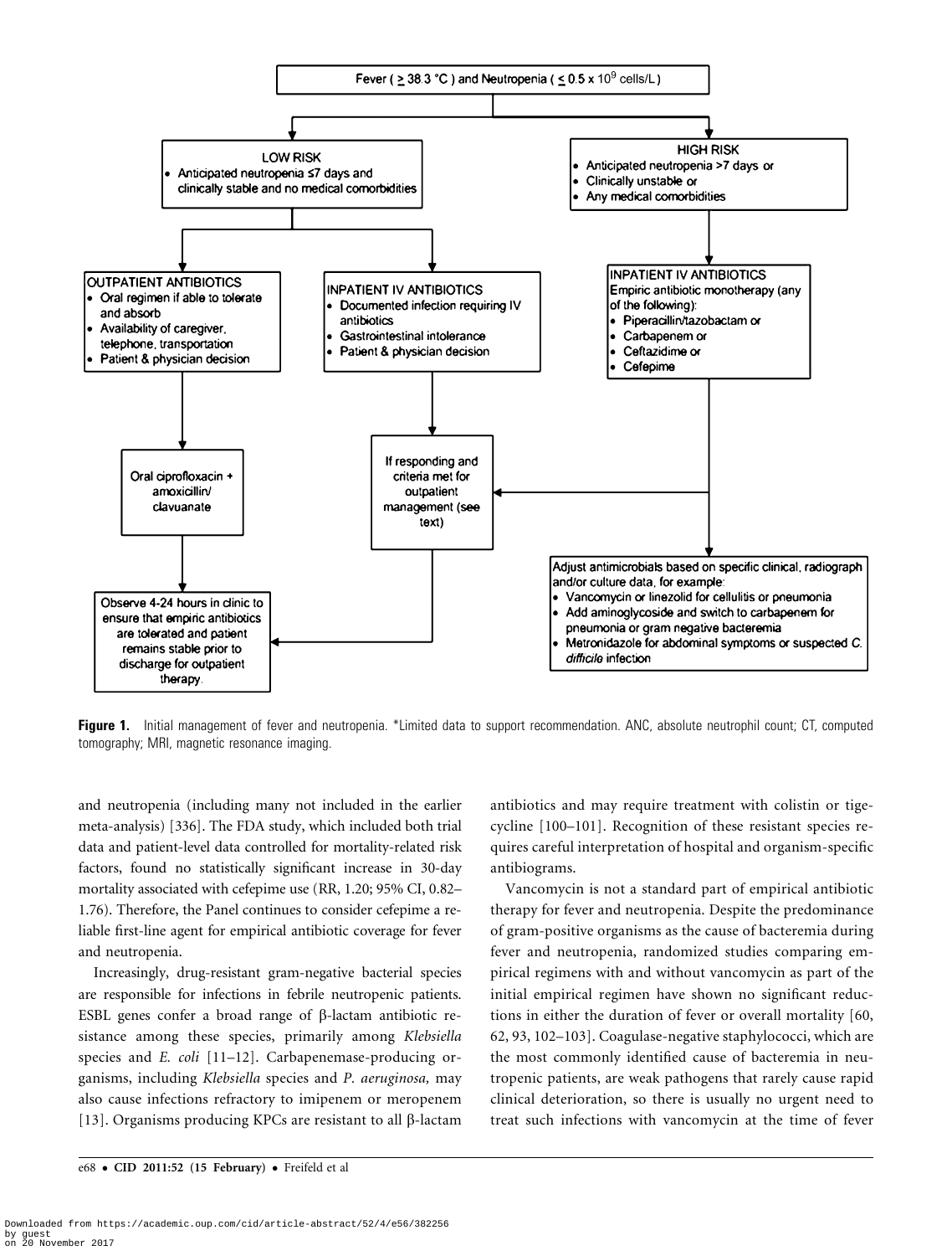Fever ( $\geq$ 38.3 °C ) and Neutropenia ( $\leq$ 0.5 x $10^9$ cells/L )

**LOW RISK**
- Anticipated neutropenia ≤7 days and clinically stable and no medical comorbidities

**HIGH RISK**
- Anticipated neutropenia >7 days or
- Clinically unstable or
- Any medical comorbidities

**OUTPATIENT ANTIBIOTICS**
- Oral regimen if able to tolerate and absorb
- Availability of caregiver, telephone, transportation
- Patient & physician decision

**INPATIENT IV ANTIBIOTICS**
- Documented infection requiring IV antibiotics
- Gastrointestinal intolerance
- Patient & physician decision

**INPATIENT IV ANTIBIOTICS**
Empiric antibiotic monotherapy (any of the following):
- Piperacillin/tazobactam or
- Carbapenem or
- Ceftazidime or
- Cefepime

Oral ciprofloxacin + amoxicillin/clavuanate

If responding and criteria met for outpatient management (see text)

Adjust antimicrobials based on specific clinical, radiograph and/or culture data, for example:
- Vancomycin or linezolid for cellulitis or pneumonia
- Add aminoglycoside and switch to carbapenem for pneumonia or gram negative bacteremia
- Metronidazole for abdominal symptoms or suspected *C. difficile* infection

Observe 4-24 hours in clinic to ensure that empiric antibiotics are tolerated and patient remains stable prior to discharge for outpatient therapy.

**Figure 1.** Initial management of fever and neutropenia. *Limited data to support recommendation. ANC, absolute neutrophil count; CT, computed tomography; MRI, magnetic resonance imaging.

and neutropenia (including many not included in the earlier meta-analysis) [336]. The FDA study, which included both trial data and patient-level data controlled for mortality-related risk factors, found no statistically significant increase in 30-day mortality associated with cefepime use (RR, 1.20; 95% CI, 0.82–1.76). Therefore, the Panel continues to consider cefepime a reliable first-line agent for empirical antibiotic coverage for fever and neutropenia.

Increasingly, drug-resistant gram-negative bacterial species are responsible for infections in febrile neutropenic patients. ESBL genes confer a broad range of β-lactam antibiotic resistance among these species, primarily among *Klebsiella* species and *E. coli* [11–12]. Carbapenemase-producing organisms, including *Klebsiella* species and *P. aeruginosa,* may also cause infections refractory to imipenem or meropenem [13]. Organisms producing KPCs are resistant to all β-lactam antibiotics and may require treatment with colistin or tigecycline [100–101]. Recognition of these resistant species requires careful interpretation of hospital and organism-specific antibiograms.

Vancomycin is not a standard part of empirical antibiotic therapy for fever and neutropenia. Despite the predominance of gram-positive organisms as the cause of bacteremia during fever and neutropenia, randomized studies comparing empirical regimens with and without vancomycin as part of the initial empirical regimen have shown no significant reductions in either the duration of fever or overall mortality [60, 62, 93, 102–103]. Coagulase-negative staphylococci, which are the most commonly identified cause of bacteremia in neutropenic patients, are weak pathogens that rarely cause rapid clinical deterioration, so there is usually no urgent need to treat such infections with vancomycin at the time of fever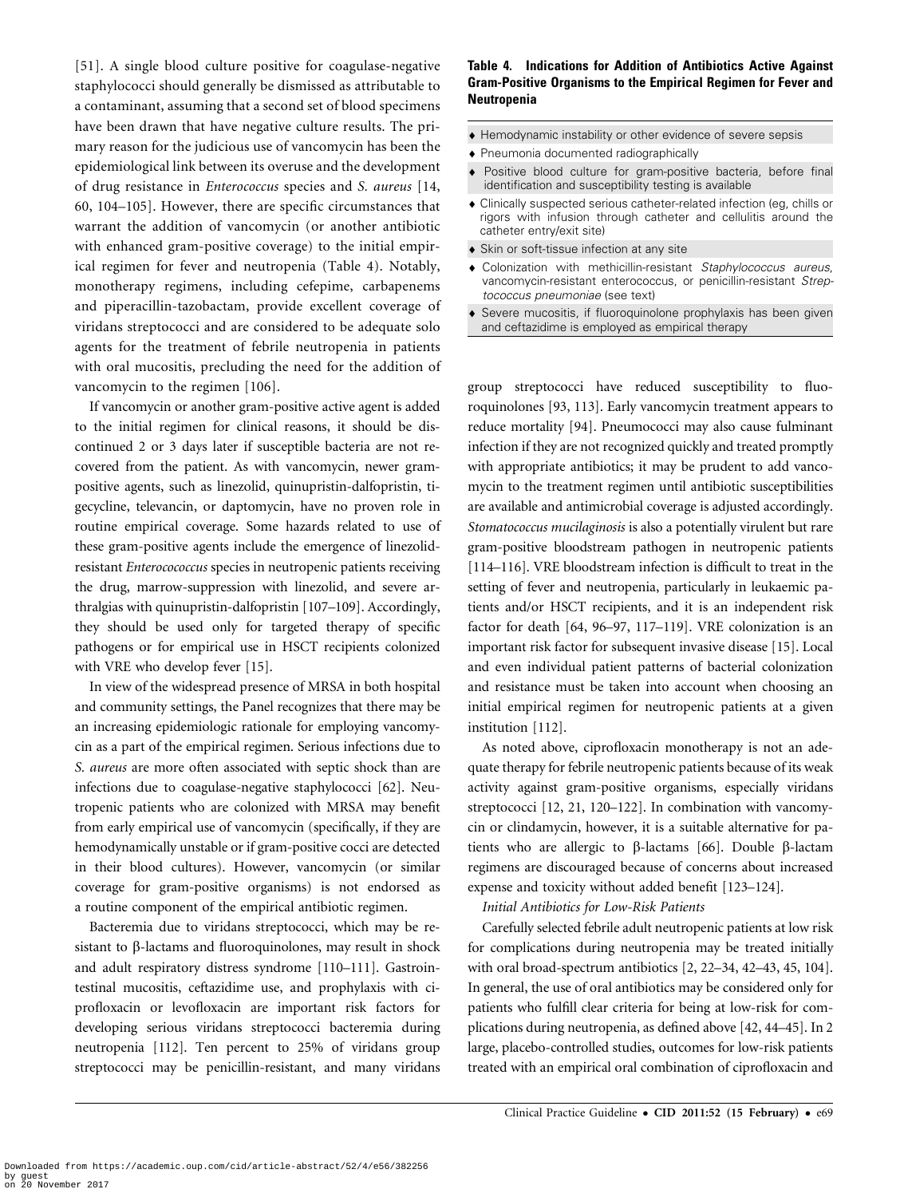[51]. A single blood culture positive for coagulase-negative staphylococci should generally be dismissed as attributable to a contaminant, assuming that a second set of blood specimens have been drawn that have negative culture results. The primary reason for the judicious use of vancomycin has been the epidemiological link between its overuse and the development of drug resistance in *Enterococcus* species and *S. aureus* [14, 60, 104–105]. However, there are specific circumstances that warrant the addition of vancomycin (or another antibiotic with enhanced gram-positive coverage) to the initial empirical regimen for fever and neutropenia (Table 4). Notably, monotherapy regimens, including cefepime, carbapenems and piperacillin-tazobactam, provide excellent coverage of viridans streptococci and are considered to be adequate solo agents for the treatment of febrile neutropenia in patients with oral mucositis, precluding the need for the addition of vancomycin to the regimen [106].

If vancomycin or another gram-positive active agent is added to the initial regimen for clinical reasons, it should be discontinued 2 or 3 days later if susceptible bacteria are not recovered from the patient. As with vancomycin, newer gram-positive agents, such as linezolid, quinupristin-dalfopristin, tigecycline, televancin, or daptomycin, have no proven role in routine empirical coverage. Some hazards related to use of these gram-positive agents include the emergence of linezolid-resistant *Enterocococcus* species in neutropenic patients receiving the drug, marrow-suppression with linezolid, and severe arthralgias with quinupristin-dalfopristin [107–109]. Accordingly, they should be used only for targeted therapy of specific pathogens or for empirical use in HSCT recipients colonized with VRE who develop fever [15].

In view of the widespread presence of MRSA in both hospital and community settings, the Panel recognizes that there may be an increasing epidemiologic rationale for employing vancomycin as a part of the empirical regimen. Serious infections due to *S. aureus* are more often associated with septic shock than are infections due to coagulase-negative staphylococci [62]. Neutropenic patients who are colonized with MRSA may benefit from early empirical use of vancomycin (specifically, if they are hemodynamically unstable or if gram-positive cocci are detected in their blood cultures). However, vancomycin (or similar coverage for gram-positive organisms) is not endorsed as a routine component of the empirical antibiotic regimen.

Bacteremia due to viridans streptococci, which may be resistant to β-lactams and fluoroquinolones, may result in shock and adult respiratory distress syndrome [110–111]. Gastrointestinal mucositis, ceftazidime use, and prophylaxis with ciprofloxacin or levofloxacin are important risk factors for developing serious viridans streptococci bacteremia during neutropenia [112]. Ten percent to 25% of viridans group streptococci may be penicillin-resistant, and many viridans group streptococci have reduced susceptibility to fluoroquinolones [93, 113]. Early vancomycin treatment appears to reduce mortality [94]. Pneumococci may also cause fulminant infection if they are not recognized quickly and treated promptly with appropriate antibiotics; it may be prudent to add vancomycin to the treatment regimen until antibiotic susceptibilities are available and antimicrobial coverage is adjusted accordingly. *Stomatococcus mucilaginosis* is also a potentially virulent but rare gram-positive bloodstream pathogen in neutropenic patients [114–116]. VRE bloodstream infection is difficult to treat in the setting of fever and neutropenia, particularly in leukaemic patients and/or HSCT recipients, and it is an independent risk factor for death [64, 96–97, 117–119]. VRE colonization is an important risk factor for subsequent invasive disease [15]. Local and even individual patient patterns of bacterial colonization and resistance must be taken into account when choosing an initial empirical regimen for neutropenic patients at a given institution [112].

**Table 4. Indications for Addition of Antibiotics Active Against Gram-Positive Organisms to the Empirical Regimen for Fever and Neutropenia**

- Hemodynamic instability or other evidence of severe sepsis
- Pneumonia documented radiographically
- Positive blood culture for gram-positive bacteria, before final identification and susceptibility testing is available
- Clinically suspected serious catheter-related infection (eg, chills or rigors with infusion through catheter and cellulitis around the catheter entry/exit site)
- Skin or soft-tissue infection at any site
- Colonization with methicillin-resistant *Staphylococcus aureus*, vancomycin-resistant enterococcus, or penicillin-resistant *Streptococcus pneumoniae* (see text)
- Severe mucositis, if fluoroquinolone prophylaxis has been given and ceftazidime is employed as empirical therapy

As noted above, ciprofloxacin monotherapy is not an adequate therapy for febrile neutropenic patients because of its weak activity against gram-positive organisms, especially viridans streptococci [12, 21, 120–122]. In combination with vancomycin or clindamycin, however, it is a suitable alternative for patients who are allergic to β-lactams [66]. Double β-lactam regimens are discouraged because of concerns about increased expense and toxicity without added benefit [123–124].

*Initial Antibiotics for Low-Risk Patients*

Carefully selected febrile adult neutropenic patients at low risk for complications during neutropenia may be treated initially with oral broad-spectrum antibiotics [2, 22–34, 42–43, 45, 104]. In general, the use of oral antibiotics may be considered only for patients who fulfill clear criteria for being at low-risk for complications during neutropenia, as defined above [42, 44–45]. In 2 large, placebo-controlled studies, outcomes for low-risk patients treated with an empirical oral combination of ciprofloxacin and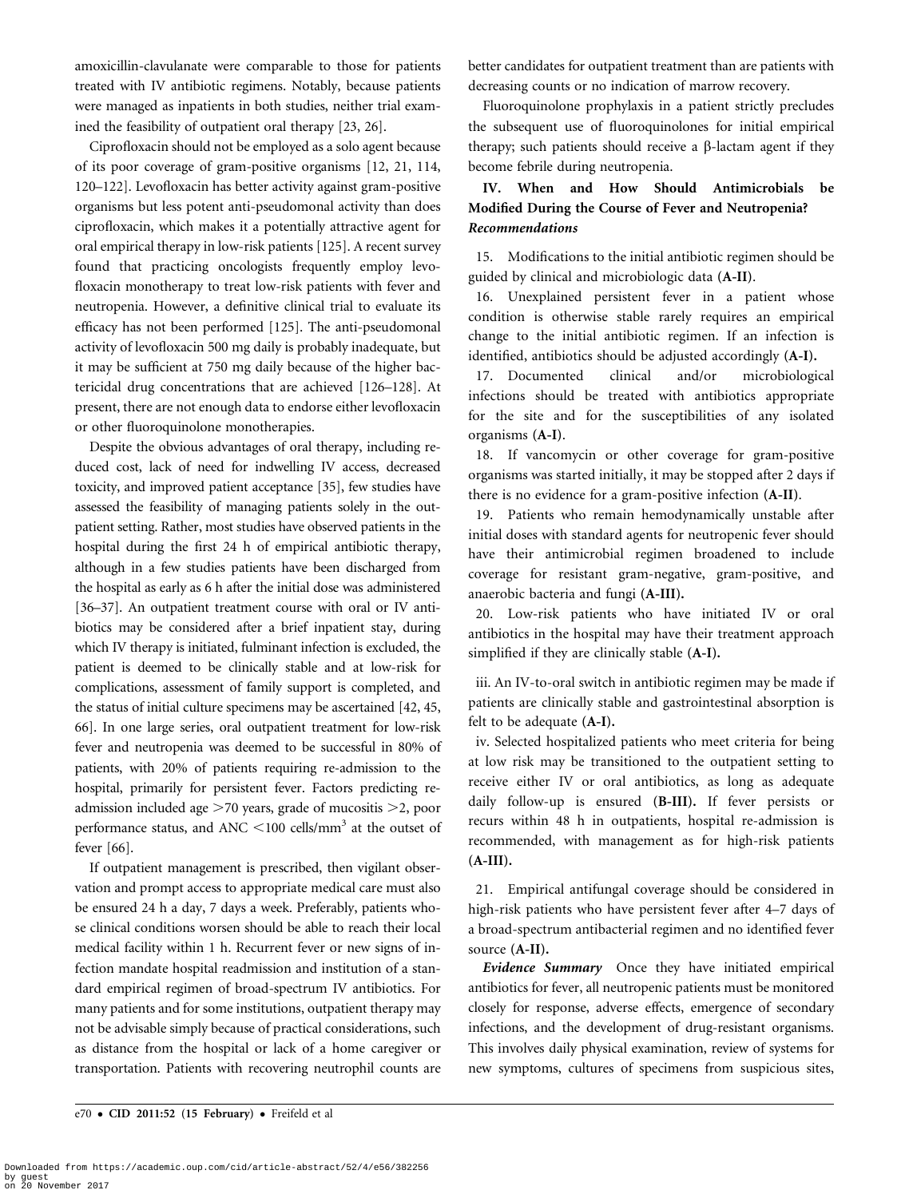amoxicillin-clavulanate were comparable to those for patients treated with IV antibiotic regimens. Notably, because patients were managed as inpatients in both studies, neither trial examined the feasibility of outpatient oral therapy [23, 26].

Ciprofloxacin should not be employed as a solo agent because of its poor coverage of gram-positive organisms [12, 21, 114, 120–122]. Levofloxacin has better activity against gram-positive organisms but less potent anti-pseudomonal activity than does ciprofloxacin, which makes it a potentially attractive agent for oral empirical therapy in low-risk patients [125]. A recent survey found that practicing oncologists frequently employ levofloxacin monotherapy to treat low-risk patients with fever and neutropenia. However, a definitive clinical trial to evaluate its efficacy has not been performed [125]. The anti-pseudomonal activity of levofloxacin 500 mg daily is probably inadequate, but it may be sufficient at 750 mg daily because of the higher bactericidal drug concentrations that are achieved [126–128]. At present, there are not enough data to endorse either levofloxacin or other fluoroquinolone monotherapies.

Despite the obvious advantages of oral therapy, including reduced cost, lack of need for indwelling IV access, decreased toxicity, and improved patient acceptance [35], few studies have assessed the feasibility of managing patients solely in the outpatient setting. Rather, most studies have observed patients in the hospital during the first 24 h of empirical antibiotic therapy, although in a few studies patients have been discharged from the hospital as early as 6 h after the initial dose was administered [36–37]. An outpatient treatment course with oral or IV antibiotics may be considered after a brief inpatient stay, during which IV therapy is initiated, fulminant infection is excluded, the patient is deemed to be clinically stable and at low-risk for complications, assessment of family support is completed, and the status of initial culture specimens may be ascertained [42, 45, 66]. In one large series, oral outpatient treatment for low-risk fever and neutropenia was deemed to be successful in 80% of patients, with 20% of patients requiring re-admission to the hospital, primarily for persistent fever. Factors predicting re-admission included age >70 years, grade of mucositis >2, poor performance status, and ANC <100 cells/mm$^3$ at the outset of fever [66].

If outpatient management is prescribed, then vigilant observation and prompt access to appropriate medical care must also be ensured 24 h a day, 7 days a week. Preferably, patients whose clinical conditions worsen should be able to reach their local medical facility within 1 h. Recurrent fever or new signs of infection mandate hospital readmission and institution of a standard empirical regimen of broad-spectrum IV antibiotics. For many patients and for some institutions, outpatient therapy may not be advisable simply because of practical considerations, such as distance from the hospital or lack of a home caregiver or transportation. Patients with recovering neutrophil counts are better candidates for outpatient treatment than are patients with decreasing counts or no indication of marrow recovery.

Fluoroquinolone prophylaxis in a patient strictly precludes the subsequent use of fluoroquinolones for initial empirical therapy; such patients should receive a β-lactam agent if they become febrile during neutropenia.

### IV. When and How Should Antimicrobials be Modified During the Course of Fever and Neutropenia?

***Recommendations***

15. Modifications to the initial antibiotic regimen should be guided by clinical and microbiologic data (**A-II**).

16. Unexplained persistent fever in a patient whose condition is otherwise stable rarely requires an empirical change to the initial antibiotic regimen. If an infection is identified, antibiotics should be adjusted accordingly (**A-I**).

17. Documented clinical and/or microbiological infections should be treated with antibiotics appropriate for the site and for the susceptibilities of any isolated organisms (**A-I**).

18. If vancomycin or other coverage for gram-positive organisms was started initially, it may be stopped after 2 days if there is no evidence for a gram-positive infection (**A-II**).

19. Patients who remain hemodynamically unstable after initial doses with standard agents for neutropenic fever should have their antimicrobial regimen broadened to include coverage for resistant gram-negative, gram-positive, and anaerobic bacteria and fungi (**A-III**).

20. Low-risk patients who have initiated IV or oral antibiotics in the hospital may have their treatment approach simplified if they are clinically stable (**A-I**).

iii. An IV-to-oral switch in antibiotic regimen may be made if patients are clinically stable and gastrointestinal absorption is felt to be adequate (**A-I**).

iv. Selected hospitalized patients who meet criteria for being at low risk may be transitioned to the outpatient setting to receive either IV or oral antibiotics, as long as adequate daily follow-up is ensured (**B-III**). If fever persists or recurs within 48 h in outpatients, hospital re-admission is recommended, with management as for high-risk patients (**A-III**).

21. Empirical antifungal coverage should be considered in high-risk patients who have persistent fever after 4–7 days of a broad-spectrum antibacterial regimen and no identified fever source (**A-II**).

***Evidence Summary*** Once they have initiated empirical antibiotics for fever, all neutropenic patients must be monitored closely for response, adverse effects, emergence of secondary infections, and the development of drug-resistant organisms. This involves daily physical examination, review of systems for new symptoms, cultures of specimens from suspicious sites,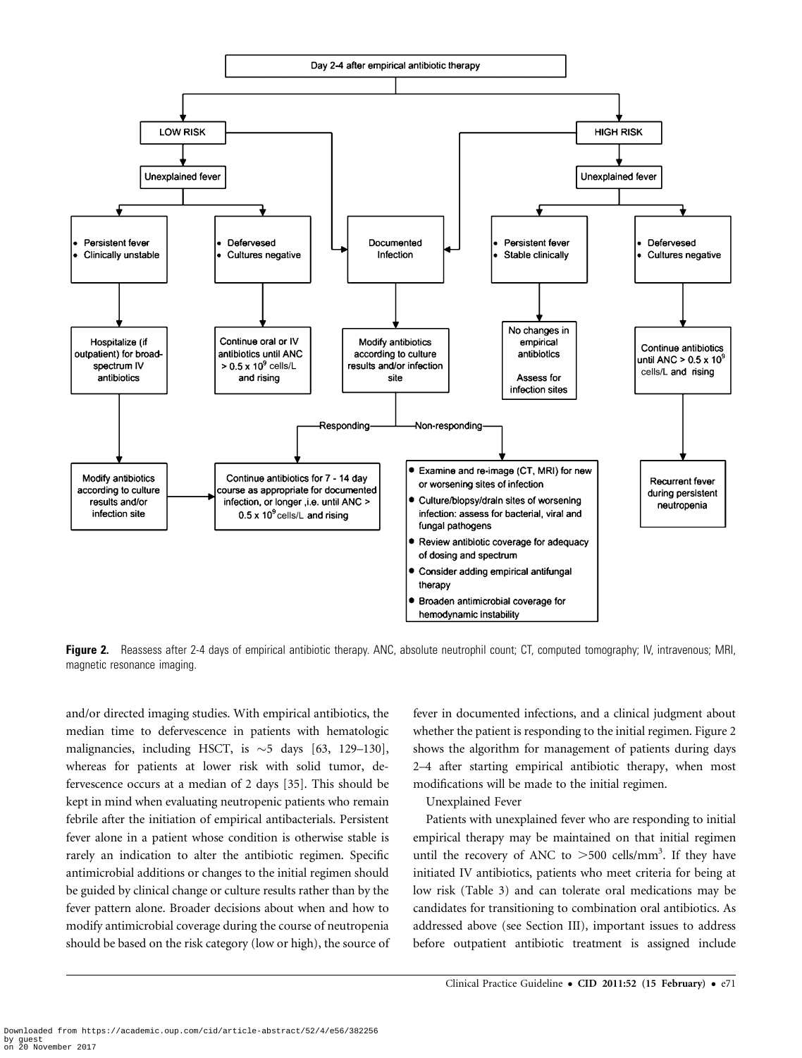Day 2-4 after empirical antibiotic therapy

LOW RISK

- Unexplained fever
  - Persistent fever; Clinically unstable → Hospitalize (if outpatient) for broad-spectrum IV antibiotics → Modify antibiotics according to culture results and/or infection site → Continue antibiotics for 7 - 14 day course as appropriate for documented infection, or longer, i.e. until ANC > $0.5 \times 10^9$ cells/L and rising
  - Defervesced; Cultures negative → Continue oral or IV antibiotics until ANC > $0.5 \times 10^9$ cells/L and rising
- Documented Infection

HIGH RISK

- Documented Infection
- Unexplained fever
  - Persistent fever; Stable clinically → No changes in empirical antibiotics. Assess for infection sites
  - Defervesced; Cultures negative → Continue antibiotics until ANC > $0.5 \times 10^9$ cells/L and rising → Recurrent fever during persistent neutropenia

Documented Infection → Modify antibiotics according to culture results and/or infection site

- Responding → Continue antibiotics for 7 - 14 day course as appropriate for documented infection, or longer, i.e. until ANC > $0.5 \times 10^9$ cells/L and rising
- Non-responding →
  - Examine and re-image (CT, MRI) for new or worsening sites of infection
  - Culture/biopsy/drain sites of worsening infection: assess for bacterial, viral and fungal pathogens
  - Review antibiotic coverage for adequacy of dosing and spectrum
  - Consider adding empirical antifungal therapy
  - Broaden antimicrobial coverage for hemodynamic instability

**Figure 2.** Reassess after 2-4 days of empirical antibiotic therapy. ANC, absolute neutrophil count; CT, computed tomography; IV, intravenous; MRI, magnetic resonance imaging.

and/or directed imaging studies. With empirical antibiotics, the median time to defervescence in patients with hematologic malignancies, including HSCT, is ~5 days [63, 129–130], whereas for patients at lower risk with solid tumor, defervescence occurs at a median of 2 days [35]. This should be kept in mind when evaluating neutropenic patients who remain febrile after the initiation of empirical antibacterials. Persistent fever alone in a patient whose condition is otherwise stable is rarely an indication to alter the antibiotic regimen. Specific antimicrobial additions or changes to the initial regimen should be guided by clinical change or culture results rather than by the fever pattern alone. Broader decisions about when and how to modify antimicrobial coverage during the course of neutropenia should be based on the risk category (low or high), the source of fever in documented infections, and a clinical judgment about whether the patient is responding to the initial regimen. Figure 2 shows the algorithm for management of patients during days 2–4 after starting empirical antibiotic therapy, when most modifications will be made to the initial regimen.

Unexplained Fever

Patients with unexplained fever who are responding to initial empirical therapy may be maintained on that initial regimen until the recovery of ANC to >500 cells/$mm^3$. If they have initiated IV antibiotics, patients who meet criteria for being at low risk (Table 3) and can tolerate oral medications may be candidates for transitioning to combination oral antibiotics. As addressed above (see Section III), important issues to address before outpatient antibiotic treatment is assigned include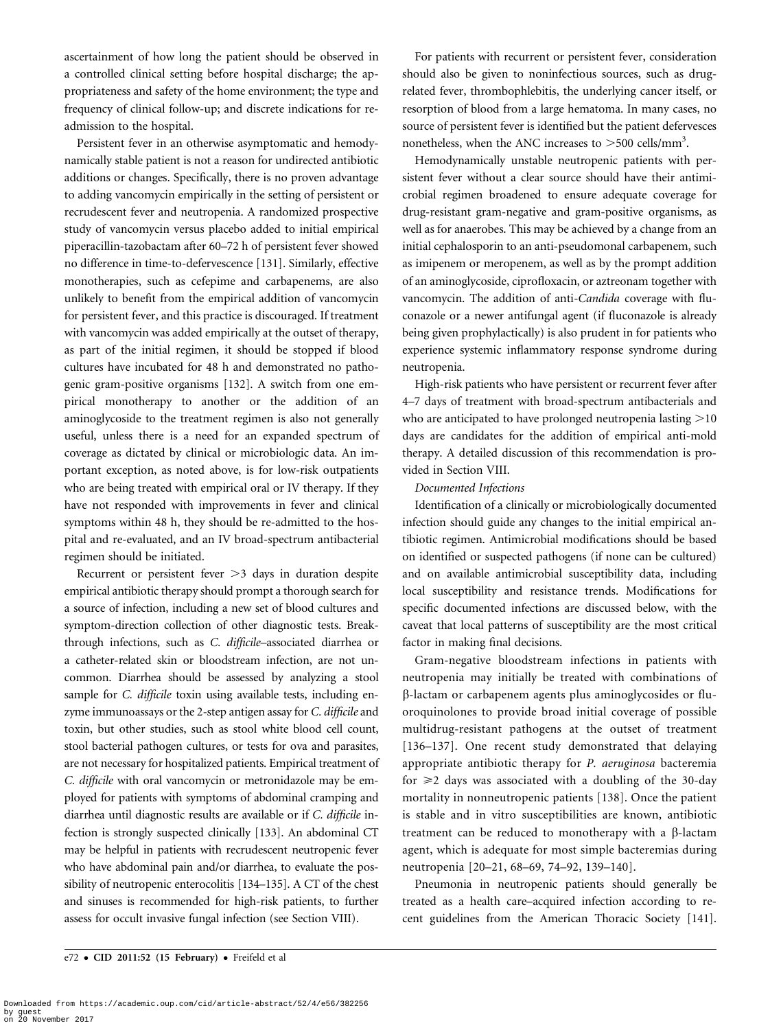ascertainment of how long the patient should be observed in a controlled clinical setting before hospital discharge; the appropriateness and safety of the home environment; the type and frequency of clinical follow-up; and discrete indications for re-admission to the hospital.

Persistent fever in an otherwise asymptomatic and hemodynamically stable patient is not a reason for undirected antibiotic additions or changes. Specifically, there is no proven advantage to adding vancomycin empirically in the setting of persistent or recrudescent fever and neutropenia. A randomized prospective study of vancomycin versus placebo added to initial empirical piperacillin-tazobactam after 60–72 h of persistent fever showed no difference in time-to-defervescence [131]. Similarly, effective monotherapies, such as cefepime and carbapenems, are also unlikely to benefit from the empirical addition of vancomycin for persistent fever, and this practice is discouraged. If treatment with vancomycin was added empirically at the outset of therapy, as part of the initial regimen, it should be stopped if blood cultures have incubated for 48 h and demonstrated no pathogenic gram-positive organisms [132]. A switch from one empirical monotherapy to another or the addition of an aminoglycoside to the treatment regimen is also not generally useful, unless there is a need for an expanded spectrum of coverage as dictated by clinical or microbiologic data. An important exception, as noted above, is for low-risk outpatients who are being treated with empirical oral or IV therapy. If they have not responded with improvements in fever and clinical symptoms within 48 h, they should be re-admitted to the hospital and re-evaluated, and an IV broad-spectrum antibacterial regimen should be initiated.

Recurrent or persistent fever >3 days in duration despite empirical antibiotic therapy should prompt a thorough search for a source of infection, including a new set of blood cultures and symptom-direction collection of other diagnostic tests. Breakthrough infections, such as *C. difficile*–associated diarrhea or a catheter-related skin or bloodstream infection, are not uncommon. Diarrhea should be assessed by analyzing a stool sample for *C. difficile* toxin using available tests, including enzyme immunoassays or the 2-step antigen assay for *C. difficile* and toxin, but other studies, such as stool white blood cell count, stool bacterial pathogen cultures, or tests for ova and parasites, are not necessary for hospitalized patients. Empirical treatment of *C. difficile* with oral vancomycin or metronidazole may be employed for patients with symptoms of abdominal cramping and diarrhea until diagnostic results are available or if *C. difficile* infection is strongly suspected clinically [133]. An abdominal CT may be helpful in patients with recrudescent neutropenic fever who have abdominal pain and/or diarrhea, to evaluate the possibility of neutropenic enterocolitis [134–135]. A CT of the chest and sinuses is recommended for high-risk patients, to further assess for occult invasive fungal infection (see Section VIII).

For patients with recurrent or persistent fever, consideration should also be given to noninfectious sources, such as drug-related fever, thrombophlebitis, the underlying cancer itself, or resorption of blood from a large hematoma. In many cases, no source of persistent fever is identified but the patient defervesces nonetheless, when the ANC increases to >500 cells/mm$^3$.

Hemodynamically unstable neutropenic patients with persistent fever without a clear source should have their antimicrobial regimen broadened to ensure adequate coverage for drug-resistant gram-negative and gram-positive organisms, as well as for anaerobes. This may be achieved by a change from an initial cephalosporin to an anti-pseudomonal carbapenem, such as imipenem or meropenem, as well as by the prompt addition of an aminoglycoside, ciprofloxacin, or aztreonam together with vancomycin. The addition of anti-*Candida* coverage with fluconazole or a newer antifungal agent (if fluconazole is already being given prophylactically) is also prudent in for patients who experience systemic inflammatory response syndrome during neutropenia.

High-risk patients who have persistent or recurrent fever after 4–7 days of treatment with broad-spectrum antibacterials and who are anticipated to have prolonged neutropenia lasting >10 days are candidates for the addition of empirical anti-mold therapy. A detailed discussion of this recommendation is provided in Section VIII.

*Documented Infections*

Identification of a clinically or microbiologically documented infection should guide any changes to the initial empirical antibiotic regimen. Antimicrobial modifications should be based on identified or suspected pathogens (if none can be cultured) and on available antimicrobial susceptibility data, including local susceptibility and resistance trends. Modifications for specific documented infections are discussed below, with the caveat that local patterns of susceptibility are the most critical factor in making final decisions.

Gram-negative bloodstream infections in patients with neutropenia may initially be treated with combinations of β-lactam or carbapenem agents plus aminoglycosides or fluoroquinolones to provide broad initial coverage of possible multidrug-resistant pathogens at the outset of treatment [136–137]. One recent study demonstrated that delaying appropriate antibiotic therapy for *P. aeruginosa* bacteremia for ⩾2 days was associated with a doubling of the 30-day mortality in nonneutropenic patients [138]. Once the patient is stable and in vitro susceptibilities are known, antibiotic treatment can be reduced to monotherapy with a β-lactam agent, which is adequate for most simple bacteremias during neutropenia [20–21, 68–69, 74–92, 139–140].

Pneumonia in neutropenic patients should generally be treated as a health care–acquired infection according to recent guidelines from the American Thoracic Society [141].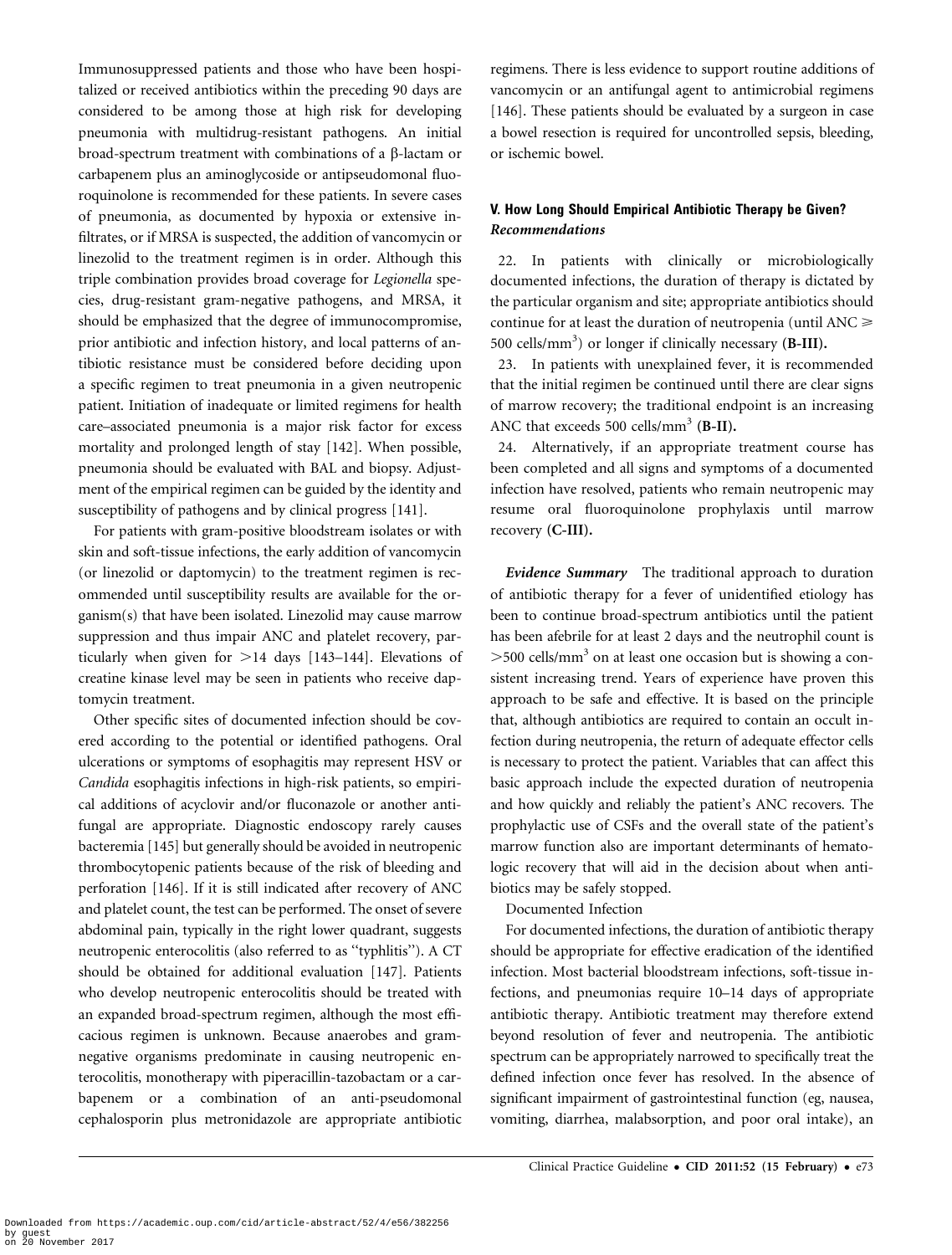Immunosuppressed patients and those who have been hospitalized or received antibiotics within the preceding 90 days are considered to be among those at high risk for developing pneumonia with multidrug-resistant pathogens. An initial broad-spectrum treatment with combinations of a β-lactam or carbapenem plus an aminoglycoside or antipseudomonal fluoroquinolone is recommended for these patients. In severe cases of pneumonia, as documented by hypoxia or extensive infiltrates, or if MRSA is suspected, the addition of vancomycin or linezolid to the treatment regimen is in order. Although this triple combination provides broad coverage for *Legionella* species, drug-resistant gram-negative pathogens, and MRSA, it should be emphasized that the degree of immunocompromise, prior antibiotic and infection history, and local patterns of antibiotic resistance must be considered before deciding upon a specific regimen to treat pneumonia in a given neutropenic patient. Initiation of inadequate or limited regimens for health care–associated pneumonia is a major risk factor for excess mortality and prolonged length of stay [142]. When possible, pneumonia should be evaluated with BAL and biopsy. Adjustment of the empirical regimen can be guided by the identity and susceptibility of pathogens and by clinical progress [141].

For patients with gram-positive bloodstream isolates or with skin and soft-tissue infections, the early addition of vancomycin (or linezolid or daptomycin) to the treatment regimen is recommended until susceptibility results are available for the organism(s) that have been isolated. Linezolid may cause marrow suppression and thus impair ANC and platelet recovery, particularly when given for >14 days [143–144]. Elevations of creatine kinase level may be seen in patients who receive daptomycin treatment.

Other specific sites of documented infection should be covered according to the potential or identified pathogens. Oral ulcerations or symptoms of esophagitis may represent HSV or *Candida* esophagitis infections in high-risk patients, so empirical additions of acyclovir and/or fluconazole or another antifungal are appropriate. Diagnostic endoscopy rarely causes bacteremia [145] but generally should be avoided in neutropenic thrombocytopenic patients because of the risk of bleeding and perforation [146]. If it is still indicated after recovery of ANC and platelet count, the test can be performed. The onset of severe abdominal pain, typically in the right lower quadrant, suggests neutropenic enterocolitis (also referred to as "typhlitis"). A CT should be obtained for additional evaluation [147]. Patients who develop neutropenic enterocolitis should be treated with an expanded broad-spectrum regimen, although the most efficacious regimen is unknown. Because anaerobes and gram-negative organisms predominate in causing neutropenic enterocolitis, monotherapy with piperacillin-tazobactam or a carbapenem or a combination of an anti-pseudomonal cephalosporin plus metronidazole are appropriate antibiotic regimens. There is less evidence to support routine additions of vancomycin or an antifungal agent to antimicrobial regimens [146]. These patients should be evaluated by a surgeon in case a bowel resection is required for uncontrolled sepsis, bleeding, or ischemic bowel.

### V. How Long Should Empirical Antibiotic Therapy be Given? *Recommendations*

22. In patients with clinically or microbiologically documented infections, the duration of therapy is dictated by the particular organism and site; appropriate antibiotics should continue for at least the duration of neutropenia (until ANC ≥ 500 cells/mm$^3$) or longer if clinically necessary **(B-III).**

23. In patients with unexplained fever, it is recommended that the initial regimen be continued until there are clear signs of marrow recovery; the traditional endpoint is an increasing ANC that exceeds 500 cells/mm$^3$ **(B-II).**

24. Alternatively, if an appropriate treatment course has been completed and all signs and symptoms of a documented infection have resolved, patients who remain neutropenic may resume oral fluoroquinolone prophylaxis until marrow recovery **(C-III).**

***Evidence Summary*** The traditional approach to duration of antibiotic therapy for a fever of unidentified etiology has been to continue broad-spectrum antibiotics until the patient has been afebrile for at least 2 days and the neutrophil count is >500 cells/mm$^3$ on at least one occasion but is showing a consistent increasing trend. Years of experience have proven this approach to be safe and effective. It is based on the principle that, although antibiotics are required to contain an occult infection during neutropenia, the return of adequate effector cells is necessary to protect the patient. Variables that can affect this basic approach include the expected duration of neutropenia and how quickly and reliably the patient's ANC recovers. The prophylactic use of CSFs and the overall state of the patient's marrow function also are important determinants of hematologic recovery that will aid in the decision about when antibiotics may be safely stopped.

Documented Infection

For documented infections, the duration of antibiotic therapy should be appropriate for effective eradication of the identified infection. Most bacterial bloodstream infections, soft-tissue infections, and pneumonias require 10–14 days of appropriate antibiotic therapy. Antibiotic treatment may therefore extend beyond resolution of fever and neutropenia. The antibiotic spectrum can be appropriately narrowed to specifically treat the defined infection once fever has resolved. In the absence of significant impairment of gastrointestinal function (eg, nausea, vomiting, diarrhea, malabsorption, and poor oral intake), an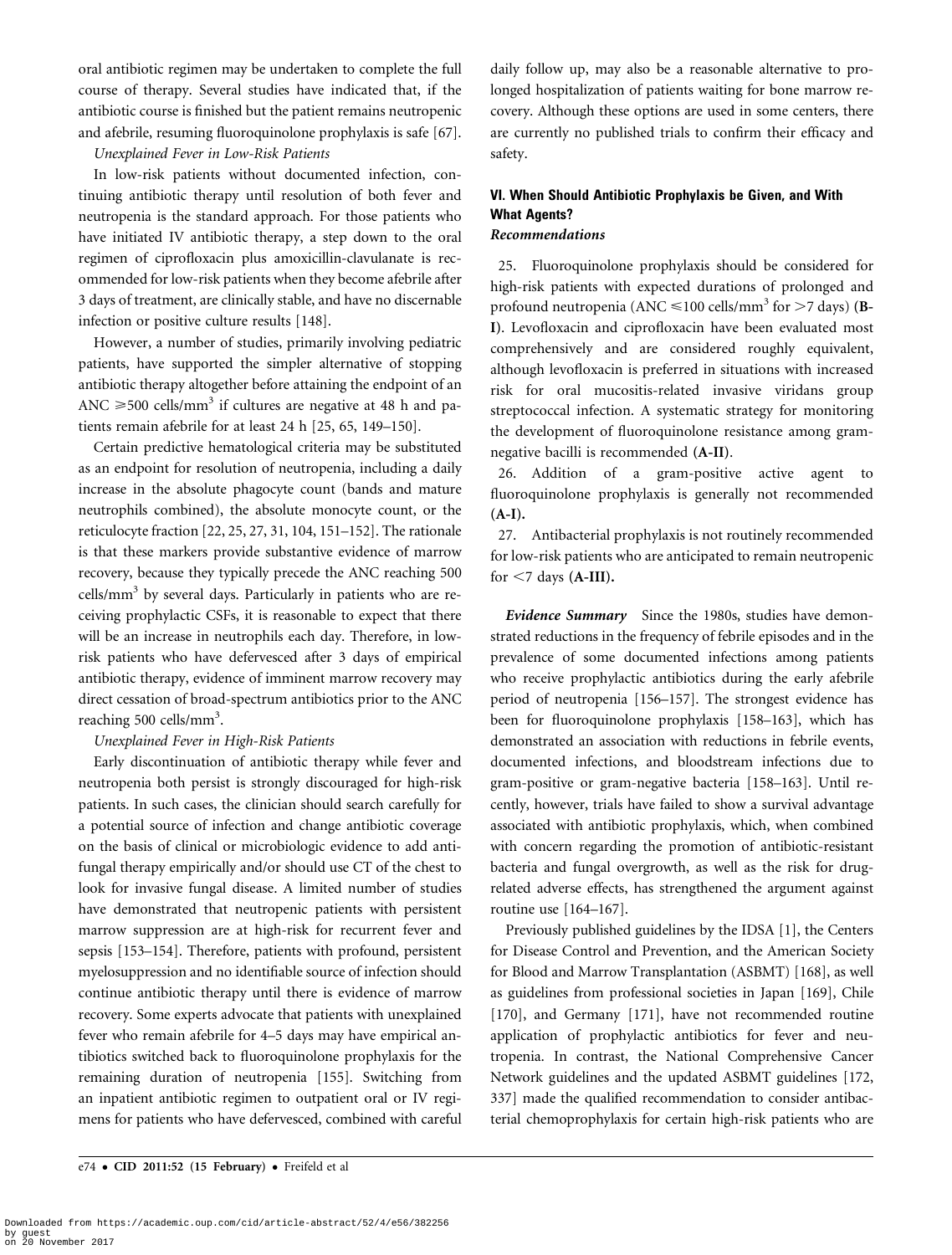oral antibiotic regimen may be undertaken to complete the full course of therapy. Several studies have indicated that, if the antibiotic course is finished but the patient remains neutropenic and afebrile, resuming fluoroquinolone prophylaxis is safe [67].

*Unexplained Fever in Low-Risk Patients*

In low-risk patients without documented infection, continuing antibiotic therapy until resolution of both fever and neutropenia is the standard approach. For those patients who have initiated IV antibiotic therapy, a step down to the oral regimen of ciprofloxacin plus amoxicillin-clavulanate is recommended for low-risk patients when they become afebrile after 3 days of treatment, are clinically stable, and have no discernable infection or positive culture results [148].

However, a number of studies, primarily involving pediatric patients, have supported the simpler alternative of stopping antibiotic therapy altogether before attaining the endpoint of an ANC $\geq$500 cells/mm$^3$ if cultures are negative at 48 h and patients remain afebrile for at least 24 h [25, 65, 149–150].

Certain predictive hematological criteria may be substituted as an endpoint for resolution of neutropenia, including a daily increase in the absolute phagocyte count (bands and mature neutrophils combined), the absolute monocyte count, or the reticulocyte fraction [22, 25, 27, 31, 104, 151–152]. The rationale is that these markers provide substantive evidence of marrow recovery, because they typically precede the ANC reaching 500 cells/mm$^3$ by several days. Particularly in patients who are receiving prophylactic CSFs, it is reasonable to expect that there will be an increase in neutrophils each day. Therefore, in low-risk patients who have defervesced after 3 days of empirical antibiotic therapy, evidence of imminent marrow recovery may direct cessation of broad-spectrum antibiotics prior to the ANC reaching 500 cells/mm$^3$.

*Unexplained Fever in High-Risk Patients*

Early discontinuation of antibiotic therapy while fever and neutropenia both persist is strongly discouraged for high-risk patients. In such cases, the clinician should search carefully for a potential source of infection and change antibiotic coverage on the basis of clinical or microbiologic evidence to add antifungal therapy empirically and/or should use CT of the chest to look for invasive fungal disease. A limited number of studies have demonstrated that neutropenic patients with persistent marrow suppression are at high-risk for recurrent fever and sepsis [153–154]. Therefore, patients with profound, persistent myelosuppression and no identifiable source of infection should continue antibiotic therapy until there is evidence of marrow recovery. Some experts advocate that patients with unexplained fever who remain afebrile for 4–5 days may have empirical antibiotics switched back to fluoroquinolone prophylaxis for the remaining duration of neutropenia [155]. Switching from an inpatient antibiotic regimen to outpatient oral or IV regimens for patients who have defervesced, combined with careful daily follow up, may also be a reasonable alternative to prolonged hospitalization of patients waiting for bone marrow recovery. Although these options are used in some centers, there are currently no published trials to confirm their efficacy and safety.

### VI. When Should Antibiotic Prophylaxis be Given, and With What Agents?

*Recommendations*

25. Fluoroquinolone prophylaxis should be considered for high-risk patients with expected durations of prolonged and profound neutropenia (ANC $\leq$100 cells/mm$^3$ for >7 days) (**B-I**). Levofloxacin and ciprofloxacin have been evaluated most comprehensively and are considered roughly equivalent, although levofloxacin is preferred in situations with increased risk for oral mucositis-related invasive viridans group streptococcal infection. A systematic strategy for monitoring the development of fluoroquinolone resistance among gram-negative bacilli is recommended (**A-II**).

26. Addition of a gram-positive active agent to fluoroquinolone prophylaxis is generally not recommended (**A-I**).

27. Antibacterial prophylaxis is not routinely recommended for low-risk patients who are anticipated to remain neutropenic for <7 days (**A-III**).

***Evidence Summary*** Since the 1980s, studies have demonstrated reductions in the frequency of febrile episodes and in the prevalence of some documented infections among patients who receive prophylactic antibiotics during the early afebrile period of neutropenia [156–157]. The strongest evidence has been for fluoroquinolone prophylaxis [158–163], which has demonstrated an association with reductions in febrile events, documented infections, and bloodstream infections due to gram-positive or gram-negative bacteria [158–163]. Until recently, however, trials have failed to show a survival advantage associated with antibiotic prophylaxis, which, when combined with concern regarding the promotion of antibiotic-resistant bacteria and fungal overgrowth, as well as the risk for drug-related adverse effects, has strengthened the argument against routine use [164–167].

Previously published guidelines by the IDSA [1], the Centers for Disease Control and Prevention, and the American Society for Blood and Marrow Transplantation (ASBMT) [168], as well as guidelines from professional societies in Japan [169], Chile [170], and Germany [171], have not recommended routine application of prophylactic antibiotics for fever and neutropenia. In contrast, the National Comprehensive Cancer Network guidelines and the updated ASBMT guidelines [172, 337] made the qualified recommendation to consider antibacterial chemoprophylaxis for certain high-risk patients who are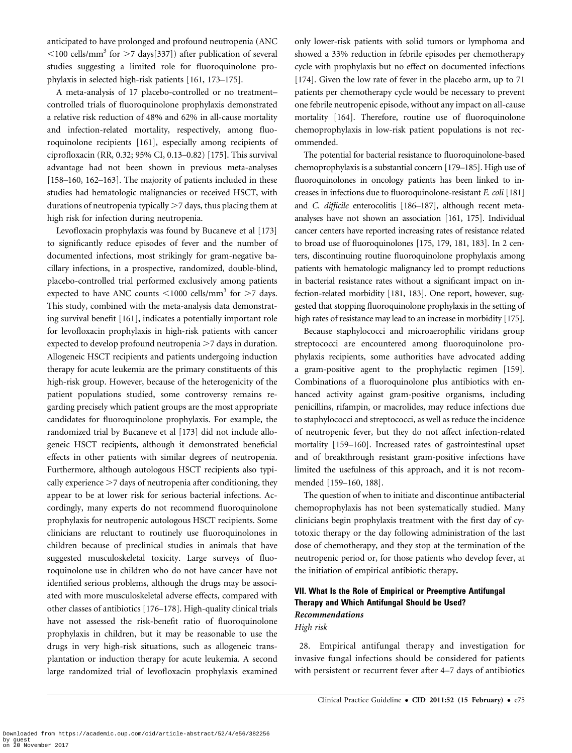anticipated to have prolonged and profound neutropenia (ANC <100 cells/mm$^3$ for >7 days[337]) after publication of several studies suggesting a limited role for fluoroquinolone prophylaxis in selected high-risk patients [161, 173–175].

A meta-analysis of 17 placebo-controlled or no treatment–controlled trials of fluoroquinolone prophylaxis demonstrated a relative risk reduction of 48% and 62% in all-cause mortality and infection-related mortality, respectively, among fluoroquinolone recipients [161], especially among recipients of ciprofloxacin (RR, 0.32; 95% CI, 0.13–0.82) [175]. This survival advantage had not been shown in previous meta-analyses [158–160, 162–163]. The majority of patients included in these studies had hematologic malignancies or received HSCT, with durations of neutropenia typically >7 days, thus placing them at high risk for infection during neutropenia.

Levofloxacin prophylaxis was found by Bucaneve et al [173] to significantly reduce episodes of fever and the number of documented infections, most strikingly for gram-negative bacillary infections, in a prospective, randomized, double-blind, placebo-controlled trial performed exclusively among patients expected to have ANC counts <1000 cells/mm$^3$ for >7 days. This study, combined with the meta-analysis data demonstrating survival benefit [161], indicates a potentially important role for levofloxacin prophylaxis in high-risk patients with cancer expected to develop profound neutropenia >7 days in duration. Allogeneic HSCT recipients and patients undergoing induction therapy for acute leukemia are the primary constituents of this high-risk group. However, because of the heterogenicity of the patient populations studied, some controversy remains regarding precisely which patient groups are the most appropriate candidates for fluoroquinolone prophylaxis. For example, the randomized trial by Bucaneve et al [173] did not include allogeneic HSCT recipients, although it demonstrated beneficial effects in other patients with similar degrees of neutropenia. Furthermore, although autologous HSCT recipients also typically experience >7 days of neutropenia after conditioning, they appear to be at lower risk for serious bacterial infections. Accordingly, many experts do not recommend fluoroquinolone prophylaxis for neutropenic autologous HSCT recipients. Some clinicians are reluctant to routinely use fluoroquinolones in children because of preclinical studies in animals that have suggested musculoskeletal toxicity. Large surveys of fluoroquinolone use in children who do not have cancer have not identified serious problems, although the drugs may be associated with more musculoskeletal adverse effects, compared with other classes of antibiotics [176–178]. High-quality clinical trials have not assessed the risk-benefit ratio of fluoroquinolone prophylaxis in children, but it may be reasonable to use the drugs in very high-risk situations, such as allogeneic transplantation or induction therapy for acute leukemia. A second large randomized trial of levofloxacin prophylaxis examined only lower-risk patients with solid tumors or lymphoma and showed a 33% reduction in febrile episodes per chemotherapy cycle with prophylaxis but no effect on documented infections [174]. Given the low rate of fever in the placebo arm, up to 71 patients per chemotherapy cycle would be necessary to prevent one febrile neutropenic episode, without any impact on all-cause mortality [164]. Therefore, routine use of fluoroquinolone chemoprophylaxis in low-risk patient populations is not recommended.

The potential for bacterial resistance to fluoroquinolone-based chemoprophylaxis is a substantial concern [179–185]. High use of fluoroquinolones in oncology patients has been linked to increases in infections due to fluoroquinolone-resistant *E. coli* [181] and *C. difficile* enterocolitis [186–187], although recent meta-analyses have not shown an association [161, 175]. Individual cancer centers have reported increasing rates of resistance related to broad use of fluoroquinolones [175, 179, 181, 183]. In 2 centers, discontinuing routine fluoroquinolone prophylaxis among patients with hematologic malignancy led to prompt reductions in bacterial resistance rates without a significant impact on infection-related morbidity [181, 183]. One report, however, suggested that stopping fluoroquinolone prophylaxis in the setting of high rates of resistance may lead to an increase in morbidity [175].

Because staphylococci and microaerophilic viridans group streptococci are encountered among fluoroquinolone prophylaxis recipients, some authorities have advocated adding a gram-positive agent to the prophylactic regimen [159]. Combinations of a fluoroquinolone plus antibiotics with enhanced activity against gram-positive organisms, including penicillins, rifampin, or macrolides, may reduce infections due to staphylococci and streptococci, as well as reduce the incidence of neutropenic fever, but they do not affect infection-related mortality [159–160]. Increased rates of gastrointestinal upset and of breakthrough resistant gram-positive infections have limited the usefulness of this approach, and it is not recommended [159–160, 188].

The question of when to initiate and discontinue antibacterial chemoprophylaxis has not been systematically studied. Many clinicians begin prophylaxis treatment with the first day of cytotoxic therapy or the day following administration of the last dose of chemotherapy, and they stop at the termination of the neutropenic period or, for those patients who develop fever, at the initiation of empirical antibiotic therapy.

### VII. What Is the Role of Empirical or Preemptive Antifungal Therapy and Which Antifungal Should be Used?

#### *Recommendations*

*High risk*

28. Empirical antifungal therapy and investigation for invasive fungal infections should be considered for patients with persistent or recurrent fever after 4–7 days of antibiotics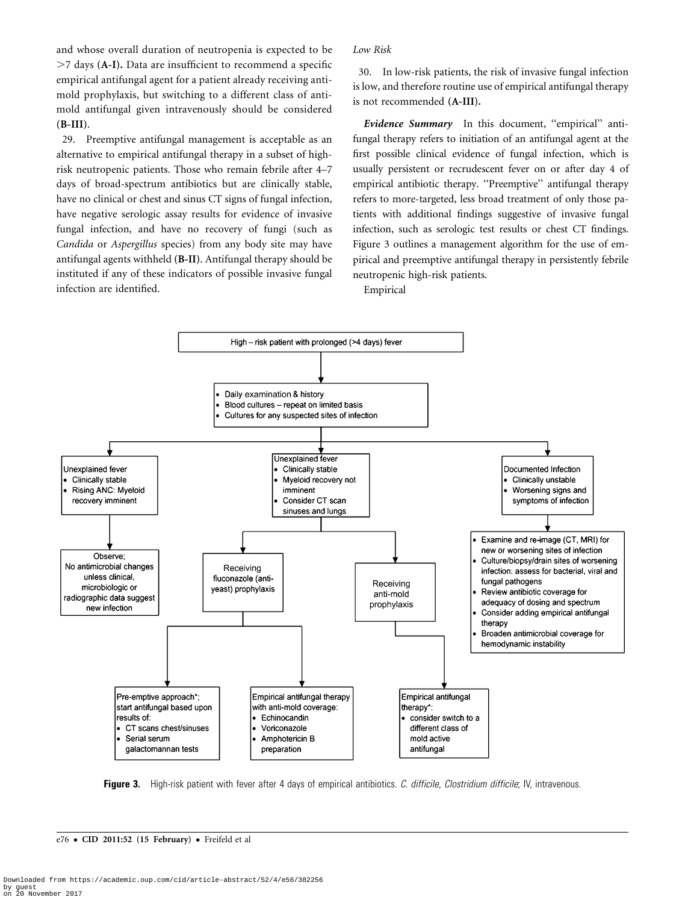and whose overall duration of neutropenia is expected to be >7 days **(A-I).** Data are insufficient to recommend a specific empirical antifungal agent for a patient already receiving antimold prophylaxis, but switching to a different class of antimold antifungal given intravenously should be considered **(B-III)**.

29. Preemptive antifungal management is acceptable as an alternative to empirical antifungal therapy in a subset of high-risk neutropenic patients. Those who remain febrile after 4–7 days of broad-spectrum antibiotics but are clinically stable, have no clinical or chest and sinus CT signs of fungal infection, have negative serologic assay results for evidence of invasive fungal infection, and have no recovery of fungi (such as *Candida* or *Aspergillus* species) from any body site may have antifungal agents withheld **(B-II)**. Antifungal therapy should be instituted if any of these indicators of possible invasive fungal infection are identified.

*Low Risk*

30. In low-risk patients, the risk of invasive fungal infection is low, and therefore routine use of empirical antifungal therapy is not recommended **(A-III).**

***Evidence Summary*** In this document, ''empirical'' antifungal therapy refers to initiation of an antifungal agent at the first possible clinical evidence of fungal infection, which is usually persistent or recrudescent fever on or after day 4 of empirical antibiotic therapy. ''Preemptive'' antifungal therapy refers to more-targeted, less broad treatment of only those patients with additional findings suggestive of invasive fungal infection, such as serologic test results or chest CT findings. Figure 3 outlines a management algorithm for the use of empirical and preemptive antifungal therapy in persistently febrile neutropenic high-risk patients.

Empirical

High – risk patient with prolonged (>4 days) fever

- Daily examination & history
- Blood cultures – repeat on limited basis
- Cultures for any suspected sites of infection

Unexplained fever
- Clinically stable
- Rising ANC: Myeloid recovery imminent

Observe; No antimicrobial changes unless clinical, microbiologic or radiographic data suggest new infection

Unexplained fever
- Clinically stable
- Myeloid recovery not imminent
- Consider CT scan sinuses and lungs

Receiving fluconazole (anti-yeast) prophylaxis

Pre-emptive approach*; start antifungal based upon results of:
- CT scans chest/sinuses
- Serial serum galactomannan tests

Empirical antifungal therapy with anti-mold coverage:
- Echinocandin
- Voriconazole
- Amphotericin B preparation

Receiving anti-mold prophylaxis

Empirical antifungal therapy*:
- consider switch to a different class of mold active antifungal

Documented Infection
- Clinically unstable
- Worsening signs and symptoms of infection

- Examine and re-image (CT, MRI) for new or worsening sites of infection
- Culture/biopsy/drain sites of worsening infection: assess for bacterial, viral and fungal pathogens
- Review antibiotic coverage for adequacy of dosing and spectrum
- Consider adding empirical antifungal therapy
- Broaden antimicrobial coverage for hemodynamic instability

**Figure 3.** High-risk patient with fever after 4 days of empirical antibiotics. *C. difficile, Clostridium difficile*; IV, intravenous.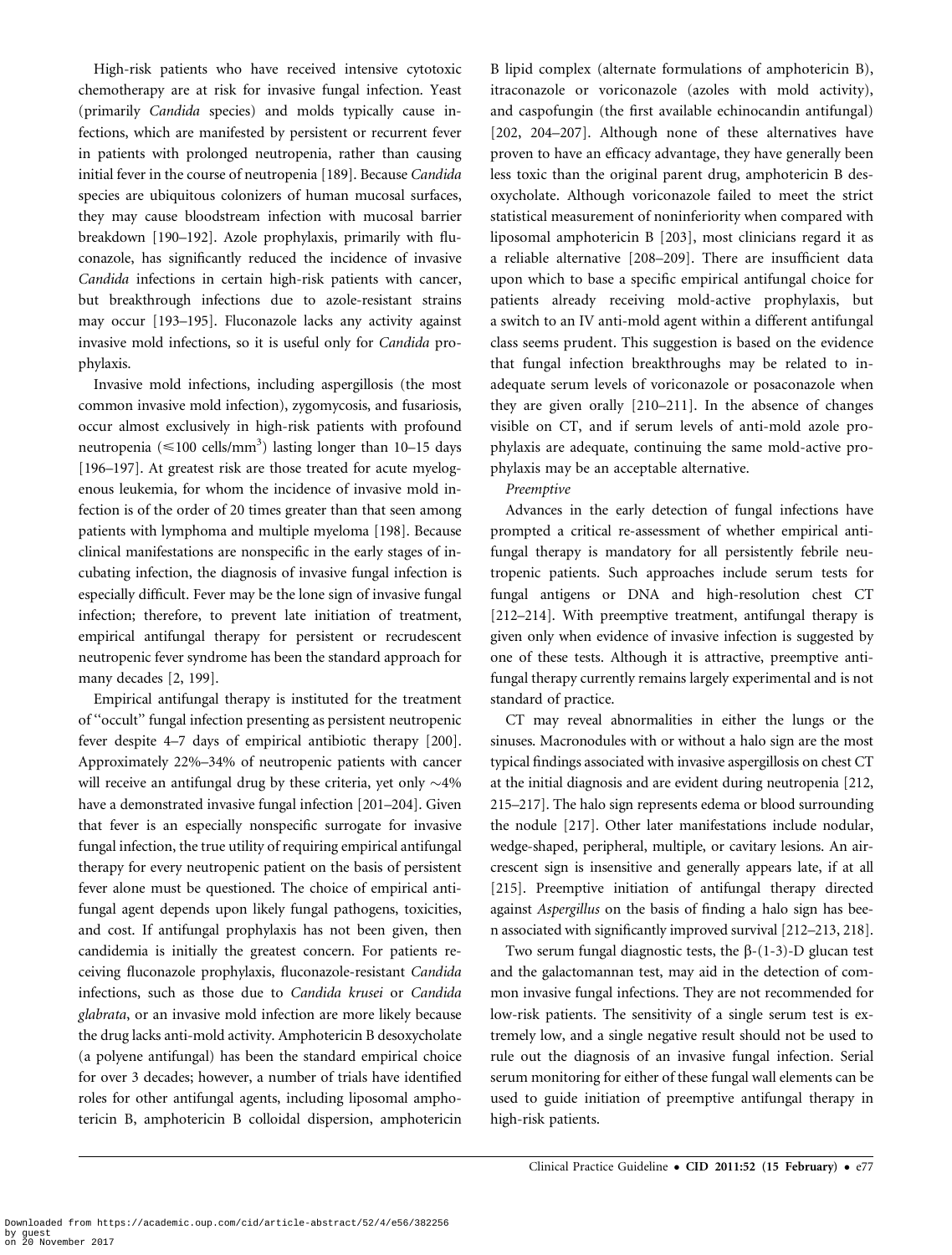High-risk patients who have received intensive cytotoxic chemotherapy are at risk for invasive fungal infection. Yeast (primarily *Candida* species) and molds typically cause infections, which are manifested by persistent or recurrent fever in patients with prolonged neutropenia, rather than causing initial fever in the course of neutropenia [189]. Because *Candida* species are ubiquitous colonizers of human mucosal surfaces, they may cause bloodstream infection with mucosal barrier breakdown [190–192]. Azole prophylaxis, primarily with fluconazole, has significantly reduced the incidence of invasive *Candida* infections in certain high-risk patients with cancer, but breakthrough infections due to azole-resistant strains may occur [193–195]. Fluconazole lacks any activity against invasive mold infections, so it is useful only for *Candida* prophylaxis.

Invasive mold infections, including aspergillosis (the most common invasive mold infection), zygomycosis, and fusariosis, occur almost exclusively in high-risk patients with profound neutropenia ($\leqslant$100 cells/mm$^3$) lasting longer than 10–15 days [196–197]. At greatest risk are those treated for acute myelogenous leukemia, for whom the incidence of invasive mold infection is of the order of 20 times greater than that seen among patients with lymphoma and multiple myeloma [198]. Because clinical manifestations are nonspecific in the early stages of incubating infection, the diagnosis of invasive fungal infection is especially difficult. Fever may be the lone sign of invasive fungal infection; therefore, to prevent late initiation of treatment, empirical antifungal therapy for persistent or recrudescent neutropenic fever syndrome has been the standard approach for many decades [2, 199].

Empirical antifungal therapy is instituted for the treatment of "occult" fungal infection presenting as persistent neutropenic fever despite 4–7 days of empirical antibiotic therapy [200]. Approximately 22%–34% of neutropenic patients with cancer will receive an antifungal drug by these criteria, yet only ~4% have a demonstrated invasive fungal infection [201–204]. Given that fever is an especially nonspecific surrogate for invasive fungal infection, the true utility of requiring empirical antifungal therapy for every neutropenic patient on the basis of persistent fever alone must be questioned. The choice of empirical antifungal agent depends upon likely fungal pathogens, toxicities, and cost. If antifungal prophylaxis has not been given, then candidemia is initially the greatest concern. For patients receiving fluconazole prophylaxis, fluconazole-resistant *Candida* infections, such as those due to *Candida krusei* or *Candida glabrata*, or an invasive mold infection are more likely because the drug lacks anti-mold activity. Amphotericin B desoxycholate (a polyene antifungal) has been the standard empirical choice for over 3 decades; however, a number of trials have identified roles for other antifungal agents, including liposomal amphotericin B, amphotericin B colloidal dispersion, amphotericin B lipid complex (alternate formulations of amphotericin B), itraconazole or voriconazole (azoles with mold activity), and caspofungin (the first available echinocandin antifungal) [202, 204–207]. Although none of these alternatives have proven to have an efficacy advantage, they have generally been less toxic than the original parent drug, amphotericin B desoxycholate. Although voriconazole failed to meet the strict statistical measurement of noninferiority when compared with liposomal amphotericin B [203], most clinicians regard it as a reliable alternative [208–209]. There are insufficient data upon which to base a specific empirical antifungal choice for patients already receiving mold-active prophylaxis, but a switch to an IV anti-mold agent within a different antifungal class seems prudent. This suggestion is based on the evidence that fungal infection breakthroughs may be related to inadequate serum levels of voriconazole or posaconazole when they are given orally [210–211]. In the absence of changes visible on CT, and if serum levels of anti-mold azole prophylaxis are adequate, continuing the same mold-active prophylaxis may be an acceptable alternative.

*Preemptive*

Advances in the early detection of fungal infections have prompted a critical re-assessment of whether empirical antifungal therapy is mandatory for all persistently febrile neutropenic patients. Such approaches include serum tests for fungal antigens or DNA and high-resolution chest CT [212–214]. With preemptive treatment, antifungal therapy is given only when evidence of invasive infection is suggested by one of these tests. Although it is attractive, preemptive antifungal therapy currently remains largely experimental and is not standard of practice.

CT may reveal abnormalities in either the lungs or the sinuses. Macronodules with or without a halo sign are the most typical findings associated with invasive aspergillosis on chest CT at the initial diagnosis and are evident during neutropenia [212, 215–217]. The halo sign represents edema or blood surrounding the nodule [217]. Other later manifestations include nodular, wedge-shaped, peripheral, multiple, or cavitary lesions. An air-crescent sign is insensitive and generally appears late, if at all [215]. Preemptive initiation of antifungal therapy directed against *Aspergillus* on the basis of finding a halo sign has been associated with significantly improved survival [212–213, 218].

Two serum fungal diagnostic tests, the β-(1-3)-D glucan test and the galactomannan test, may aid in the detection of common invasive fungal infections. They are not recommended for low-risk patients. The sensitivity of a single serum test is extremely low, and a single negative result should not be used to rule out the diagnosis of an invasive fungal infection. Serial serum monitoring for either of these fungal wall elements can be used to guide initiation of preemptive antifungal therapy in high-risk patients.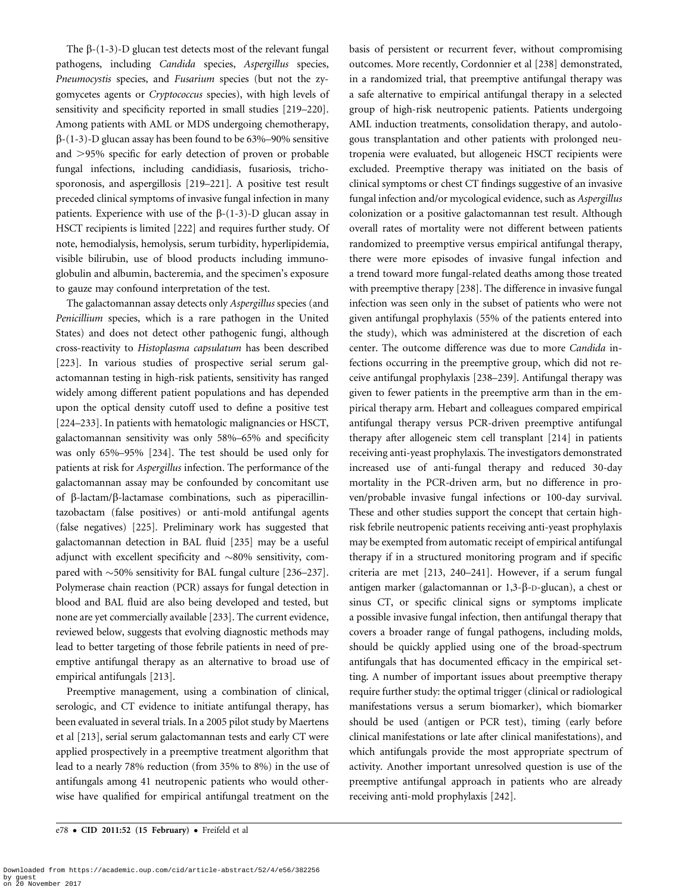The β-(1-3)-D glucan test detects most of the relevant fungal pathogens, including *Candida* species, *Aspergillus* species, *Pneumocystis* species, and *Fusarium* species (but not the zygomycetes agents or *Cryptococcus* species), with high levels of sensitivity and specificity reported in small studies [219–220]. Among patients with AML or MDS undergoing chemotherapy, β-(1-3)-D glucan assay has been found to be 63%–90% sensitive and >95% specific for early detection of proven or probable fungal infections, including candidiasis, fusariosis, trichosporonosis, and aspergillosis [219–221]. A positive test result preceded clinical symptoms of invasive fungal infection in many patients. Experience with use of the β-(1-3)-D glucan assay in HSCT recipients is limited [222] and requires further study. Of note, hemodialysis, hemolysis, serum turbidity, hyperlipidemia, visible bilirubin, use of blood products including immunoglobulin and albumin, bacteremia, and the specimen's exposure to gauze may confound interpretation of the test.

The galactomannan assay detects only *Aspergillus* species (and *Penicillium* species, which is a rare pathogen in the United States) and does not detect other pathogenic fungi, although cross-reactivity to *Histoplasma capsulatum* has been described [223]. In various studies of prospective serial serum galactomannan testing in high-risk patients, sensitivity has ranged widely among different patient populations and has depended upon the optical density cutoff used to define a positive test [224–233]. In patients with hematologic malignancies or HSCT, galactomannan sensitivity was only 58%–65% and specificity was only 65%–95% [234]. The test should be used only for patients at risk for *Aspergillus* infection. The performance of the galactomannan assay may be confounded by concomitant use of β-lactam/β-lactamase combinations, such as piperacillin-tazobactam (false positives) or anti-mold antifungal agents (false negatives) [225]. Preliminary work has suggested that galactomannan detection in BAL fluid [235] may be a useful adjunct with excellent specificity and ~80% sensitivity, compared with ~50% sensitivity for BAL fungal culture [236–237]. Polymerase chain reaction (PCR) assays for fungal detection in blood and BAL fluid are also being developed and tested, but none are yet commercially available [233]. The current evidence, reviewed below, suggests that evolving diagnostic methods may lead to better targeting of those febrile patients in need of preemptive antifungal therapy as an alternative to broad use of empirical antifungals [213].

Preemptive management, using a combination of clinical, serologic, and CT evidence to initiate antifungal therapy, has been evaluated in several trials. In a 2005 pilot study by Maertens et al [213], serial serum galactomannan tests and early CT were applied prospectively in a preemptive treatment algorithm that lead to a nearly 78% reduction (from 35% to 8%) in the use of antifungals among 41 neutropenic patients who would otherwise have qualified for empirical antifungal treatment on the basis of persistent or recurrent fever, without compromising outcomes. More recently, Cordonnier et al [238] demonstrated, in a randomized trial, that preemptive antifungal therapy was a safe alternative to empirical antifungal therapy in a selected group of high-risk neutropenic patients. Patients undergoing AML induction treatments, consolidation therapy, and autologous transplantation and other patients with prolonged neutropenia were evaluated, but allogeneic HSCT recipients were excluded. Preemptive therapy was initiated on the basis of clinical symptoms or chest CT findings suggestive of an invasive fungal infection and/or mycological evidence, such as *Aspergillus* colonization or a positive galactomannan test result. Although overall rates of mortality were not different between patients randomized to preemptive versus empirical antifungal therapy, there were more episodes of invasive fungal infection and a trend toward more fungal-related deaths among those treated with preemptive therapy [238]. The difference in invasive fungal infection was seen only in the subset of patients who were not given antifungal prophylaxis (55% of the patients entered into the study), which was administered at the discretion of each center. The outcome difference was due to more *Candida* infections occurring in the preemptive group, which did not receive antifungal prophylaxis [238–239]. Antifungal therapy was given to fewer patients in the preemptive arm than in the empirical therapy arm. Hebart and colleagues compared empirical antifungal therapy versus PCR-driven preemptive antifungal therapy after allogeneic stem cell transplant [214] in patients receiving anti-yeast prophylaxis. The investigators demonstrated increased use of anti-fungal therapy and reduced 30-day mortality in the PCR-driven arm, but no difference in proven/probable invasive fungal infections or 100-day survival. These and other studies support the concept that certain high-risk febrile neutropenic patients receiving anti-yeast prophylaxis may be exempted from automatic receipt of empirical antifungal therapy if in a structured monitoring program and if specific criteria are met [213, 240–241]. However, if a serum fungal antigen marker (galactomannan or 1,3-β-D-glucan), a chest or sinus CT, or specific clinical signs or symptoms implicate a possible invasive fungal infection, then antifungal therapy that covers a broader range of fungal pathogens, including molds, should be quickly applied using one of the broad-spectrum antifungals that has documented efficacy in the empirical setting. A number of important issues about preemptive therapy require further study: the optimal trigger (clinical or radiological manifestations versus a serum biomarker), which biomarker should be used (antigen or PCR test), timing (early before clinical manifestations or late after clinical manifestations), and which antifungals provide the most appropriate spectrum of activity. Another important unresolved question is use of the preemptive antifungal approach in patients who are already receiving anti-mold prophylaxis [242].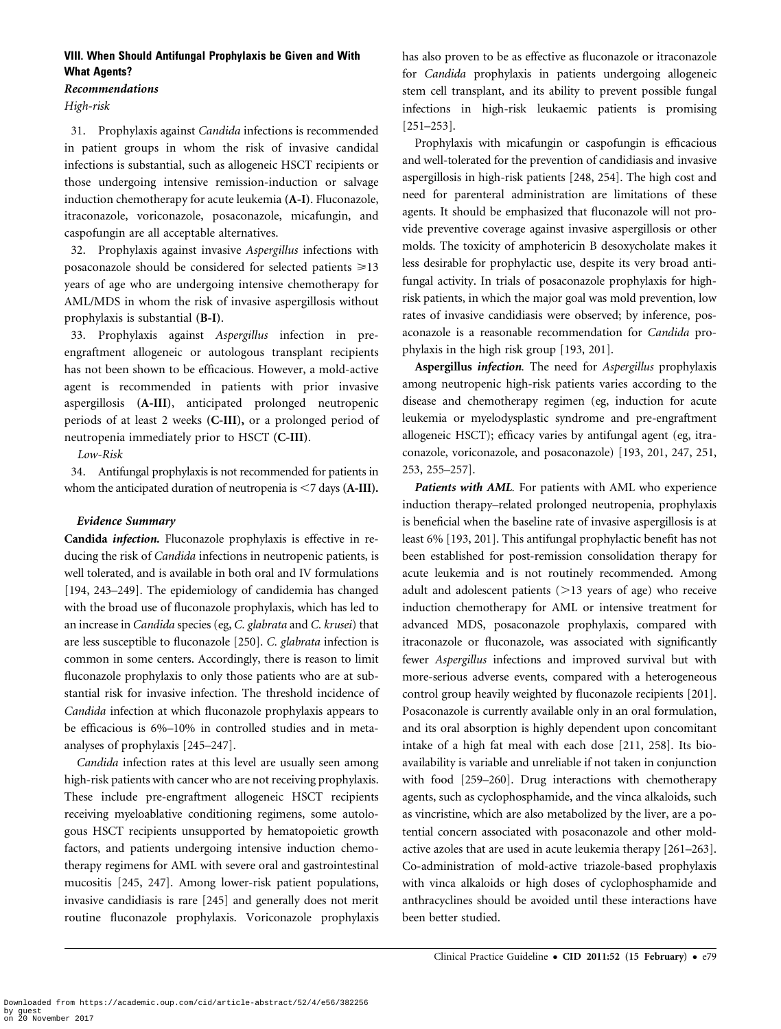### VIII. When Should Antifungal Prophylaxis be Given and With What Agents?

#### *Recommendations*

*High-risk*

31. Prophylaxis against *Candida* infections is recommended in patient groups in whom the risk of invasive candidal infections is substantial, such as allogeneic HSCT recipients or those undergoing intensive remission-induction or salvage induction chemotherapy for acute leukemia (**A-I**). Fluconazole, itraconazole, voriconazole, posaconazole, micafungin, and caspofungin are all acceptable alternatives.

32. Prophylaxis against invasive *Aspergillus* infections with posaconazole should be considered for selected patients ⩾13 years of age who are undergoing intensive chemotherapy for AML/MDS in whom the risk of invasive aspergillosis without prophylaxis is substantial (**B-I**).

33. Prophylaxis against *Aspergillus* infection in pre-engraftment allogeneic or autologous transplant recipients has not been shown to be efficacious. However, a mold-active agent is recommended in patients with prior invasive aspergillosis (**A-III**), anticipated prolonged neutropenic periods of at least 2 weeks (**C-III**), or a prolonged period of neutropenia immediately prior to HSCT (**C-III**).

*Low-Risk*

34. Antifungal prophylaxis is not recommended for patients in whom the anticipated duration of neutropenia is <7 days (**A-III**).

#### *Evidence Summary*

**Candida *infection*.** Fluconazole prophylaxis is effective in reducing the risk of *Candida* infections in neutropenic patients, is well tolerated, and is available in both oral and IV formulations [194, 243–249]. The epidemiology of candidemia has changed with the broad use of fluconazole prophylaxis, which has led to an increase in *Candida* species (eg, *C. glabrata* and *C. krusei*) that are less susceptible to fluconazole [250]. *C. glabrata* infection is common in some centers. Accordingly, there is reason to limit fluconazole prophylaxis to only those patients who are at substantial risk for invasive infection. The threshold incidence of *Candida* infection at which fluconazole prophylaxis appears to be efficacious is 6%–10% in controlled studies and in meta-analyses of prophylaxis [245–247].

*Candida* infection rates at this level are usually seen among high-risk patients with cancer who are not receiving prophylaxis. These include pre-engraftment allogeneic HSCT recipients receiving myeloablative conditioning regimens, some autologous HSCT recipients unsupported by hematopoietic growth factors, and patients undergoing intensive induction chemotherapy regimens for AML with severe oral and gastrointestinal mucositis [245, 247]. Among lower-risk patient populations, invasive candidiasis is rare [245] and generally does not merit routine fluconazole prophylaxis. Voriconazole prophylaxis has also proven to be as effective as fluconazole or itraconazole for *Candida* prophylaxis in patients undergoing allogeneic stem cell transplant, and its ability to prevent possible fungal infections in high-risk leukaemic patients is promising [251–253].

Prophylaxis with micafungin or caspofungin is efficacious and well-tolerated for the prevention of candidiasis and invasive aspergillosis in high-risk patients [248, 254]. The high cost and need for parenteral administration are limitations of these agents. It should be emphasized that fluconazole will not provide preventive coverage against invasive aspergillosis or other molds. The toxicity of amphotericin B desoxycholate makes it less desirable for prophylactic use, despite its very broad antifungal activity. In trials of posaconazole prophylaxis for high-risk patients, in which the major goal was mold prevention, low rates of invasive candidiasis were observed; by inference, posaconazole is a reasonable recommendation for *Candida* prophylaxis in the high risk group [193, 201].

**Aspergillus *infection*.** The need for *Aspergillus* prophylaxis among neutropenic high-risk patients varies according to the disease and chemotherapy regimen (eg, induction for acute leukemia or myelodysplastic syndrome and pre-engraftment allogeneic HSCT); efficacy varies by antifungal agent (eg, itraconazole, voriconazole, and posaconazole) [193, 201, 247, 251, 253, 255–257].

***Patients with AML*.** For patients with AML who experience induction therapy–related prolonged neutropenia, prophylaxis is beneficial when the baseline rate of invasive aspergillosis is at least 6% [193, 201]. This antifungal prophylactic benefit has not been established for post-remission consolidation therapy for acute leukemia and is not routinely recommended. Among adult and adolescent patients (>13 years of age) who receive induction chemotherapy for AML or intensive treatment for advanced MDS, posaconazole prophylaxis, compared with itraconazole or fluconazole, was associated with significantly fewer *Aspergillus* infections and improved survival but with more-serious adverse events, compared with a heterogeneous control group heavily weighted by fluconazole recipients [201]. Posaconazole is currently available only in an oral formulation, and its oral absorption is highly dependent upon concomitant intake of a high fat meal with each dose [211, 258]. Its bioavailability is variable and unreliable if not taken in conjunction with food [259–260]. Drug interactions with chemotherapy agents, such as cyclophosphamide, and the vinca alkaloids, such as vincristine, which are also metabolized by the liver, are a potential concern associated with posaconazole and other mold-active azoles that are used in acute leukemia therapy [261–263]. Co-administration of mold-active triazole-based prophylaxis with vinca alkaloids or high doses of cyclophosphamide and anthracyclines should be avoided until these interactions have been better studied.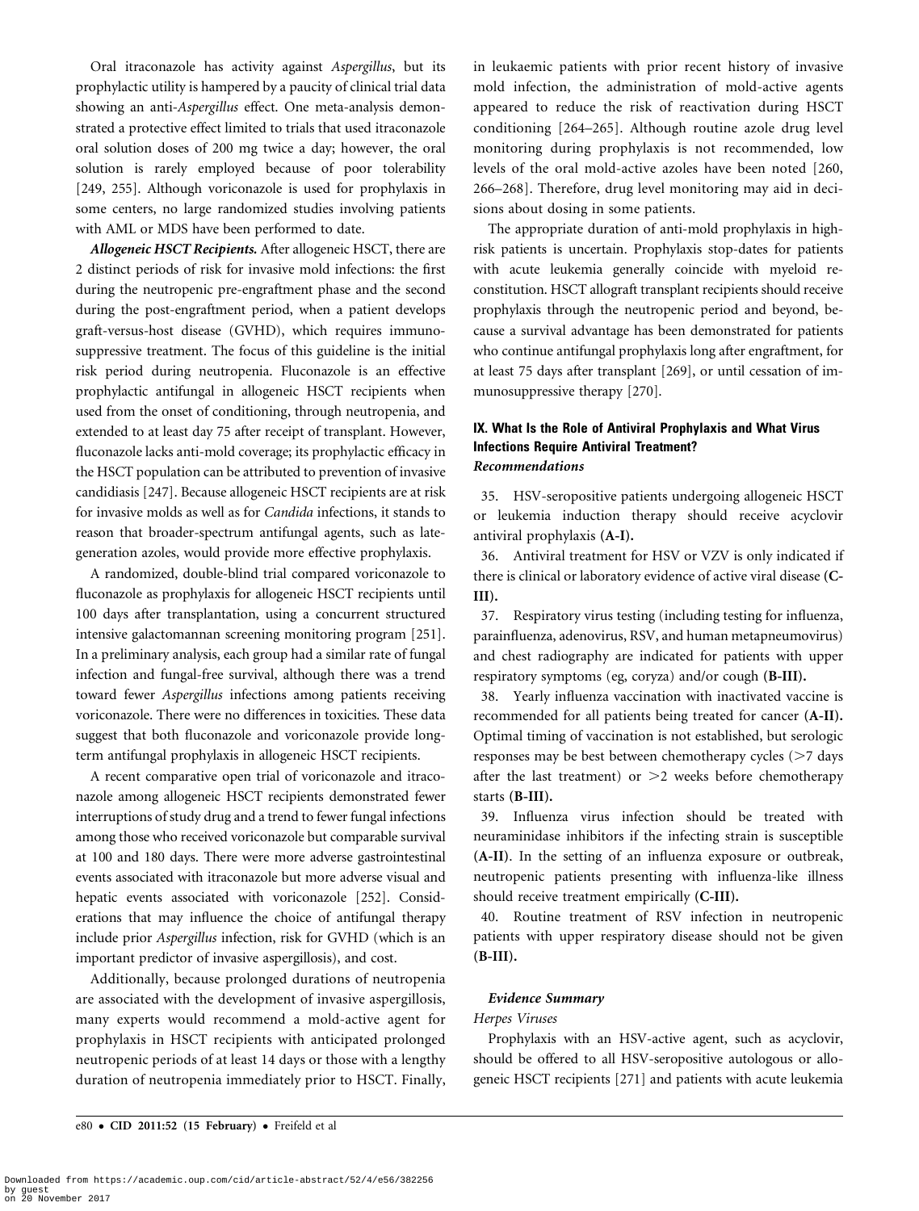Oral itraconazole has activity against *Aspergillus*, but its prophylactic utility is hampered by a paucity of clinical trial data showing an anti-*Aspergillus* effect. One meta-analysis demonstrated a protective effect limited to trials that used itraconazole oral solution doses of 200 mg twice a day; however, the oral solution is rarely employed because of poor tolerability [249, 255]. Although voriconazole is used for prophylaxis in some centers, no large randomized studies involving patients with AML or MDS have been performed to date.

***Allogeneic HSCT Recipients.*** After allogeneic HSCT, there are 2 distinct periods of risk for invasive mold infections: the first during the neutropenic pre-engraftment phase and the second during the post-engraftment period, when a patient develops graft-versus-host disease (GVHD), which requires immunosuppressive treatment. The focus of this guideline is the initial risk period during neutropenia. Fluconazole is an effective prophylactic antifungal in allogeneic HSCT recipients when used from the onset of conditioning, through neutropenia, and extended to at least day 75 after receipt of transplant. However, fluconazole lacks anti-mold coverage; its prophylactic efficacy in the HSCT population can be attributed to prevention of invasive candidiasis [247]. Because allogeneic HSCT recipients are at risk for invasive molds as well as for *Candida* infections, it stands to reason that broader-spectrum antifungal agents, such as late-generation azoles, would provide more effective prophylaxis.

A randomized, double-blind trial compared voriconazole to fluconazole as prophylaxis for allogeneic HSCT recipients until 100 days after transplantation, using a concurrent structured intensive galactomannan screening monitoring program [251]. In a preliminary analysis, each group had a similar rate of fungal infection and fungal-free survival, although there was a trend toward fewer *Aspergillus* infections among patients receiving voriconazole. There were no differences in toxicities. These data suggest that both fluconazole and voriconazole provide long-term antifungal prophylaxis in allogeneic HSCT recipients.

A recent comparative open trial of voriconazole and itraconazole among allogeneic HSCT recipients demonstrated fewer interruptions of study drug and a trend to fewer fungal infections among those who received voriconazole but comparable survival at 100 and 180 days. There were more adverse gastrointestinal events associated with itraconazole but more adverse visual and hepatic events associated with voriconazole [252]. Considerations that may influence the choice of antifungal therapy include prior *Aspergillus* infection, risk for GVHD (which is an important predictor of invasive aspergillosis), and cost.

Additionally, because prolonged durations of neutropenia are associated with the development of invasive aspergillosis, many experts would recommend a mold-active agent for prophylaxis in HSCT recipients with anticipated prolonged neutropenic periods of at least 14 days or those with a lengthy duration of neutropenia immediately prior to HSCT. Finally, in leukaemic patients with prior recent history of invasive mold infection, the administration of mold-active agents appeared to reduce the risk of reactivation during HSCT conditioning [264–265]. Although routine azole drug level monitoring during prophylaxis is not recommended, low levels of the oral mold-active azoles have been noted [260, 266–268]. Therefore, drug level monitoring may aid in decisions about dosing in some patients.

The appropriate duration of anti-mold prophylaxis in high-risk patients is uncertain. Prophylaxis stop-dates for patients with acute leukemia generally coincide with myeloid reconstitution. HSCT allograft transplant recipients should receive prophylaxis through the neutropenic period and beyond, because a survival advantage has been demonstrated for patients who continue antifungal prophylaxis long after engraftment, for at least 75 days after transplant [269], or until cessation of immunosuppressive therapy [270].

## IX. What Is the Role of Antiviral Prophylaxis and What Virus Infections Require Antiviral Treatment?

### *Recommendations*

35. HSV-seropositive patients undergoing allogeneic HSCT or leukemia induction therapy should receive acyclovir antiviral prophylaxis **(A-I)**.

36. Antiviral treatment for HSV or VZV is only indicated if there is clinical or laboratory evidence of active viral disease **(C-III)**.

37. Respiratory virus testing (including testing for influenza, parainfluenza, adenovirus, RSV, and human metapneumovirus) and chest radiography are indicated for patients with upper respiratory symptoms (eg, coryza) and/or cough **(B-III)**.

38. Yearly influenza vaccination with inactivated vaccine is recommended for all patients being treated for cancer **(A-II)**. Optimal timing of vaccination is not established, but serologic responses may be best between chemotherapy cycles (>7 days after the last treatment) or >2 weeks before chemotherapy starts **(B-III)**.

39. Influenza virus infection should be treated with neuraminidase inhibitors if the infecting strain is susceptible **(A-II)**. In the setting of an influenza exposure or outbreak, neutropenic patients presenting with influenza-like illness should receive treatment empirically **(C-III)**.

40. Routine treatment of RSV infection in neutropenic patients with upper respiratory disease should not be given **(B-III)**.

### *Evidence Summary*

#### *Herpes Viruses*

Prophylaxis with an HSV-active agent, such as acyclovir, should be offered to all HSV-seropositive autologous or allogeneic HSCT recipients [271] and patients with acute leukemia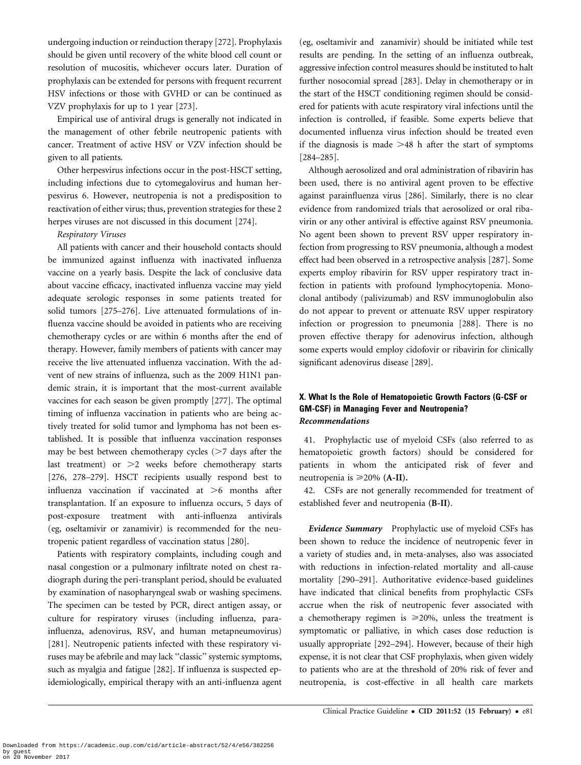undergoing induction or reinduction therapy [272]. Prophylaxis should be given until recovery of the white blood cell count or resolution of mucositis, whichever occurs later. Duration of prophylaxis can be extended for persons with frequent recurrent HSV infections or those with GVHD or can be continued as VZV prophylaxis for up to 1 year [273].

Empirical use of antiviral drugs is generally not indicated in the management of other febrile neutropenic patients with cancer. Treatment of active HSV or VZV infection should be given to all patients.

Other herpesvirus infections occur in the post-HSCT setting, including infections due to cytomegalovirus and human herpesvirus 6. However, neutropenia is not a predisposition to reactivation of either virus; thus, prevention strategies for these 2 herpes viruses are not discussed in this document [274].

*Respiratory Viruses*

All patients with cancer and their household contacts should be immunized against influenza with inactivated influenza vaccine on a yearly basis. Despite the lack of conclusive data about vaccine efficacy, inactivated influenza vaccine may yield adequate serologic responses in some patients treated for solid tumors [275–276]. Live attenuated formulations of influenza vaccine should be avoided in patients who are receiving chemotherapy cycles or are within 6 months after the end of therapy. However, family members of patients with cancer may receive the live attenuated influenza vaccination. With the advent of new strains of influenza, such as the 2009 H1N1 pandemic strain, it is important that the most-current available vaccines for each season be given promptly [277]. The optimal timing of influenza vaccination in patients who are being actively treated for solid tumor and lymphoma has not been established. It is possible that influenza vaccination responses may be best between chemotherapy cycles (>7 days after the last treatment) or >2 weeks before chemotherapy starts [276, 278–279]. HSCT recipients usually respond best to influenza vaccination if vaccinated at >6 months after transplantation. If an exposure to influenza occurs, 5 days of post-exposure treatment with anti-influenza antivirals (eg, oseltamivir or zanamivir) is recommended for the neutropenic patient regardless of vaccination status [280].

Patients with respiratory complaints, including cough and nasal congestion or a pulmonary infiltrate noted on chest radiograph during the peri-transplant period, should be evaluated by examination of nasopharyngeal swab or washing specimens. The specimen can be tested by PCR, direct antigen assay, or culture for respiratory viruses (including influenza, parainfluenza, adenovirus, RSV, and human metapneumovirus) [281]. Neutropenic patients infected with these respiratory viruses may be afebrile and may lack "classic" systemic symptoms, such as myalgia and fatigue [282]. If influenza is suspected epidemiologically, empirical therapy with an anti-influenza agent (eg, oseltamivir and zanamivir) should be initiated while test results are pending. In the setting of an influenza outbreak, aggressive infection control measures should be instituted to halt further nosocomial spread [283]. Delay in chemotherapy or in the start of the HSCT conditioning regimen should be considered for patients with acute respiratory viral infections until the infection is controlled, if feasible. Some experts believe that documented influenza virus infection should be treated even if the diagnosis is made >48 h after the start of symptoms [284–285].

Although aerosolized and oral administration of ribavirin has been used, there is no antiviral agent proven to be effective against parainfluenza virus [286]. Similarly, there is no clear evidence from randomized trials that aerosolized or oral ribavirin or any other antiviral is effective against RSV pneumonia. No agent been shown to prevent RSV upper respiratory infection from progressing to RSV pneumonia, although a modest effect had been observed in a retrospective analysis [287]. Some experts employ ribavirin for RSV upper respiratory tract infection in patients with profound lymphocytopenia. Monoclonal antibody (palivizumab) and RSV immunoglobulin also do not appear to prevent or attenuate RSV upper respiratory infection or progression to pneumonia [288]. There is no proven effective therapy for adenovirus infection, although some experts would employ cidofovir or ribavirin for clinically significant adenovirus disease [289].

## X. What Is the Role of Hematopoietic Growth Factors (G-CSF or GM-CSF) in Managing Fever and Neutropenia?

### *Recommendations*

41. Prophylactic use of myeloid CSFs (also referred to as hematopoietic growth factors) should be considered for patients in whom the anticipated risk of fever and neutropenia is ⩾20% **(A-II).**

42. CSFs are not generally recommended for treatment of established fever and neutropenia **(B-II).**

***Evidence Summary*** Prophylactic use of myeloid CSFs has been shown to reduce the incidence of neutropenic fever in a variety of studies and, in meta-analyses, also was associated with reductions in infection-related mortality and all-cause mortality [290–291]. Authoritative evidence-based guidelines have indicated that clinical benefits from prophylactic CSFs accrue when the risk of neutropenic fever associated with a chemotherapy regimen is ⩾20%, unless the treatment is symptomatic or palliative, in which cases dose reduction is usually appropriate [292–294]. However, because of their high expense, it is not clear that CSF prophylaxis, when given widely to patients who are at the threshold of 20% risk of fever and neutropenia, is cost-effective in all health care markets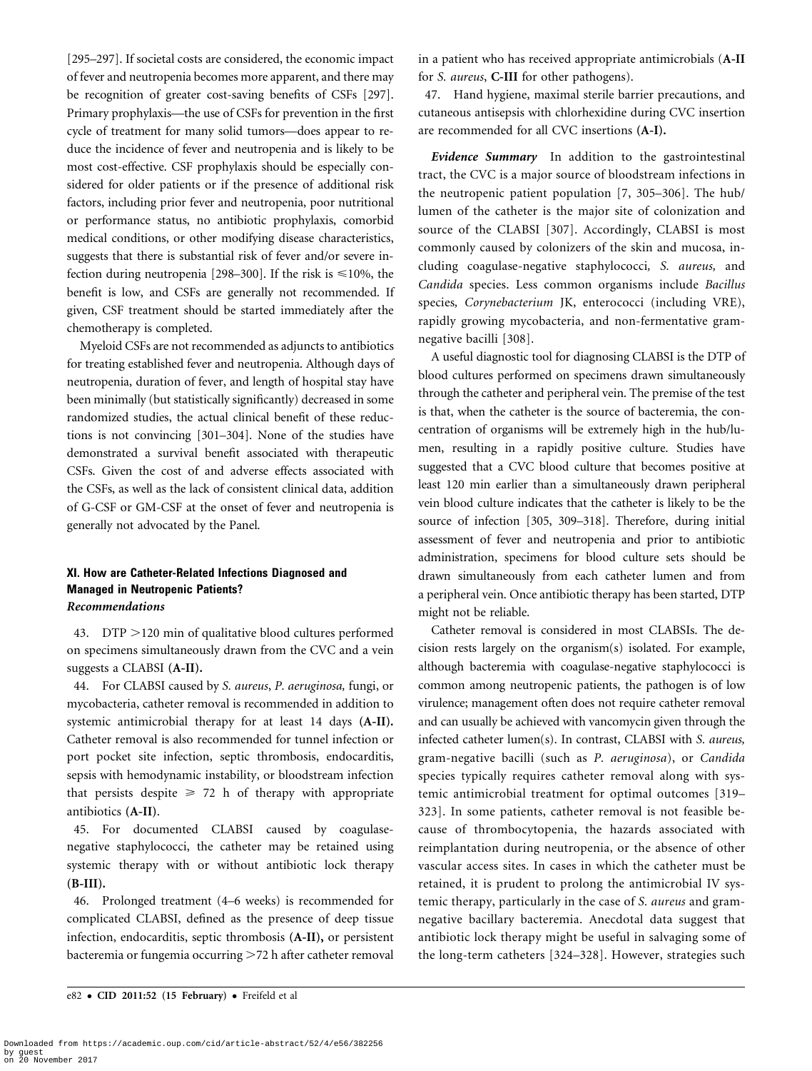[295–297]. If societal costs are considered, the economic impact of fever and neutropenia becomes more apparent, and there may be recognition of greater cost-saving benefits of CSFs [297]. Primary prophylaxis—the use of CSFs for prevention in the first cycle of treatment for many solid tumors—does appear to reduce the incidence of fever and neutropenia and is likely to be most cost-effective. CSF prophylaxis should be especially considered for older patients or if the presence of additional risk factors, including prior fever and neutropenia, poor nutritional or performance status, no antibiotic prophylaxis, comorbid medical conditions, or other modifying disease characteristics, suggests that there is substantial risk of fever and/or severe infection during neutropenia [298–300]. If the risk is ≤10%, the benefit is low, and CSFs are generally not recommended. If given, CSF treatment should be started immediately after the chemotherapy is completed.

Myeloid CSFs are not recommended as adjuncts to antibiotics for treating established fever and neutropenia. Although days of neutropenia, duration of fever, and length of hospital stay have been minimally (but statistically significantly) decreased in some randomized studies, the actual clinical benefit of these reductions is not convincing [301–304]. None of the studies have demonstrated a survival benefit associated with therapeutic CSFs. Given the cost of and adverse effects associated with the CSFs, as well as the lack of consistent clinical data, addition of G-CSF or GM-CSF at the onset of fever and neutropenia is generally not advocated by the Panel.

## XI. How are Catheter-Related Infections Diagnosed and Managed in Neutropenic Patients?

### *Recommendations*

43. DTP >120 min of qualitative blood cultures performed on specimens simultaneously drawn from the CVC and a vein suggests a CLABSI (**A-II**).

44. For CLABSI caused by *S. aureus*, *P. aeruginosa,* fungi, or mycobacteria, catheter removal is recommended in addition to systemic antimicrobial therapy for at least 14 days (**A-II**). Catheter removal is also recommended for tunnel infection or port pocket site infection, septic thrombosis, endocarditis, sepsis with hemodynamic instability, or bloodstream infection that persists despite ≥ 72 h of therapy with appropriate antibiotics (**A-II**).

45. For documented CLABSI caused by coagulase-negative staphylococci, the catheter may be retained using systemic therapy with or without antibiotic lock therapy (**B-III**).

46. Prolonged treatment (4–6 weeks) is recommended for complicated CLABSI, defined as the presence of deep tissue infection, endocarditis, septic thrombosis (**A-II**), or persistent bacteremia or fungemia occurring >72 h after catheter removal in a patient who has received appropriate antimicrobials (**A-II** for *S. aureus*, **C-III** for other pathogens).

47. Hand hygiene, maximal sterile barrier precautions, and cutaneous antisepsis with chlorhexidine during CVC insertion are recommended for all CVC insertions (**A-I**).

***Evidence Summary*** In addition to the gastrointestinal tract, the CVC is a major source of bloodstream infections in the neutropenic patient population [7, 305–306]. The hub/lumen of the catheter is the major site of colonization and source of the CLABSI [307]. Accordingly, CLABSI is most commonly caused by colonizers of the skin and mucosa, including coagulase-negative staphylococci, *S. aureus,* and *Candida* species. Less common organisms include *Bacillus* species, *Corynebacterium* JK, enterococci (including VRE), rapidly growing mycobacteria, and non-fermentative gram-negative bacilli [308].

A useful diagnostic tool for diagnosing CLABSI is the DTP of blood cultures performed on specimens drawn simultaneously through the catheter and peripheral vein. The premise of the test is that, when the catheter is the source of bacteremia, the concentration of organisms will be extremely high in the hub/lumen, resulting in a rapidly positive culture. Studies have suggested that a CVC blood culture that becomes positive at least 120 min earlier than a simultaneously drawn peripheral vein blood culture indicates that the catheter is likely to be the source of infection [305, 309–318]. Therefore, during initial assessment of fever and neutropenia and prior to antibiotic administration, specimens for blood culture sets should be drawn simultaneously from each catheter lumen and from a peripheral vein. Once antibiotic therapy has been started, DTP might not be reliable.

Catheter removal is considered in most CLABSIs. The decision rests largely on the organism(s) isolated. For example, although bacteremia with coagulase-negative staphylococci is common among neutropenic patients, the pathogen is of low virulence; management often does not require catheter removal and can usually be achieved with vancomycin given through the infected catheter lumen(s). In contrast, CLABSI with *S. aureus,* gram-negative bacilli (such as *P. aeruginosa*), or *Candida* species typically requires catheter removal along with systemic antimicrobial treatment for optimal outcomes [319–323]. In some patients, catheter removal is not feasible because of thrombocytopenia, the hazards associated with reimplantation during neutropenia, or the absence of other vascular access sites. In cases in which the catheter must be retained, it is prudent to prolong the antimicrobial IV systemic therapy, particularly in the case of *S. aureus* and gram-negative bacillary bacteremia. Anecdotal data suggest that antibiotic lock therapy might be useful in salvaging some of the long-term catheters [324–328]. However, strategies such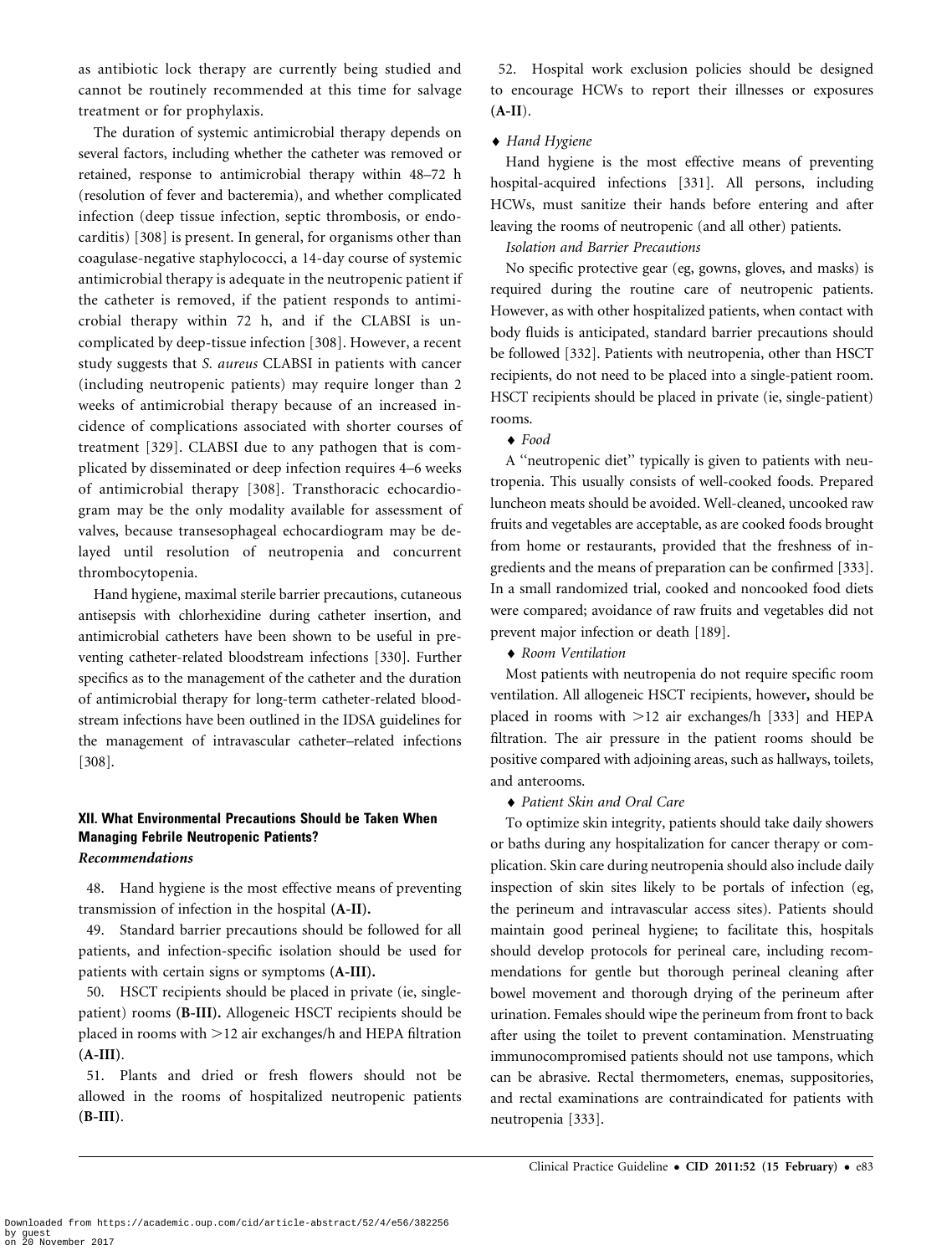as antibiotic lock therapy are currently being studied and cannot be routinely recommended at this time for salvage treatment or for prophylaxis.

The duration of systemic antimicrobial therapy depends on several factors, including whether the catheter was removed or retained, response to antimicrobial therapy within 48–72 h (resolution of fever and bacteremia), and whether complicated infection (deep tissue infection, septic thrombosis, or endocarditis) [308] is present. In general, for organisms other than coagulase-negative staphylococci, a 14-day course of systemic antimicrobial therapy is adequate in the neutropenic patient if the catheter is removed, if the patient responds to antimicrobial therapy within 72 h, and if the CLABSI is uncomplicated by deep-tissue infection [308]. However, a recent study suggests that *S. aureus* CLABSI in patients with cancer (including neutropenic patients) may require longer than 2 weeks of antimicrobial therapy because of an increased incidence of complications associated with shorter courses of treatment [329]. CLABSI due to any pathogen that is complicated by disseminated or deep infection requires 4–6 weeks of antimicrobial therapy [308]. Transthoracic echocardiogram may be the only modality available for assessment of valves, because transesophageal echocardiogram may be delayed until resolution of neutropenia and concurrent thrombocytopenia.

Hand hygiene, maximal sterile barrier precautions, cutaneous antisepsis with chlorhexidine during catheter insertion, and antimicrobial catheters have been shown to be useful in preventing catheter-related bloodstream infections [330]. Further specifics as to the management of the catheter and the duration of antimicrobial therapy for long-term catheter-related bloodstream infections have been outlined in the IDSA guidelines for the management of intravascular catheter–related infections [308].

## XII. What Environmental Precautions Should be Taken When Managing Febrile Neutropenic Patients?

### *Recommendations*

48. Hand hygiene is the most effective means of preventing transmission of infection in the hospital **(A-II).**

49. Standard barrier precautions should be followed for all patients, and infection-specific isolation should be used for patients with certain signs or symptoms **(A-III).**

50. HSCT recipients should be placed in private (ie, single-patient) rooms **(B-III).** Allogeneic HSCT recipients should be placed in rooms with >12 air exchanges/h and HEPA filtration **(A-III)**.

51. Plants and dried or fresh flowers should not be allowed in the rooms of hospitalized neutropenic patients **(B-III)**.

52. Hospital work exclusion policies should be designed to encourage HCWs to report their illnesses or exposures **(A-II)**.

♦ *Hand Hygiene*

Hand hygiene is the most effective means of preventing hospital-acquired infections [331]. All persons, including HCWs, must sanitize their hands before entering and after leaving the rooms of neutropenic (and all other) patients.

*Isolation and Barrier Precautions*

No specific protective gear (eg, gowns, gloves, and masks) is required during the routine care of neutropenic patients. However, as with other hospitalized patients, when contact with body fluids is anticipated, standard barrier precautions should be followed [332]. Patients with neutropenia, other than HSCT recipients, do not need to be placed into a single-patient room. HSCT recipients should be placed in private (ie, single-patient) rooms.

♦ *Food*

A "neutropenic diet" typically is given to patients with neutropenia. This usually consists of well-cooked foods. Prepared luncheon meats should be avoided. Well-cleaned, uncooked raw fruits and vegetables are acceptable, as are cooked foods brought from home or restaurants, provided that the freshness of ingredients and the means of preparation can be confirmed [333]. In a small randomized trial, cooked and noncooked food diets were compared; avoidance of raw fruits and vegetables did not prevent major infection or death [189].

♦ *Room Ventilation*

Most patients with neutropenia do not require specific room ventilation. All allogeneic HSCT recipients, however, should be placed in rooms with >12 air exchanges/h [333] and HEPA filtration. The air pressure in the patient rooms should be positive compared with adjoining areas, such as hallways, toilets, and anterooms.

♦ *Patient Skin and Oral Care*

To optimize skin integrity, patients should take daily showers or baths during any hospitalization for cancer therapy or complication. Skin care during neutropenia should also include daily inspection of skin sites likely to be portals of infection (eg, the perineum and intravascular access sites). Patients should maintain good perineal hygiene; to facilitate this, hospitals should develop protocols for perineal care, including recommendations for gentle but thorough perineal cleaning after bowel movement and thorough drying of the perineum after urination. Females should wipe the perineum from front to back after using the toilet to prevent contamination. Menstruating immunocompromised patients should not use tampons, which can be abrasive. Rectal thermometers, enemas, suppositories, and rectal examinations are contraindicated for patients with neutropenia [333].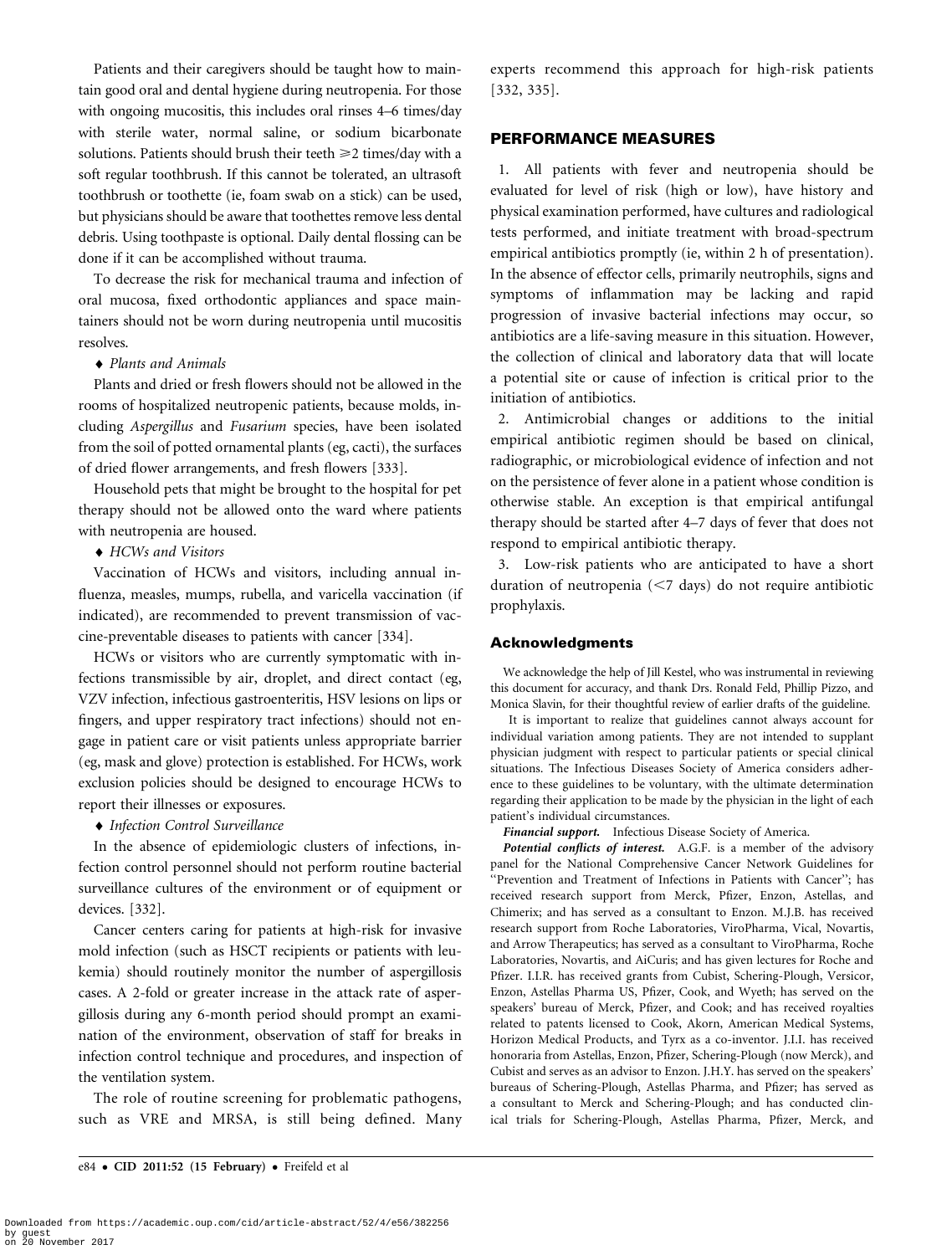Patients and their caregivers should be taught how to maintain good oral and dental hygiene during neutropenia. For those with ongoing mucositis, this includes oral rinses 4–6 times/day with sterile water, normal saline, or sodium bicarbonate solutions. Patients should brush their teeth $\geqslant$2 times/day with a soft regular toothbrush. If this cannot be tolerated, an ultrasoft toothbrush or toothette (ie, foam swab on a stick) can be used, but physicians should be aware that toothettes remove less dental debris. Using toothpaste is optional. Daily dental flossing can be done if it can be accomplished without trauma.

To decrease the risk for mechanical trauma and infection of oral mucosa, fixed orthodontic appliances and space maintainers should not be worn during neutropenia until mucositis resolves.

♦ *Plants and Animals*

Plants and dried or fresh flowers should not be allowed in the rooms of hospitalized neutropenic patients, because molds, including *Aspergillus* and *Fusarium* species, have been isolated from the soil of potted ornamental plants (eg, cacti), the surfaces of dried flower arrangements, and fresh flowers [333].

Household pets that might be brought to the hospital for pet therapy should not be allowed onto the ward where patients with neutropenia are housed.

♦ *HCWs and Visitors*

Vaccination of HCWs and visitors, including annual influenza, measles, mumps, rubella, and varicella vaccination (if indicated), are recommended to prevent transmission of vaccine-preventable diseases to patients with cancer [334].

HCWs or visitors who are currently symptomatic with infections transmissible by air, droplet, and direct contact (eg, VZV infection, infectious gastroenteritis, HSV lesions on lips or fingers, and upper respiratory tract infections) should not engage in patient care or visit patients unless appropriate barrier (eg, mask and glove) protection is established. For HCWs, work exclusion policies should be designed to encourage HCWs to report their illnesses or exposures.

♦ *Infection Control Surveillance*

In the absence of epidemiologic clusters of infections, infection control personnel should not perform routine bacterial surveillance cultures of the environment or of equipment or devices. [332].

Cancer centers caring for patients at high-risk for invasive mold infection (such as HSCT recipients or patients with leukemia) should routinely monitor the number of aspergillosis cases. A 2-fold or greater increase in the attack rate of aspergillosis during any 6-month period should prompt an examination of the environment, observation of staff for breaks in infection control technique and procedures, and inspection of the ventilation system.

The role of routine screening for problematic pathogens, such as VRE and MRSA, is still being defined. Many experts recommend this approach for high-risk patients [332, 335].

## PERFORMANCE MEASURES

1. All patients with fever and neutropenia should be evaluated for level of risk (high or low), have history and physical examination performed, have cultures and radiological tests performed, and initiate treatment with broad-spectrum empirical antibiotics promptly (ie, within 2 h of presentation). In the absence of effector cells, primarily neutrophils, signs and symptoms of inflammation may be lacking and rapid progression of invasive bacterial infections may occur, so antibiotics are a life-saving measure in this situation. However, the collection of clinical and laboratory data that will locate a potential site or cause of infection is critical prior to the initiation of antibiotics.

2. Antimicrobial changes or additions to the initial empirical antibiotic regimen should be based on clinical, radiographic, or microbiological evidence of infection and not on the persistence of fever alone in a patient whose condition is otherwise stable. An exception is that empirical antifungal therapy should be started after 4–7 days of fever that does not respond to empirical antibiotic therapy.

3. Low-risk patients who are anticipated to have a short duration of neutropenia (<7 days) do not require antibiotic prophylaxis.

## Acknowledgments

We acknowledge the help of Jill Kestel, who was instrumental in reviewing this document for accuracy, and thank Drs. Ronald Feld, Phillip Pizzo, and Monica Slavin, for their thoughtful review of earlier drafts of the guideline.

It is important to realize that guidelines cannot always account for individual variation among patients. They are not intended to supplant physician judgment with respect to particular patients or special clinical situations. The Infectious Diseases Society of America considers adherence to these guidelines to be voluntary, with the ultimate determination regarding their application to be made by the physician in the light of each patient's individual circumstances.

***Financial support.*** Infectious Disease Society of America.

***Potential conflicts of interest.*** A.G.F. is a member of the advisory panel for the National Comprehensive Cancer Network Guidelines for "Prevention and Treatment of Infections in Patients with Cancer"; has received research support from Merck, Pfizer, Enzon, Astellas, and Chimerix; and has served as a consultant to Enzon. M.J.B. has received research support from Roche Laboratories, ViroPharma, Vical, Novartis, and Arrow Therapeutics; has served as a consultant to ViroPharma, Roche Laboratories, Novartis, and AiCuris; and has given lectures for Roche and Pfizer. I.I.R. has received grants from Cubist, Schering-Plough, Versicor, Enzon, Astellas Pharma US, Pfizer, Cook, and Wyeth; has served on the speakers' bureau of Merck, Pfizer, and Cook; and has received royalties related to patents licensed to Cook, Akorn, American Medical Systems, Horizon Medical Products, and Tyrx as a co-inventor. J.I.I. has received honoraria from Astellas, Enzon, Pfizer, Schering-Plough (now Merck), and Cubist and serves as an advisor to Enzon. J.H.Y. has served on the speakers' bureaus of Schering-Plough, Astellas Pharma, and Pfizer; has served as a consultant to Merck and Schering-Plough; and has conducted clinical trials for Schering-Plough, Astellas Pharma, Pfizer, Merck, and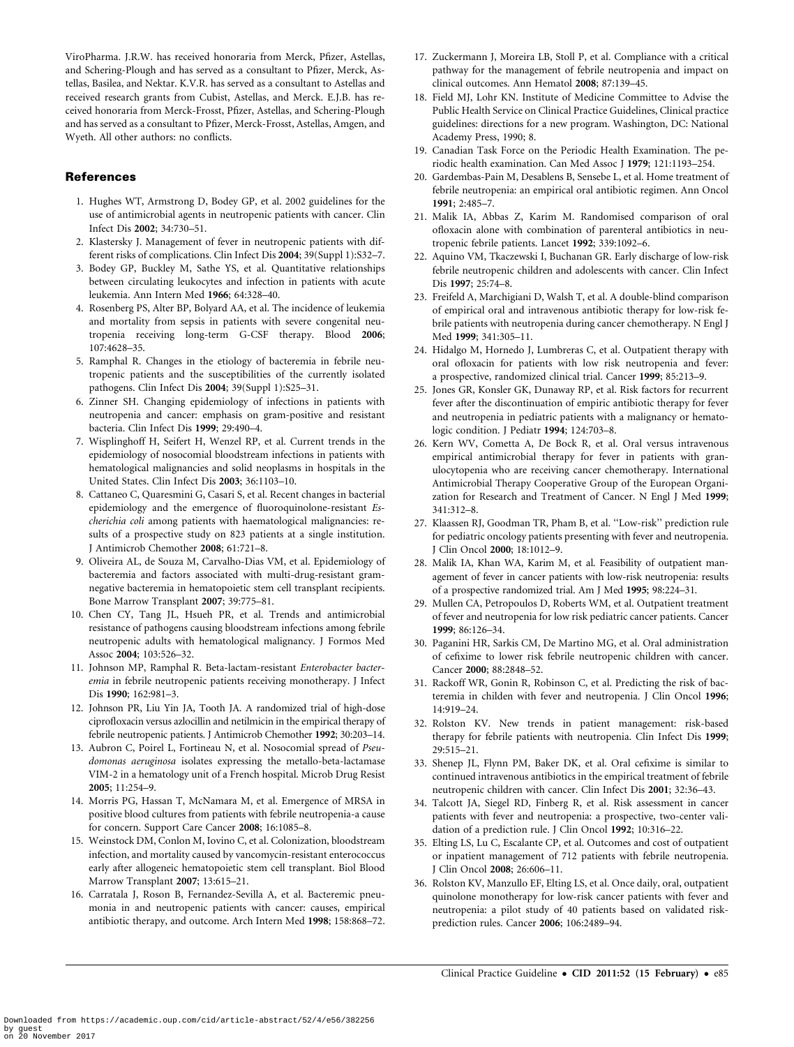ViroPharma. J.R.W. has received honoraria from Merck, Pfizer, Astellas, and Schering-Plough and has served as a consultant to Pfizer, Merck, Astellas, Basilea, and Nektar. K.V.R. has served as a consultant to Astellas and received research grants from Cubist, Astellas, and Merck. E.J.B. has received honoraria from Merck-Frosst, Pfizer, Astellas, and Schering-Plough and has served as a consultant to Pfizer, Merck-Frosst, Astellas, Amgen, and Wyeth. All other authors: no conflicts.

## References

1. Hughes WT, Armstrong D, Bodey GP, et al. 2002 guidelines for the use of antimicrobial agents in neutropenic patients with cancer. Clin Infect Dis **2002**; 34:730–51.
2. Klastersky J. Management of fever in neutropenic patients with different risks of complications. Clin Infect Dis **2004**; 39(Suppl 1):S32–7.
3. Bodey GP, Buckley M, Sathe YS, et al. Quantitative relationships between circulating leukocytes and infection in patients with acute leukemia. Ann Intern Med **1966**; 64:328–40.
4. Rosenberg PS, Alter BP, Bolyard AA, et al. The incidence of leukemia and mortality from sepsis in patients with severe congenital neutropenia receiving long-term G-CSF therapy. Blood **2006**; 107:4628–35.
5. Ramphal R. Changes in the etiology of bacteremia in febrile neutropenic patients and the susceptibilities of the currently isolated pathogens. Clin Infect Dis **2004**; 39(Suppl 1):S25–31.
6. Zinner SH. Changing epidemiology of infections in patients with neutropenia and cancer: emphasis on gram-positive and resistant bacteria. Clin Infect Dis **1999**; 29:490–4.
7. Wisplinghoff H, Seifert H, Wenzel RP, et al. Current trends in the epidemiology of nosocomial bloodstream infections in patients with hematological malignancies and solid neoplasms in hospitals in the United States. Clin Infect Dis **2003**; 36:1103–10.
8. Cattaneo C, Quaresmini G, Casari S, et al. Recent changes in bacterial epidemiology and the emergence of fluoroquinolone-resistant *Escherichia coli* among patients with haematological malignancies: results of a prospective study on 823 patients at a single institution. J Antimicrob Chemother **2008**; 61:721–8.
9. Oliveira AL, de Souza M, Carvalho-Dias VM, et al. Epidemiology of bacteremia and factors associated with multi-drug-resistant gram-negative bacteremia in hematopoietic stem cell transplant recipients. Bone Marrow Transplant **2007**; 39:775–81.
10. Chen CY, Tang JL, Hsueh PR, et al. Trends and antimicrobial resistance of pathogens causing bloodstream infections among febrile neutropenic adults with hematological malignancy. J Formos Med Assoc **2004**; 103:526–32.
11. Johnson MP, Ramphal R. Beta-lactam-resistant *Enterobacter bacteremia* in febrile neutropenic patients receiving monotherapy. J Infect Dis **1990**; 162:981–3.
12. Johnson PR, Liu Yin JA, Tooth JA. A randomized trial of high-dose ciprofloxacin versus azlocillin and netilmicin in the empirical therapy of febrile neutropenic patients. J Antimicrob Chemother **1992**; 30:203–14.
13. Aubron C, Poirel L, Fortineau N, et al. Nosocomial spread of *Pseudomonas aeruginosa* isolates expressing the metallo-beta-lactamase VIM-2 in a hematology unit of a French hospital. Microb Drug Resist **2005**; 11:254–9.
14. Morris PG, Hassan T, McNamara M, et al. Emergence of MRSA in positive blood cultures from patients with febrile neutropenia-a cause for concern. Support Care Cancer **2008**; 16:1085–8.
15. Weinstock DM, Conlon M, Iovino C, et al. Colonization, bloodstream infection, and mortality caused by vancomycin-resistant enterococcus early after allogeneic hematopoietic stem cell transplant. Biol Blood Marrow Transplant **2007**; 13:615–21.
16. Carratala J, Roson B, Fernandez-Sevilla A, et al. Bacteremic pneumonia in and neutropenic patients with cancer: causes, empirical antibiotic therapy, and outcome. Arch Intern Med **1998**; 158:868–72.
17. Zuckermann J, Moreira LB, Stoll P, et al. Compliance with a critical pathway for the management of febrile neutropenia and impact on clinical outcomes. Ann Hematol **2008**; 87:139–45.
18. Field MJ, Lohr KN. Institute of Medicine Committee to Advise the Public Health Service on Clinical Practice Guidelines, Clinical practice guidelines: directions for a new program. Washington, DC: National Academy Press, 1990; 8.
19. Canadian Task Force on the Periodic Health Examination. The periodic health examination. Can Med Assoc J **1979**; 121:1193–254.
20. Gardembas-Pain M, Desablens B, Sensebe L, et al. Home treatment of febrile neutropenia: an empirical oral antibiotic regimen. Ann Oncol **1991**; 2:485–7.
21. Malik IA, Abbas Z, Karim M. Randomised comparison of oral ofloxacin alone with combination of parenteral antibiotics in neutropenic febrile patients. Lancet **1992**; 339:1092–6.
22. Aquino VM, Tkaczewski I, Buchanan GR. Early discharge of low-risk febrile neutropenic children and adolescents with cancer. Clin Infect Dis **1997**; 25:74–8.
23. Freifeld A, Marchigiani D, Walsh T, et al. A double-blind comparison of empirical oral and intravenous antibiotic therapy for low-risk febrile patients with neutropenia during cancer chemotherapy. N Engl J Med **1999**; 341:305–11.
24. Hidalgo M, Hornedo J, Lumbreras C, et al. Outpatient therapy with oral ofloxacin for patients with low risk neutropenia and fever: a prospective, randomized clinical trial. Cancer **1999**; 85:213–9.
25. Jones GR, Konsler GK, Dunaway RP, et al. Risk factors for recurrent fever after the discontinuation of empiric antibiotic therapy for fever and neutropenia in pediatric patients with a malignancy or hematologic condition. J Pediatr **1994**; 124:703–8.
26. Kern WV, Cometta A, De Bock R, et al. Oral versus intravenous empirical antimicrobial therapy for fever in patients with granulocytopenia who are receiving cancer chemotherapy. International Antimicrobial Therapy Cooperative Group of the European Organization for Research and Treatment of Cancer. N Engl J Med **1999**; 341:312–8.
27. Klaassen RJ, Goodman TR, Pham B, et al. ''Low-risk'' prediction rule for pediatric oncology patients presenting with fever and neutropenia. J Clin Oncol **2000**; 18:1012–9.
28. Malik IA, Khan WA, Karim M, et al. Feasibility of outpatient management of fever in cancer patients with low-risk neutropenia: results of a prospective randomized trial. Am J Med **1995**; 98:224–31.
29. Mullen CA, Petropoulos D, Roberts WM, et al. Outpatient treatment of fever and neutropenia for low risk pediatric cancer patients. Cancer **1999**; 86:126–34.
30. Paganini HR, Sarkis CM, De Martino MG, et al. Oral administration of cefixime to lower risk febrile neutropenic children with cancer. Cancer **2000**; 88:2848–52.
31. Rackoff WR, Gonin R, Robinson C, et al. Predicting the risk of bacteremia in childen with fever and neutropenia. J Clin Oncol **1996**; 14:919–24.
32. Rolston KV. New trends in patient management: risk-based therapy for febrile patients with neutropenia. Clin Infect Dis **1999**; 29:515–21.
33. Shenep JL, Flynn PM, Baker DK, et al. Oral cefixime is similar to continued intravenous antibiotics in the empirical treatment of febrile neutropenic children with cancer. Clin Infect Dis **2001**; 32:36–43.
34. Talcott JA, Siegel RD, Finberg R, et al. Risk assessment in cancer patients with fever and neutropenia: a prospective, two-center validation of a prediction rule. J Clin Oncol **1992**; 10:316–22.
35. Elting LS, Lu C, Escalante CP, et al. Outcomes and cost of outpatient or inpatient management of 712 patients with febrile neutropenia. J Clin Oncol **2008**; 26:606–11.
36. Rolston KV, Manzullo EF, Elting LS, et al. Once daily, oral, outpatient quinolone monotherapy for low-risk cancer patients with fever and neutropenia: a pilot study of 40 patients based on validated risk-prediction rules. Cancer **2006**; 106:2489–94.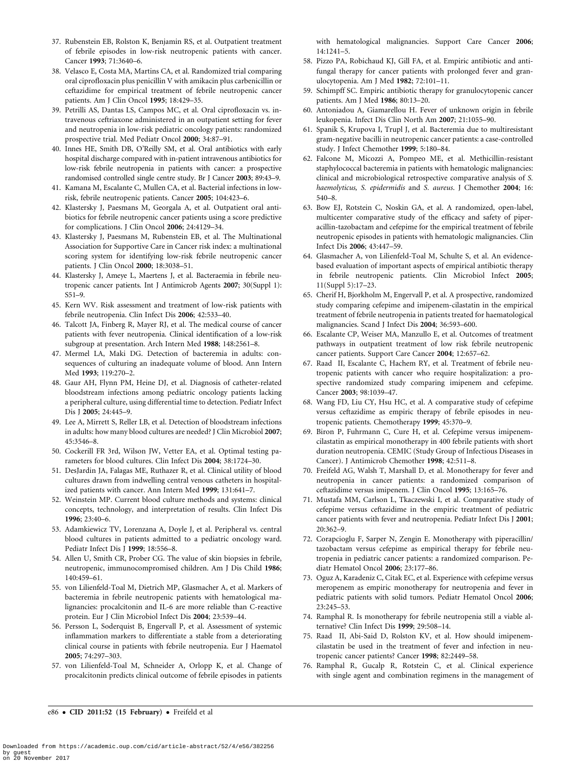37. Rubenstein EB, Rolston K, Benjamin RS, et al. Outpatient treatment of febrile episodes in low-risk neutropenic patients with cancer. Cancer **1993**; 71:3640–6.
38. Velasco E, Costa MA, Martins CA, et al. Randomized trial comparing oral ciprofloxacin plus penicillin V with amikacin plus carbenicillin or ceftazidime for empirical treatment of febrile neutropenic cancer patients. Am J Clin Oncol **1995**; 18:429–35.
39. Petrilli AS, Dantas LS, Campos MC, et al. Oral ciprofloxacin vs. intravenous ceftriaxone administered in an outpatient setting for fever and neutropenia in low-risk pediatric oncology patients: randomized prospective trial. Med Pediatr Oncol **2000**; 34:87–91.
40. Innes HE, Smith DB, O'Reilly SM, et al. Oral antibiotics with early hospital discharge compared with in-patient intravenous antibiotics for low-risk febrile neutropenia in patients with cancer: a prospective randomised controlled single centre study. Br J Cancer **2003**; 89:43–9.
41. Kamana M, Escalante C, Mullen CA, et al. Bacterial infections in low-risk, febrile neutropenic patients. Cancer **2005**; 104:423–6.
42. Klastersky J, Paesmans M, Georgala A, et al. Outpatient oral antibiotics for febrile neutropenic cancer patients using a score predictive for complications. J Clin Oncol **2006**; 24:4129–34.
43. Klastersky J, Paesmans M, Rubenstein EB, et al. The Multinational Association for Supportive Care in Cancer risk index: a multinational scoring system for identifying low-risk febrile neutropenic cancer patients. J Clin Oncol **2000**; 18:3038–51.
44. Klastersky J, Ameye L, Maertens J, et al. Bacteraemia in febrile neutropenic cancer patients. Int J Antimicrob Agents **2007**; 30(Suppl 1): S51–9.
45. Kern WV. Risk assessment and treatment of low-risk patients with febrile neutropenia. Clin Infect Dis **2006**; 42:533–40.
46. Talcott JA, Finberg R, Mayer RJ, et al. The medical course of cancer patients with fever and neutropenia. Clinical identification of a low-risk subgroup at presentation. Arch Intern Med **1988**; 148:2561–8.
47. Mermel LA, Maki DG. Detection of bacteremia in adults: consequences of culturing an inadequate volume of blood. Ann Intern Med **1993**; 119:270–2.
48. Gaur AH, Flynn PM, Heine DJ, et al. Diagnosis of catheter-related bloodstream infections among pediatric oncology patients lacking a peripheral culture, using differential time to detection. Pediatr Infect Dis J **2005**; 24:445–9.
49. Lee A, Mirrett S, Reller LB, et al. Detection of bloodstream infections in adults: how many blood cultures are needed? J Clin Microbiol **2007**; 45:3546–8.
50. Cockerill FR 3rd, Wilson JW, Vetter EA, et al. Optimal testing parameters for blood cultures. Clin Infect Dis **2004**; 38:1724–30.
51. DesJardin JA, Falagas ME, Ruthazer R, et al. Clinical utility of blood cultures drawn from indwelling central venous catheters in hospitalized patients with cancer. Ann Intern Med **1999**; 131:641–7.
52. Weinstein MP. Current blood culture methods and systems: clinical concepts, technology, and interpretation of results. Clin Infect Dis **1996**; 23:40–6.
53. Adamkiewicz TV, Lorenzana A, Doyle J, et al. Peripheral vs. central blood cultures in patients admitted to a pediatric oncology ward. Pediatr Infect Dis J **1999**; 18:556–8.
54. Allen U, Smith CR, Prober CG. The value of skin biopsies in febrile, neutropenic, immunocompromised children. Am J Dis Child **1986**; 140:459–61.
55. von Lilienfeld-Toal M, Dietrich MP, Glasmacher A, et al. Markers of bacteremia in febrile neutropenic patients with hematological malignancies: procalcitonin and IL-6 are more reliable than C-reactive protein. Eur J Clin Microbiol Infect Dis **2004**; 23:539–44.
56. Persson L, Soderquist B, Engervall P, et al. Assessment of systemic inflammation markers to differentiate a stable from a deteriorating clinical course in patients with febrile neutropenia. Eur J Haematol **2005**; 74:297–303.
57. von Lilienfeld-Toal M, Schneider A, Orlopp K, et al. Change of procalcitonin predicts clinical outcome of febrile episodes in patients with hematological malignancies. Support Care Cancer **2006**; 14:1241–5.
58. Pizzo PA, Robichaud KJ, Gill FA, et al. Empiric antibiotic and antifungal therapy for cancer patients with prolonged fever and granulocytopenia. Am J Med **1982**; 72:101–11.
59. Schimpff SC. Empiric antibiotic therapy for granulocytopenic cancer patients. Am J Med **1986**; 80:13–20.
60. Antoniadou A, Giamarellou H. Fever of unknown origin in febrile leukopenia. Infect Dis Clin North Am **2007**; 21:1055–90.
61. Spanik S, Krupova I, Trupl J, et al. Bacteremia due to multiresistant gram-negative bacilli in neutropenic cancer patients: a case-controlled study. J Infect Chemother **1999**; 5:180–84.
62. Falcone M, Micozzi A, Pompeo ME, et al. Methicillin-resistant staphylococcal bacteremia in patients with hematologic malignancies: clinical and microbiological retrospective comparative analysis of *S. haemolyticus, S. epidermidis* and *S. aureus*. J Chemother **2004**; 16: 540–8.
63. Bow EJ, Rotstein C, Noskin GA, et al. A randomized, open-label, multicenter comparative study of the efficacy and safety of piperacillin-tazobactam and cefepime for the empirical treatment of febrile neutropenic episodes in patients with hematologic malignancies. Clin Infect Dis **2006**; 43:447–59.
64. Glasmacher A, von Lilienfeld-Toal M, Schulte S, et al. An evidence-based evaluation of important aspects of empirical antibiotic therapy in febrile neutropenic patients. Clin Microbiol Infect **2005**; 11(Suppl 5):17–23.
65. Cherif H, Bjorkholm M, Engervall P, et al. A prospective, randomized study comparing cefepime and imipenem-cilastatin in the empirical treatment of febrile neutropenia in patients treated for haematological malignancies. Scand J Infect Dis **2004**; 36:593–600.
66. Escalante CP, Weiser MA, Manzullo E, et al. Outcomes of treatment pathways in outpatient treatment of low risk febrile neutropenic cancer patients. Support Care Cancer **2004**; 12:657–62.
67. Raad II, Escalante C, Hachem RY, et al. Treatment of febrile neutropenic patients with cancer who require hospitalization: a prospective randomized study comparing imipenem and cefepime. Cancer **2003**; 98:1039–47.
68. Wang FD, Liu CY, Hsu HC, et al. A comparative study of cefepime versus ceftazidime as empiric therapy of febrile episodes in neutropenic patients. Chemotherapy **1999**; 45:370–9.
69. Biron P, Fuhrmann C, Cure H, et al. Cefepime versus imipenem-cilastatin as empirical monotherapy in 400 febrile patients with short duration neutropenia. CEMIC (Study Group of Infectious Diseases in Cancer). J Antimicrob Chemother **1998**; 42:511–8.
70. Freifeld AG, Walsh T, Marshall D, et al. Monotherapy for fever and neutropenia in cancer patients: a randomized comparison of ceftazidime versus imipenem. J Clin Oncol **1995**; 13:165–76.
71. Mustafa MM, Carlson L, Tkaczewski I, et al. Comparative study of cefepime versus ceftazidime in the empiric treatment of pediatric cancer patients with fever and neutropenia. Pediatr Infect Dis J **2001**; 20:362–9.
72. Corapcioglu F, Sarper N, Zengin E. Monotherapy with piperacillin/tazobactam versus cefepime as empirical therapy for febrile neutropenia in pediatric cancer patients: a randomized comparison. Pediatr Hematol Oncol **2006**; 23:177–86.
73. Oguz A, Karadeniz C, Citak EC, et al. Experience with cefepime versus meropenem as empiric monotherapy for neutropenia and fever in pediatric patients with solid tumors. Pediatr Hematol Oncol **2006**; 23:245–53.
74. Ramphal R. Is monotherapy for febrile neutropenia still a viable alternative? Clin Infect Dis **1999**; 29:508–14.
75. Raad II, Abi-Said D, Rolston KV, et al. How should imipenem-cilastatin be used in the treatment of fever and infection in neutropenic cancer patients? Cancer **1998**; 82:2449–58.
76. Ramphal R, Gucalp R, Rotstein C, et al. Clinical experience with single agent and combination regimens in the management of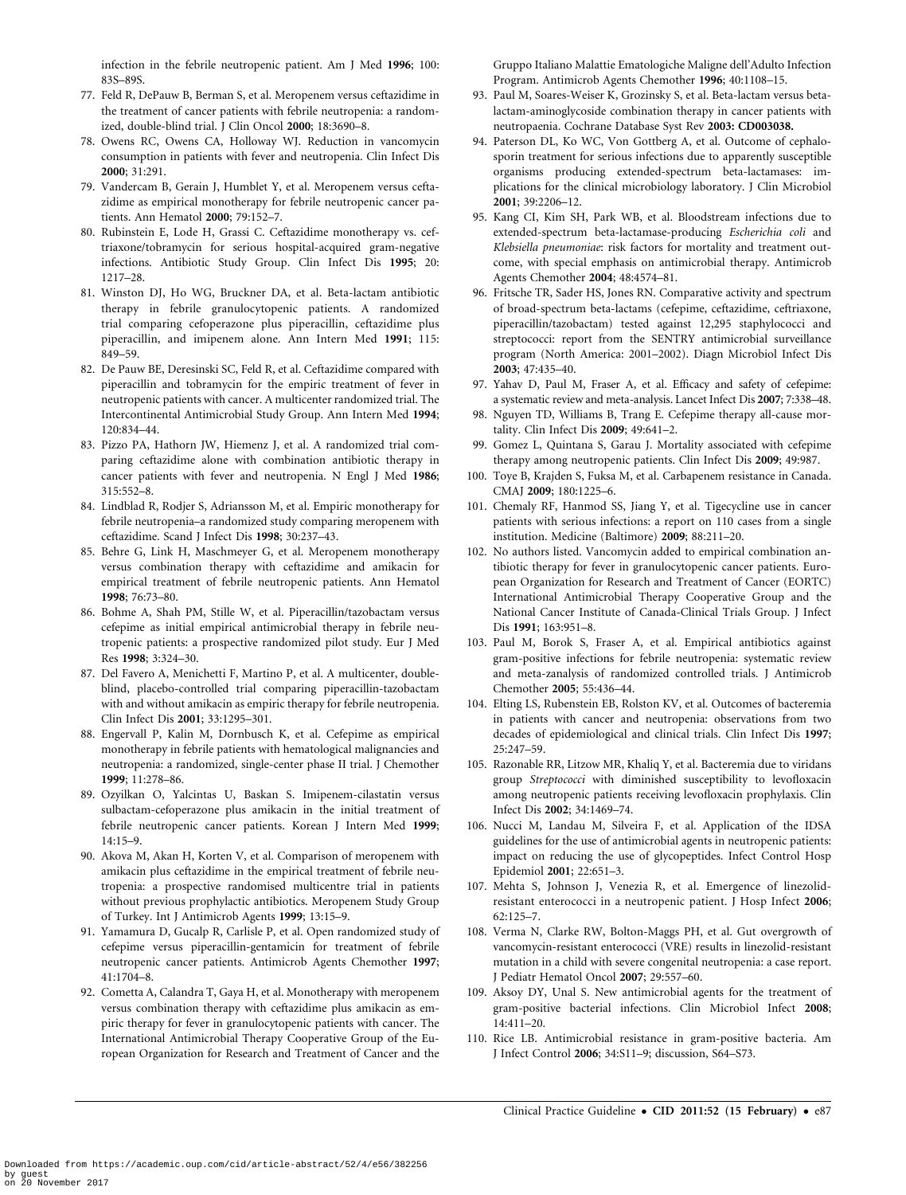infection in the febrile neutropenic patient. Am J Med **1996**; 100: 83S–89S.

77. Feld R, DePauw B, Berman S, et al. Meropenem versus ceftazidime in the treatment of cancer patients with febrile neutropenia: a randomized, double-blind trial. J Clin Oncol **2000**; 18:3690–8.
78. Owens RC, Owens CA, Holloway WJ. Reduction in vancomycin consumption in patients with fever and neutropenia. Clin Infect Dis **2000**; 31:291.
79. Vandercam B, Gerain J, Humblet Y, et al. Meropenem versus ceftazidime as empirical monotherapy for febrile neutropenic cancer patients. Ann Hematol **2000**; 79:152–7.
80. Rubinstein E, Lode H, Grassi C. Ceftazidime monotherapy vs. ceftriaxone/tobramycin for serious hospital-acquired gram-negative infections. Antibiotic Study Group. Clin Infect Dis **1995**; 20: 1217–28.
81. Winston DJ, Ho WG, Bruckner DA, et al. Beta-lactam antibiotic therapy in febrile granulocytopenic patients. A randomized trial comparing cefoperazone plus piperacillin, ceftazidime plus piperacillin, and imipenem alone. Ann Intern Med **1991**; 115: 849–59.
82. De Pauw BE, Deresinski SC, Feld R, et al. Ceftazidime compared with piperacillin and tobramycin for the empiric treatment of fever in neutropenic patients with cancer. A multicenter randomized trial. The Intercontinental Antimicrobial Study Group. Ann Intern Med **1994**; 120:834–44.
83. Pizzo PA, Hathorn JW, Hiemenz J, et al. A randomized trial comparing ceftazidime alone with combination antibiotic therapy in cancer patients with fever and neutropenia. N Engl J Med **1986**; 315:552–8.
84. Lindblad R, Rodjer S, Adriansson M, et al. Empiric monotherapy for febrile neutropenia–a randomized study comparing meropenem with ceftazidime. Scand J Infect Dis **1998**; 30:237–43.
85. Behre G, Link H, Maschmeyer G, et al. Meropenem monotherapy versus combination therapy with ceftazidime and amikacin for empirical treatment of febrile neutropenic patients. Ann Hematol **1998**; 76:73–80.
86. Bohme A, Shah PM, Stille W, et al. Piperacillin/tazobactam versus cefepime as initial empirical antimicrobial therapy in febrile neutropenic patients: a prospective randomized pilot study. Eur J Med Res **1998**; 3:324–30.
87. Del Favero A, Menichetti F, Martino P, et al. A multicenter, double-blind, placebo-controlled trial comparing piperacillin-tazobactam with and without amikacin as empiric therapy for febrile neutropenia. Clin Infect Dis **2001**; 33:1295–301.
88. Engervall P, Kalin M, Dornbusch K, et al. Cefepime as empirical monotherapy in febrile patients with hematological malignancies and neutropenia: a randomized, single-center phase II trial. J Chemother **1999**; 11:278–86.
89. Ozyilkan O, Yalcintas U, Baskan S. Imipenem-cilastatin versus sulbactam-cefoperazone plus amikacin in the initial treatment of febrile neutropenic cancer patients. Korean J Intern Med **1999**; 14:15–9.
90. Akova M, Akan H, Korten V, et al. Comparison of meropenem with amikacin plus ceftazidime in the empirical treatment of febrile neutropenia: a prospective randomised multicentre trial in patients without previous prophylactic antibiotics. Meropenem Study Group of Turkey. Int J Antimicrob Agents **1999**; 13:15–9.
91. Yamamura D, Gucalp R, Carlisle P, et al. Open randomized study of cefepime versus piperacillin-gentamicin for treatment of febrile neutropenic cancer patients. Antimicrob Agents Chemother **1997**; 41:1704–8.
92. Cometta A, Calandra T, Gaya H, et al. Monotherapy with meropenem versus combination therapy with ceftazidime plus amikacin as empiric therapy for fever in granulocytopenic patients with cancer. The International Antimicrobial Therapy Cooperative Group of the European Organization for Research and Treatment of Cancer and the Gruppo Italiano Malattie Ematologiche Maligne dell'Adulto Infection Program. Antimicrob Agents Chemother **1996**; 40:1108–15.
93. Paul M, Soares-Weiser K, Grozinsky S, et al. Beta-lactam versus beta-lactam-aminoglycoside combination therapy in cancer patients with neutropaenia. Cochrane Database Syst Rev **2003: CD003038.**
94. Paterson DL, Ko WC, Von Gottberg A, et al. Outcome of cephalosporin treatment for serious infections due to apparently susceptible organisms producing extended-spectrum beta-lactamases: implications for the clinical microbiology laboratory. J Clin Microbiol **2001**; 39:2206–12.
95. Kang CI, Kim SH, Park WB, et al. Bloodstream infections due to extended-spectrum beta-lactamase-producing *Escherichia coli* and *Klebsiella pneumoniae*: risk factors for mortality and treatment outcome, with special emphasis on antimicrobial therapy. Antimicrob Agents Chemother **2004**; 48:4574–81.
96. Fritsche TR, Sader HS, Jones RN. Comparative activity and spectrum of broad-spectrum beta-lactams (cefepime, ceftazidime, ceftriaxone, piperacillin/tazobactam) tested against 12,295 staphylococci and streptococci: report from the SENTRY antimicrobial surveillance program (North America: 2001–2002). Diagn Microbiol Infect Dis **2003**; 47:435–40.
97. Yahav D, Paul M, Fraser A, et al. Efficacy and safety of cefepime: a systematic review and meta-analysis. Lancet Infect Dis **2007**; 7:338–48.
98. Nguyen TD, Williams B, Trang E. Cefepime therapy all-cause mortality. Clin Infect Dis **2009**; 49:641–2.
99. Gomez L, Quintana S, Garau J. Mortality associated with cefepime therapy among neutropenic patients. Clin Infect Dis **2009**; 49:987.
100. Toye B, Krajden S, Fuksa M, et al. Carbapenem resistance in Canada. CMAJ **2009**; 180:1225–6.
101. Chemaly RF, Hanmod SS, Jiang Y, et al. Tigecycline use in cancer patients with serious infections: a report on 110 cases from a single institution. Medicine (Baltimore) **2009**; 88:211–20.
102. No authors listed. Vancomycin added to empirical combination antibiotic therapy for fever in granulocytopenic cancer patients. European Organization for Research and Treatment of Cancer (EORTC) International Antimicrobial Therapy Cooperative Group and the National Cancer Institute of Canada-Clinical Trials Group. J Infect Dis **1991**; 163:951–8.
103. Paul M, Borok S, Fraser A, et al. Empirical antibiotics against gram-positive infections for febrile neutropenia: systematic review and meta-zanalysis of randomized controlled trials. J Antimicrob Chemother **2005**; 55:436–44.
104. Elting LS, Rubenstein EB, Rolston KV, et al. Outcomes of bacteremia in patients with cancer and neutropenia: observations from two decades of epidemiological and clinical trials. Clin Infect Dis **1997**; 25:247–59.
105. Razonable RR, Litzow MR, Khaliq Y, et al. Bacteremia due to viridans group *Streptococci* with diminished susceptibility to levofloxacin among neutropenic patients receiving levofloxacin prophylaxis. Clin Infect Dis **2002**; 34:1469–74.
106. Nucci M, Landau M, Silveira F, et al. Application of the IDSA guidelines for the use of antimicrobial agents in neutropenic patients: impact on reducing the use of glycopeptides. Infect Control Hosp Epidemiol **2001**; 22:651–3.
107. Mehta S, Johnson J, Venezia R, et al. Emergence of linezolid-resistant enterococci in a neutropenic patient. J Hosp Infect **2006**; 62:125–7.
108. Verma N, Clarke RW, Bolton-Maggs PH, et al. Gut overgrowth of vancomycin-resistant enterococci (VRE) results in linezolid-resistant mutation in a child with severe congenital neutropenia: a case report. J Pediatr Hematol Oncol **2007**; 29:557–60.
109. Aksoy DY, Unal S. New antimicrobial agents for the treatment of gram-positive bacterial infections. Clin Microbiol Infect **2008**; 14:411–20.
110. Rice LB. Antimicrobial resistance in gram-positive bacteria. Am J Infect Control **2006**; 34:S11–9; discussion, S64–S73.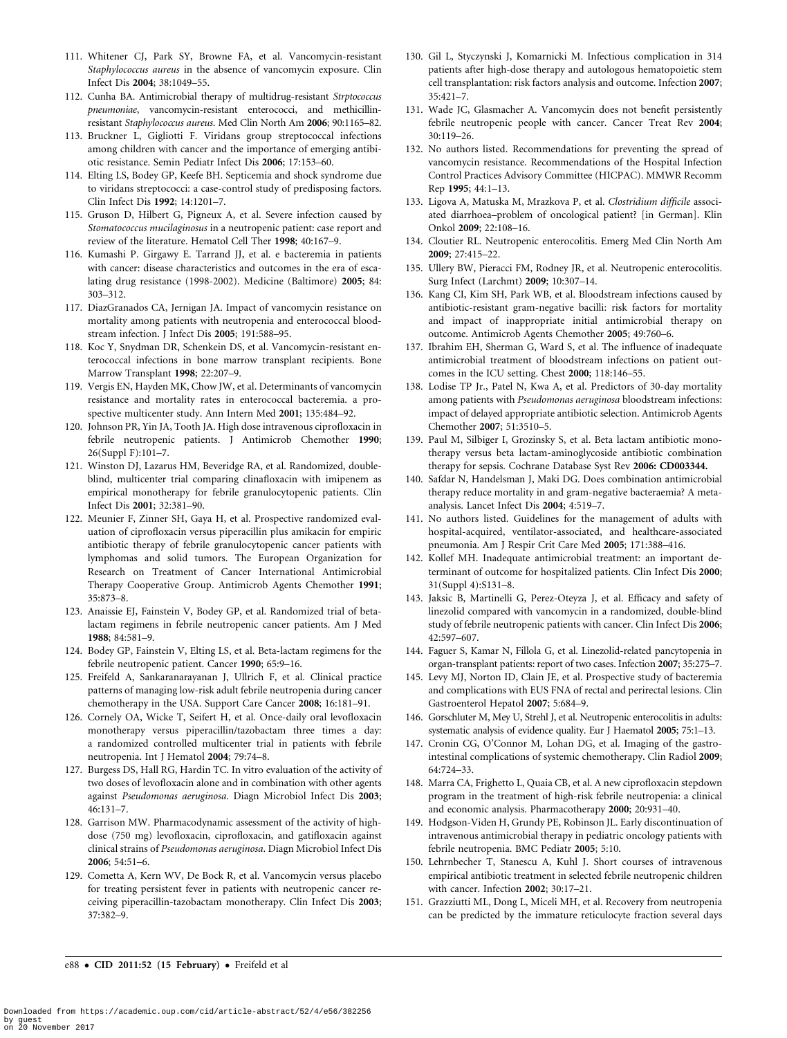111. Whitener CJ, Park SY, Browne FA, et al. Vancomycin-resistant *Staphylococcus aureus* in the absence of vancomycin exposure. Clin Infect Dis **2004**; 38:1049–55.
112. Cunha BA. Antimicrobial therapy of multidrug-resistant *Strptococcus pneumoniae*, vancomycin-resistant enterococci, and methicillin-resistant *Staphylococcus aureus*. Med Clin North Am **2006**; 90:1165–82.
113. Bruckner L, Gigliotti F. Viridans group streptococcal infections among children with cancer and the importance of emerging antibiotic resistance. Semin Pediatr Infect Dis **2006**; 17:153–60.
114. Elting LS, Bodey GP, Keefe BH. Septicemia and shock syndrome due to viridans streptococci: a case-control study of predisposing factors. Clin Infect Dis **1992**; 14:1201–7.
115. Gruson D, Hilbert G, Pigneux A, et al. Severe infection caused by *Stomatococcus mucilaginosus* in a neutropenic patient: case report and review of the literature. Hematol Cell Ther **1998**; 40:167–9.
116. Kumashi P. Girgawy E. Tarrand JJ, et al. e bacteremia in patients with cancer: disease characteristics and outcomes in the era of escalating drug resistance (1998-2002). Medicine (Baltimore) **2005**; 84: 303–312.
117. DiazGranados CA, Jernigan JA. Impact of vancomycin resistance on mortality among patients with neutropenia and enterococcal bloodstream infection. J Infect Dis **2005**; 191:588–95.
118. Koc Y, Snydman DR, Schenkein DS, et al. Vancomycin-resistant enterococcal infections in bone marrow transplant recipients. Bone Marrow Transplant **1998**; 22:207–9.
119. Vergis EN, Hayden MK, Chow JW, et al. Determinants of vancomycin resistance and mortality rates in enterococcal bacteremia. a prospective multicenter study. Ann Intern Med **2001**; 135:484–92.
120. Johnson PR, Yin JA, Tooth JA. High dose intravenous ciprofloxacin in febrile neutropenic patients. J Antimicrob Chemother **1990**; 26(Suppl F):101–7.
121. Winston DJ, Lazarus HM, Beveridge RA, et al. Randomized, double-blind, multicenter trial comparing clinafloxacin with imipenem as empirical monotherapy for febrile granulocytopenic patients. Clin Infect Dis **2001**; 32:381–90.
122. Meunier F, Zinner SH, Gaya H, et al. Prospective randomized evaluation of ciprofloxacin versus piperacillin plus amikacin for empiric antibiotic therapy of febrile granulocytopenic cancer patients with lymphomas and solid tumors. The European Organization for Research on Treatment of Cancer International Antimicrobial Therapy Cooperative Group. Antimicrob Agents Chemother **1991**; 35:873–8.
123. Anaissie EJ, Fainstein V, Bodey GP, et al. Randomized trial of beta-lactam regimens in febrile neutropenic cancer patients. Am J Med **1988**; 84:581–9.
124. Bodey GP, Fainstein V, Elting LS, et al. Beta-lactam regimens for the febrile neutropenic patient. Cancer **1990**; 65:9–16.
125. Freifeld A, Sankaranarayanan J, Ullrich F, et al. Clinical practice patterns of managing low-risk adult febrile neutropenia during cancer chemotherapy in the USA. Support Care Cancer **2008**; 16:181–91.
126. Cornely OA, Wicke T, Seifert H, et al. Once-daily oral levofloxacin monotherapy versus piperacillin/tazobactam three times a day: a randomized controlled multicenter trial in patients with febrile neutropenia. Int J Hematol **2004**; 79:74–8.
127. Burgess DS, Hall RG, Hardin TC. In vitro evaluation of the activity of two doses of levofloxacin alone and in combination with other agents against *Pseudomonas aeruginosa*. Diagn Microbiol Infect Dis **2003**; 46:131–7.
128. Garrison MW. Pharmacodynamic assessment of the activity of high-dose (750 mg) levofloxacin, ciprofloxacin, and gatifloxacin against clinical strains of *Pseudomonas aeruginosa*. Diagn Microbiol Infect Dis **2006**; 54:51–6.
129. Cometta A, Kern WV, De Bock R, et al. Vancomycin versus placebo for treating persistent fever in patients with neutropenic cancer receiving piperacillin-tazobactam monotherapy. Clin Infect Dis **2003**; 37:382–9.
130. Gil L, Styczynski J, Komarnicki M. Infectious complication in 314 patients after high-dose therapy and autologous hematopoietic stem cell transplantation: risk factors analysis and outcome. Infection **2007**; 35:421–7.
131. Wade JC, Glasmacher A. Vancomycin does not benefit persistently febrile neutropenic people with cancer. Cancer Treat Rev **2004**; 30:119–26.
132. No authors listed. Recommendations for preventing the spread of vancomycin resistance. Recommendations of the Hospital Infection Control Practices Advisory Committee (HICPAC). MMWR Recomm Rep **1995**; 44:1–13.
133. Ligova A, Matuska M, Mrazkova P, et al. *Clostridium difficile* associated diarrhoea–problem of oncological patient? [in German]. Klin Onkol **2009**; 22:108–16.
134. Cloutier RL. Neutropenic enterocolitis. Emerg Med Clin North Am **2009**; 27:415–22.
135. Ullery BW, Pieracci FM, Rodney JR, et al. Neutropenic enterocolitis. Surg Infect (Larchmt) **2009**; 10:307–14.
136. Kang CI, Kim SH, Park WB, et al. Bloodstream infections caused by antibiotic-resistant gram-negative bacilli: risk factors for mortality and impact of inappropriate initial antimicrobial therapy on outcome. Antimicrob Agents Chemother **2005**; 49:760–6.
137. Ibrahim EH, Sherman G, Ward S, et al. The influence of inadequate antimicrobial treatment of bloodstream infections on patient outcomes in the ICU setting. Chest **2000**; 118:146–55.
138. Lodise TP Jr., Patel N, Kwa A, et al. Predictors of 30-day mortality among patients with *Pseudomonas aeruginosa* bloodstream infections: impact of delayed appropriate antibiotic selection. Antimicrob Agents Chemother **2007**; 51:3510–5.
139. Paul M, Silbiger I, Grozinsky S, et al. Beta lactam antibiotic monotherapy versus beta lactam-aminoglycoside antibiotic combination therapy for sepsis. Cochrane Database Syst Rev **2006: CD003344.**
140. Safdar N, Handelsman J, Maki DG. Does combination antimicrobial therapy reduce mortality in and gram-negative bacteraemia? A meta-analysis. Lancet Infect Dis **2004**; 4:519–7.
141. No authors listed. Guidelines for the management of adults with hospital-acquired, ventilator-associated, and healthcare-associated pneumonia. Am J Respir Crit Care Med **2005**; 171:388–416.
142. Kollef MH. Inadequate antimicrobial treatment: an important determinant of outcome for hospitalized patients. Clin Infect Dis **2000**; 31(Suppl 4):S131–8.
143. Jaksic B, Martinelli G, Perez-Oteyza J, et al. Efficacy and safety of linezolid compared with vancomycin in a randomized, double-blind study of febrile neutropenic patients with cancer. Clin Infect Dis **2006**; 42:597–607.
144. Faguer S, Kamar N, Fillola G, et al. Linezolid-related pancytopenia in organ-transplant patients: report of two cases. Infection **2007**; 35:275–7.
145. Levy MJ, Norton ID, Clain JE, et al. Prospective study of bacteremia and complications with EUS FNA of rectal and perirectal lesions. Clin Gastroenterol Hepatol **2007**; 5:684–9.
146. Gorschluter M, Mey U, Strehl J, et al. Neutropenic enterocolitis in adults: systematic analysis of evidence quality. Eur J Haematol **2005**; 75:1–13.
147. Cronin CG, O'Connor M, Lohan DG, et al. Imaging of the gastrointestinal complications of systemic chemotherapy. Clin Radiol **2009**; 64:724–33.
148. Marra CA, Frighetto L, Quaia CB, et al. A new ciprofloxacin stepdown program in the treatment of high-risk febrile neutropenia: a clinical and economic analysis. Pharmacotherapy **2000**; 20:931–40.
149. Hodgson-Viden H, Grundy PE, Robinson JL. Early discontinuation of intravenous antimicrobial therapy in pediatric oncology patients with febrile neutropenia. BMC Pediatr **2005**; 5:10.
150. Lehrnbecher T, Stanescu A, Kuhl J. Short courses of intravenous empirical antibiotic treatment in selected febrile neutropenic children with cancer. Infection **2002**; 30:17–21.
151. Grazziutti ML, Dong L, Miceli MH, et al. Recovery from neutropenia can be predicted by the immature reticulocyte fraction several days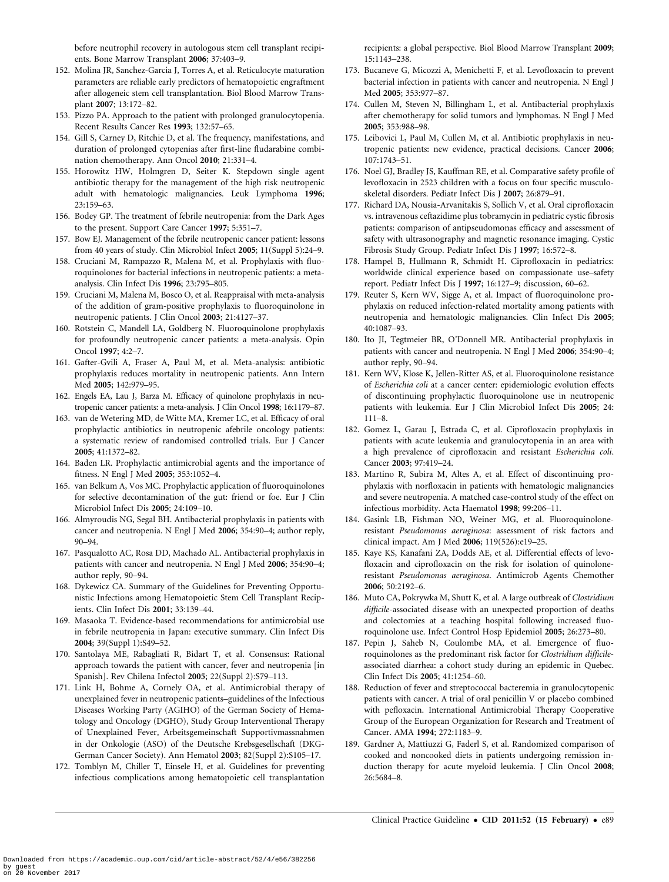before neutrophil recovery in autologous stem cell transplant recipients. Bone Marrow Transplant **2006**; 37:403–9.

152. Molina JR, Sanchez-Garcia J, Torres A, et al. Reticulocyte maturation parameters are reliable early predictors of hematopoietic engraftment after allogeneic stem cell transplantation. Biol Blood Marrow Transplant **2007**; 13:172–82.
153. Pizzo PA. Approach to the patient with prolonged granulocytopenia. Recent Results Cancer Res **1993**; 132:57–65.
154. Gill S, Carney D, Ritchie D, et al. The frequency, manifestations, and duration of prolonged cytopenias after first-line fludarabine combination chemotherapy. Ann Oncol **2010**; 21:331–4.
155. Horowitz HW, Holmgren D, Seiter K. Stepdown single agent antibiotic therapy for the management of the high risk neutropenic adult with hematologic malignancies. Leuk Lymphoma **1996**; 23:159–63.
156. Bodey GP. The treatment of febrile neutropenia: from the Dark Ages to the present. Support Care Cancer **1997**; 5:351–7.
157. Bow EJ. Management of the febrile neutropenic cancer patient: lessons from 40 years of study. Clin Microbiol Infect **2005**; 11(Suppl 5):24–9.
158. Cruciani M, Rampazzo R, Malena M, et al. Prophylaxis with fluoroquinolones for bacterial infections in neutropenic patients: a meta-analysis. Clin Infect Dis **1996**; 23:795–805.
159. Cruciani M, Malena M, Bosco O, et al. Reappraisal with meta-analysis of the addition of gram-positive prophylaxis to fluoroquinolone in neutropenic patients. J Clin Oncol **2003**; 21:4127–37.
160. Rotstein C, Mandell LA, Goldberg N. Fluoroquinolone prophylaxis for profoundly neutropenic cancer patients: a meta-analysis. Opin Oncol **1997**; 4:2–7.
161. Gafter-Gvili A, Fraser A, Paul M, et al. Meta-analysis: antibiotic prophylaxis reduces mortality in neutropenic patients. Ann Intern Med **2005**; 142:979–95.
162. Engels EA, Lau J, Barza M. Efficacy of quinolone prophylaxis in neutropenic cancer patients: a meta-analysis. J Clin Oncol **1998**; 16:1179–87.
163. van de Wetering MD, de Witte MA, Kremer LC, et al. Efficacy of oral prophylactic antibiotics in neutropenic afebrile oncology patients: a systematic review of randomised controlled trials. Eur J Cancer **2005**; 41:1372–82.
164. Baden LR. Prophylactic antimicrobial agents and the importance of fitness. N Engl J Med **2005**; 353:1052–4.
165. van Belkum A, Vos MC. Prophylactic application of fluoroquinolones for selective decontamination of the gut: friend or foe. Eur J Clin Microbiol Infect Dis **2005**; 24:109–10.
166. Almyroudis NG, Segal BH. Antibacterial prophylaxis in patients with cancer and neutropenia. N Engl J Med **2006**; 354:90–4; author reply, 90–94.
167. Pasqualotto AC, Rosa DD, Machado AL. Antibacterial prophylaxis in patients with cancer and neutropenia. N Engl J Med **2006**; 354:90–4; author reply, 90–94.
168. Dykewicz CA. Summary of the Guidelines for Preventing Opportunistic Infections among Hematopoietic Stem Cell Transplant Recipients. Clin Infect Dis **2001**; 33:139–44.
169. Masaoka T. Evidence-based recommendations for antimicrobial use in febrile neutropenia in Japan: executive summary. Clin Infect Dis **2004**; 39(Suppl 1):S49–52.
170. Santolaya ME, Rabagliati R, Bidart T, et al. Consensus: Rational approach towards the patient with cancer, fever and neutropenia [in Spanish]. Rev Chilena Infectol **2005**; 22(Suppl 2):S79–113.
171. Link H, Bohme A, Cornely OA, et al. Antimicrobial therapy of unexplained fever in neutropenic patients–guidelines of the Infectious Diseases Working Party (AGIHO) of the German Society of Hematology and Oncology (DGHO), Study Group Interventional Therapy of Unexplained Fever, Arbeitsgemeinschaft Supportivmassnahmen in der Onkologie (ASO) of the Deutsche Krebsgesellschaft (DKG-German Cancer Society). Ann Hematol **2003**; 82(Suppl 2):S105–17.
172. Tomblyn M, Chiller T, Einsele H, et al. Guidelines for preventing infectious complications among hematopoietic cell transplantation recipients: a global perspective. Biol Blood Marrow Transplant **2009**; 15:1143–238.
173. Bucaneve G, Micozzi A, Menichetti F, et al. Levofloxacin to prevent bacterial infection in patients with cancer and neutropenia. N Engl J Med **2005**; 353:977–87.
174. Cullen M, Steven N, Billingham L, et al. Antibacterial prophylaxis after chemotherapy for solid tumors and lymphomas. N Engl J Med **2005**; 353:988–98.
175. Leibovici L, Paul M, Cullen M, et al. Antibiotic prophylaxis in neutropenic patients: new evidence, practical decisions. Cancer **2006**; 107:1743–51.
176. Noel GJ, Bradley JS, Kauffman RE, et al. Comparative safety profile of levofloxacin in 2523 children with a focus on four specific musculoskeletal disorders. Pediatr Infect Dis J **2007**; 26:879–91.
177. Richard DA, Nousia-Arvanitakis S, Sollich V, et al. Oral ciprofloxacin vs. intravenous ceftazidime plus tobramycin in pediatric cystic fibrosis patients: comparison of antipseudomonas efficacy and assessment of safety with ultrasonography and magnetic resonance imaging. Cystic Fibrosis Study Group. Pediatr Infect Dis J **1997**; 16:572–8.
178. Hampel B, Hullmann R, Schmidt H. Ciprofloxacin in pediatrics: worldwide clinical experience based on compassionate use–safety report. Pediatr Infect Dis J **1997**; 16:127–9; discussion, 60–62.
179. Reuter S, Kern WV, Sigge A, et al. Impact of fluoroquinolone prophylaxis on reduced infection-related mortality among patients with neutropenia and hematologic malignancies. Clin Infect Dis **2005**; 40:1087–93.
180. Ito JI, Tegtmeier BR, O'Donnell MR. Antibacterial prophylaxis in patients with cancer and neutropenia. N Engl J Med **2006**; 354:90–4; author reply, 90–94.
181. Kern WV, Klose K, Jellen-Ritter AS, et al. Fluoroquinolone resistance of *Escherichia coli* at a cancer center: epidemiologic evolution effects of discontinuing prophylactic fluoroquinolone use in neutropenic patients with leukemia. Eur J Clin Microbiol Infect Dis **2005**; 24: 111–8.
182. Gomez L, Garau J, Estrada C, et al. Ciprofloxacin prophylaxis in patients with acute leukemia and granulocytopenia in an area with a high prevalence of ciprofloxacin and resistant *Escherichia coli*. Cancer **2003**; 97:419–24.
183. Martino R, Subira M, Altes A, et al. Effect of discontinuing prophylaxis with norfloxacin in patients with hematologic malignancies and severe neutropenia. A matched case-control study of the effect on infectious morbidity. Acta Haematol **1998**; 99:206–11.
184. Gasink LB, Fishman NO, Weiner MG, et al. Fluoroquinolone-resistant *Pseudomonas aeruginosa*: assessment of risk factors and clinical impact. Am J Med **2006**; 119(526):e19–25.
185. Kaye KS, Kanafani ZA, Dodds AE, et al. Differential effects of levofloxacin and ciprofloxacin on the risk for isolation of quinolone-resistant *Pseudomonas aeruginosa*. Antimicrob Agents Chemother **2006**; 50:2192–6.
186. Muto CA, Pokrywka M, Shutt K, et al. A large outbreak of *Clostridium difficile*-associated disease with an unexpected proportion of deaths and colectomies at a teaching hospital following increased fluoroquinolone use. Infect Control Hosp Epidemiol **2005**; 26:273–80.
187. Pepin J, Saheb N, Coulombe MA, et al. Emergence of fluoroquinolones as the predominant risk factor for *Clostridium difficile*-associated diarrhea: a cohort study during an epidemic in Quebec. Clin Infect Dis **2005**; 41:1254–60.
188. Reduction of fever and streptococcal bacteremia in granulocytopenic patients with cancer. A trial of oral penicillin V or placebo combined with pefloxacin. International Antimicrobial Therapy Cooperative Group of the European Organization for Research and Treatment of Cancer. AMA **1994**; 272:1183–9.
189. Gardner A, Mattiuzzi G, Faderl S, et al. Randomized comparison of cooked and noncooked diets in patients undergoing remission induction therapy for acute myeloid leukemia. J Clin Oncol **2008**; 26:5684–8.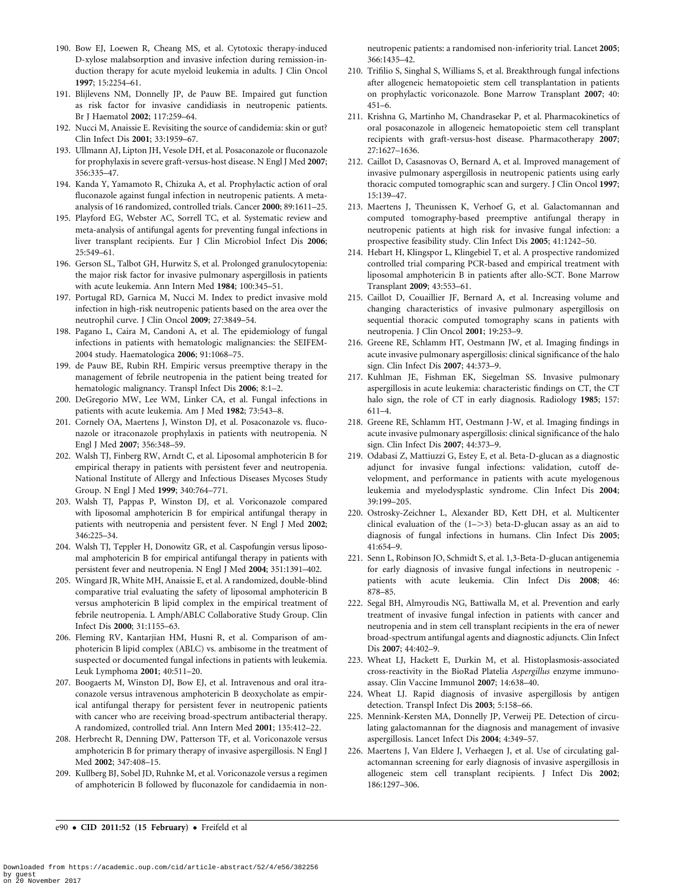190. Bow EJ, Loewen R, Cheang MS, et al. Cytotoxic therapy-induced D-xylose malabsorption and invasive infection during remission-induction therapy for acute myeloid leukemia in adults. J Clin Oncol **1997**; 15:2254–61.
191. Blijlevens NM, Donnelly JP, de Pauw BE. Impaired gut function as risk factor for invasive candidiasis in neutropenic patients. Br J Haematol **2002**; 117:259–64.
192. Nucci M, Anaissie E. Revisiting the source of candidemia: skin or gut? Clin Infect Dis **2001**; 33:1959–67.
193. Ullmann AJ, Lipton JH, Vesole DH, et al. Posaconazole or fluconazole for prophylaxis in severe graft-versus-host disease. N Engl J Med **2007**; 356:335–47.
194. Kanda Y, Yamamoto R, Chizuka A, et al. Prophylactic action of oral fluconazole against fungal infection in neutropenic patients. A meta-analysis of 16 randomized, controlled trials. Cancer **2000**; 89:1611–25.
195. Playford EG, Webster AC, Sorrell TC, et al. Systematic review and meta-analysis of antifungal agents for preventing fungal infections in liver transplant recipients. Eur J Clin Microbiol Infect Dis **2006**; 25:549–61.
196. Gerson SL, Talbot GH, Hurwitz S, et al. Prolonged granulocytopenia: the major risk factor for invasive pulmonary aspergillosis in patients with acute leukemia. Ann Intern Med **1984**; 100:345–51.
197. Portugal RD, Garnica M, Nucci M. Index to predict invasive mold infection in high-risk neutropenic patients based on the area over the neutrophil curve. J Clin Oncol **2009**; 27:3849–54.
198. Pagano L, Caira M, Candoni A, et al. The epidemiology of fungal infections in patients with hematologic malignancies: the SEIFEM-2004 study. Haematologica **2006**; 91:1068–75.
199. de Pauw BE, Rubin RH. Empiric versus preemptive therapy in the management of febrile neutropenia in the patient being treated for hematologic malignancy. Transpl Infect Dis **2006**; 8:1–2.
200. DeGregorio MW, Lee WM, Linker CA, et al. Fungal infections in patients with acute leukemia. Am J Med **1982**; 73:543–8.
201. Cornely OA, Maertens J, Winston DJ, et al. Posaconazole vs. fluconazole or itraconazole prophylaxis in patients with neutropenia. N Engl J Med **2007**; 356:348–59.
202. Walsh TJ, Finberg RW, Arndt C, et al. Liposomal amphotericin B for empirical therapy in patients with persistent fever and neutropenia. National Institute of Allergy and Infectious Diseases Mycoses Study Group. N Engl J Med **1999**; 340:764–771.
203. Walsh TJ, Pappas P, Winston DJ, et al. Voriconazole compared with liposomal amphotericin B for empirical antifungal therapy in patients with neutropenia and persistent fever. N Engl J Med **2002**; 346:225–34.
204. Walsh TJ, Teppler H, Donowitz GR, et al. Caspofungin versus liposomal amphotericin B for empirical antifungal therapy in patients with persistent fever and neutropenia. N Engl J Med **2004**; 351:1391–402.
205. Wingard JR, White MH, Anaissie E, et al. A randomized, double-blind comparative trial evaluating the safety of liposomal amphotericin B versus amphotericin B lipid complex in the empirical treatment of febrile neutropenia. L Amph/ABLC Collaborative Study Group. Clin Infect Dis **2000**; 31:1155–63.
206. Fleming RV, Kantarjian HM, Husni R, et al. Comparison of amphotericin B lipid complex (ABLC) vs. ambisome in the treatment of suspected or documented fungal infections in patients with leukemia. Leuk Lymphoma **2001**; 40:511–20.
207. Boogaerts M, Winston DJ, Bow EJ, et al. Intravenous and oral itraconazole versus intravenous amphotericin B deoxycholate as empirical antifungal therapy for persistent fever in neutropenic patients with cancer who are receiving broad-spectrum antibacterial therapy. A randomized, controlled trial. Ann Intern Med **2001**; 135:412–22.
208. Herbrecht R, Denning DW, Patterson TF, et al. Voriconazole versus amphotericin B for primary therapy of invasive aspergillosis. N Engl J Med **2002**; 347:408–15.
209. Kullberg BJ, Sobel JD, Ruhnke M, et al. Voriconazole versus a regimen of amphotericin B followed by fluconazole for candidaemia in non-neutropenic patients: a randomised non-inferiority trial. Lancet **2005**; 366:1435–42.
210. Trifilio S, Singhal S, Williams S, et al. Breakthrough fungal infections after allogeneic hematopoietic stem cell transplantation in patients on prophylactic voriconazole. Bone Marrow Transplant **2007**; 40: 451–6.
211. Krishna G, Martinho M, Chandrasekar P, et al. Pharmacokinetics of oral posaconazole in allogeneic hematopoietic stem cell transplant recipients with graft-versus-host disease. Pharmacotherapy **2007**; 27:1627–1636.
212. Caillot D, Casasnovas O, Bernard A, et al. Improved management of invasive pulmonary aspergillosis in neutropenic patients using early thoracic computed tomographic scan and surgery. J Clin Oncol **1997**; 15:139–47.
213. Maertens J, Theunissen K, Verhoef G, et al. Galactomannan and computed tomography-based preemptive antifungal therapy in neutropenic patients at high risk for invasive fungal infection: a prospective feasibility study. Clin Infect Dis **2005**; 41:1242–50.
214. Hebart H, Klingspor L, Klingebiel T, et al. A prospective randomized controlled trial comparing PCR-based and empirical treatment with liposomal amphotericin B in patients after allo-SCT. Bone Marrow Transplant **2009**; 43:553–61.
215. Caillot D, Couaillier JF, Bernard A, et al. Increasing volume and changing characteristics of invasive pulmonary aspergillosis on sequential thoracic computed tomography scans in patients with neutropenia. J Clin Oncol **2001**; 19:253–9.
216. Greene RE, Schlamm HT, Oestmann JW, et al. Imaging findings in acute invasive pulmonary aspergillosis: clinical significance of the halo sign. Clin Infect Dis **2007**; 44:373–9.
217. Kuhlman JE, Fishman EK, Siegelman SS. Invasive pulmonary aspergillosis in acute leukemia: characteristic findings on CT, the CT halo sign, the role of CT in early diagnosis. Radiology **1985**; 157: 611–4.
218. Greene RE, Schlamm HT, Oestmann J-W, et al. Imaging findings in acute invasive pulmonary aspergillosis: clinical significance of the halo sign. Clin Infect Dis **2007**; 44:373–9.
219. Odabasi Z, Mattiuzzi G, Estey E, et al. Beta-D-glucan as a diagnostic adjunct for invasive fungal infections: validation, cutoff development, and performance in patients with acute myelogenous leukemia and myelodysplastic syndrome. Clin Infect Dis **2004**; 39:199–205.
220. Ostrosky-Zeichner L, Alexander BD, Kett DH, et al. Multicenter clinical evaluation of the (1–>3) beta-D-glucan assay as an aid to diagnosis of fungal infections in humans. Clin Infect Dis **2005**; 41:654–9.
221. Senn L, Robinson JO, Schmidt S, et al. 1,3-Beta-D-glucan antigenemia for early diagnosis of invasive fungal infections in neutropenic - patients with acute leukemia. Clin Infect Dis **2008**; 46: 878–85.
222. Segal BH, Almyroudis NG, Battiwalla M, et al. Prevention and early treatment of invasive fungal infection in patients with cancer and neutropenia and in stem cell transplant recipients in the era of newer broad-spectrum antifungal agents and diagnostic adjuncts. Clin Infect Dis **2007**; 44:402–9.
223. Wheat LJ, Hackett E, Durkin M, et al. Histoplasmosis-associated cross-reactivity in the BioRad Platelia *Aspergillus* enzyme immunoassay. Clin Vaccine Immunol **2007**; 14:638–40.
224. Wheat LJ. Rapid diagnosis of invasive aspergillosis by antigen detection. Transpl Infect Dis **2003**; 5:158–66.
225. Mennink-Kersten MA, Donnelly JP, Verweij PE. Detection of circulating galactomannan for the diagnosis and management of invasive aspergillosis. Lancet Infect Dis **2004**; 4:349–57.
226. Maertens J, Van Eldere J, Verhaegen J, et al. Use of circulating galactomannan screening for early diagnosis of invasive aspergillosis in allogeneic stem cell transplant recipients. J Infect Dis **2002**; 186:1297–306.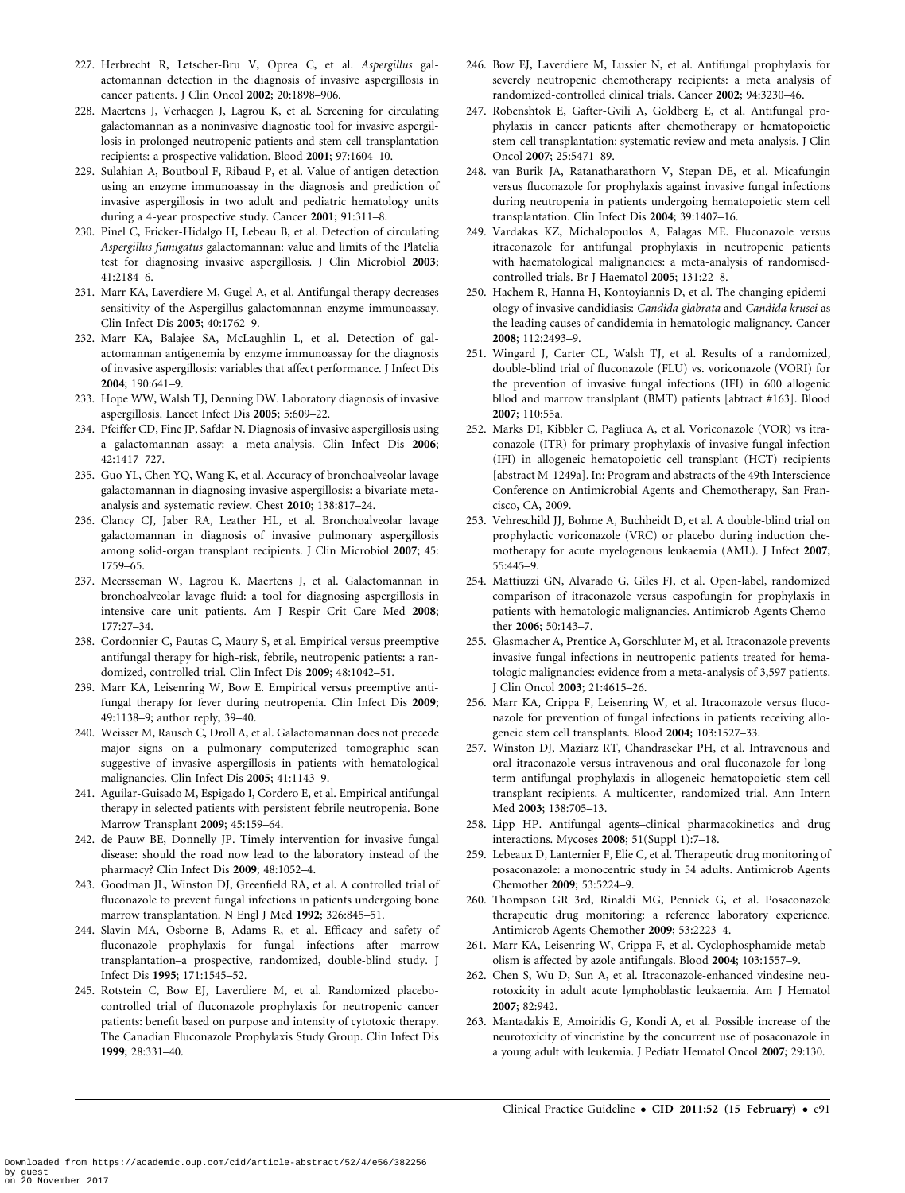227. Herbrecht R, Letscher-Bru V, Oprea C, et al. *Aspergillus* galactomannan detection in the diagnosis of invasive aspergillosis in cancer patients. J Clin Oncol **2002**; 20:1898–906.
228. Maertens J, Verhaegen J, Lagrou K, et al. Screening for circulating galactomannan as a noninvasive diagnostic tool for invasive aspergillosis in prolonged neutropenic patients and stem cell transplantation recipients: a prospective validation. Blood **2001**; 97:1604–10.
229. Sulahian A, Boutboul F, Ribaud P, et al. Value of antigen detection using an enzyme immunoassay in the diagnosis and prediction of invasive aspergillosis in two adult and pediatric hematology units during a 4-year prospective study. Cancer **2001**; 91:311–8.
230. Pinel C, Fricker-Hidalgo H, Lebeau B, et al. Detection of circulating *Aspergillus fumigatus* galactomannan: value and limits of the Platelia test for diagnosing invasive aspergillosis. J Clin Microbiol **2003**; 41:2184–6.
231. Marr KA, Laverdiere M, Gugel A, et al. Antifungal therapy decreases sensitivity of the Aspergillus galactomannan enzyme immunoassay. Clin Infect Dis **2005**; 40:1762–9.
232. Marr KA, Balajee SA, McLaughlin L, et al. Detection of galactomannan antigenemia by enzyme immunoassay for the diagnosis of invasive aspergillosis: variables that affect performance. J Infect Dis **2004**; 190:641–9.
233. Hope WW, Walsh TJ, Denning DW. Laboratory diagnosis of invasive aspergillosis. Lancet Infect Dis **2005**; 5:609–22.
234. Pfeiffer CD, Fine JP, Safdar N. Diagnosis of invasive aspergillosis using a galactomannan assay: a meta-analysis. Clin Infect Dis **2006**; 42:1417–727.
235. Guo YL, Chen YQ, Wang K, et al. Accuracy of bronchoalveolar lavage galactomannan in diagnosing invasive aspergillosis: a bivariate metaanalysis and systematic review. Chest **2010**; 138:817–24.
236. Clancy CJ, Jaber RA, Leather HL, et al. Bronchoalveolar lavage galactomannan in diagnosis of invasive pulmonary aspergillosis among solid-organ transplant recipients. J Clin Microbiol **2007**; 45: 1759–65.
237. Meersseman W, Lagrou K, Maertens J, et al. Galactomannan in bronchoalveolar lavage fluid: a tool for diagnosing aspergillosis in intensive care unit patients. Am J Respir Crit Care Med **2008**; 177:27–34.
238. Cordonnier C, Pautas C, Maury S, et al. Empirical versus preemptive antifungal therapy for high-risk, febrile, neutropenic patients: a randomized, controlled trial. Clin Infect Dis **2009**; 48:1042–51.
239. Marr KA, Leisenring W, Bow E. Empirical versus preemptive antifungal therapy for fever during neutropenia. Clin Infect Dis **2009**; 49:1138–9; author reply, 39–40.
240. Weisser M, Rausch C, Droll A, et al. Galactomannan does not precede major signs on a pulmonary computerized tomographic scan suggestive of invasive aspergillosis in patients with hematological malignancies. Clin Infect Dis **2005**; 41:1143–9.
241. Aguilar-Guisado M, Espigado I, Cordero E, et al. Empirical antifungal therapy in selected patients with persistent febrile neutropenia. Bone Marrow Transplant **2009**; 45:159–64.
242. de Pauw BE, Donnelly JP. Timely intervention for invasive fungal disease: should the road now lead to the laboratory instead of the pharmacy? Clin Infect Dis **2009**; 48:1052–4.
243. Goodman JL, Winston DJ, Greenfield RA, et al. A controlled trial of fluconazole to prevent fungal infections in patients undergoing bone marrow transplantation. N Engl J Med **1992**; 326:845–51.
244. Slavin MA, Osborne B, Adams R, et al. Efficacy and safety of fluconazole prophylaxis for fungal infections after marrow transplantation–a prospective, randomized, double-blind study. J Infect Dis **1995**; 171:1545–52.
245. Rotstein C, Bow EJ, Laverdiere M, et al. Randomized placebocontrolled trial of fluconazole prophylaxis for neutropenic cancer patients: benefit based on purpose and intensity of cytotoxic therapy. The Canadian Fluconazole Prophylaxis Study Group. Clin Infect Dis **1999**; 28:331–40.
246. Bow EJ, Laverdiere M, Lussier N, et al. Antifungal prophylaxis for severely neutropenic chemotherapy recipients: a meta analysis of randomized-controlled clinical trials. Cancer **2002**; 94:3230–46.
247. Robenshtok E, Gafter-Gvili A, Goldberg E, et al. Antifungal prophylaxis in cancer patients after chemotherapy or hematopoietic stem-cell transplantation: systematic review and meta-analysis. J Clin Oncol **2007**; 25:5471–89.
248. van Burik JA, Ratanatharathorn V, Stepan DE, et al. Micafungin versus fluconazole for prophylaxis against invasive fungal infections during neutropenia in patients undergoing hematopoietic stem cell transplantation. Clin Infect Dis **2004**; 39:1407–16.
249. Vardakas KZ, Michalopoulos A, Falagas ME. Fluconazole versus itraconazole for antifungal prophylaxis in neutropenic patients with haematological malignancies: a meta-analysis of randomised-controlled trials. Br J Haematol **2005**; 131:22–8.
250. Hachem R, Hanna H, Kontoyiannis D, et al. The changing epidemiology of invasive candidiasis: *Candida glabrata* and *Candida krusei* as the leading causes of candidemia in hematologic malignancy. Cancer **2008**; 112:2493–9.
251. Wingard J, Carter CL, Walsh TJ, et al. Results of a randomized, double-blind trial of fluconazole (FLU) vs. voriconazole (VORI) for the prevention of invasive fungal infections (IFI) in 600 allogenic bllod and marrow translplant (BMT) patients [abtract #163]. Blood **2007**; 110:55a.
252. Marks DI, Kibbler C, Pagliuca A, et al. Voriconazole (VOR) vs itraconazole (ITR) for primary prophylaxis of invasive fungal infection (IFI) in allogeneic hematopoietic cell transplant (HCT) recipients [abstract M-1249a]. In: Program and abstracts of the 49th Interscience Conference on Antimicrobial Agents and Chemotherapy, San Francisco, CA, 2009.
253. Vehreschild JJ, Bohme A, Buchheidt D, et al. A double-blind trial on prophylactic voriconazole (VRC) or placebo during induction chemotherapy for acute myelogenous leukaemia (AML). J Infect **2007**; 55:445–9.
254. Mattiuzzi GN, Alvarado G, Giles FJ, et al. Open-label, randomized comparison of itraconazole versus caspofungin for prophylaxis in patients with hematologic malignancies. Antimicrob Agents Chemother **2006**; 50:143–7.
255. Glasmacher A, Prentice A, Gorschluter M, et al. Itraconazole prevents invasive fungal infections in neutropenic patients treated for hematologic malignancies: evidence from a meta-analysis of 3,597 patients. J Clin Oncol **2003**; 21:4615–26.
256. Marr KA, Crippa F, Leisenring W, et al. Itraconazole versus fluconazole for prevention of fungal infections in patients receiving allogeneic stem cell transplants. Blood **2004**; 103:1527–33.
257. Winston DJ, Maziarz RT, Chandrasekar PH, et al. Intravenous and oral itraconazole versus intravenous and oral fluconazole for longterm antifungal prophylaxis in allogeneic hematopoietic stem-cell transplant recipients. A multicenter, randomized trial. Ann Intern Med **2003**; 138:705–13.
258. Lipp HP. Antifungal agents–clinical pharmacokinetics and drug interactions. Mycoses **2008**; 51(Suppl 1):7–18.
259. Lebeaux D, Lanternier F, Elie C, et al. Therapeutic drug monitoring of posaconazole: a monocentric study in 54 adults. Antimicrob Agents Chemother **2009**; 53:5224–9.
260. Thompson GR 3rd, Rinaldi MG, Pennick G, et al. Posaconazole therapeutic drug monitoring: a reference laboratory experience. Antimicrob Agents Chemother **2009**; 53:2223–4.
261. Marr KA, Leisenring W, Crippa F, et al. Cyclophosphamide metabolism is affected by azole antifungals. Blood **2004**; 103:1557–9.
262. Chen S, Wu D, Sun A, et al. Itraconazole-enhanced vindesine neurotoxicity in adult acute lymphoblastic leukaemia. Am J Hematol **2007**; 82:942.
263. Mantadakis E, Amoiridis G, Kondi A, et al. Possible increase of the neurotoxicity of vincristine by the concurrent use of posaconazole in a young adult with leukemia. J Pediatr Hematol Oncol **2007**; 29:130.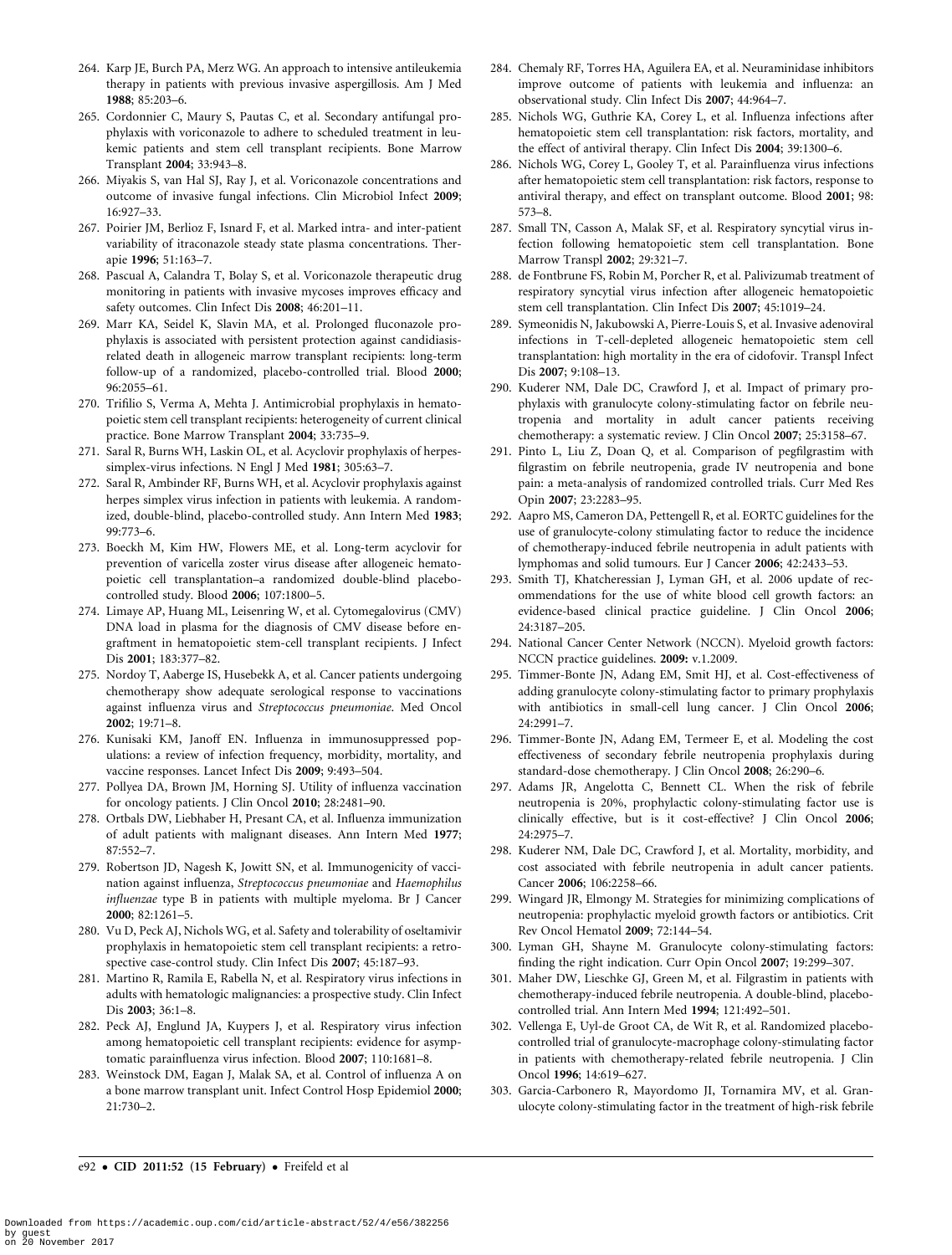264. Karp JE, Burch PA, Merz WG. An approach to intensive antileukemia therapy in patients with previous invasive aspergillosis. Am J Med **1988**; 85:203–6.
265. Cordonnier C, Maury S, Pautas C, et al. Secondary antifungal prophylaxis with voriconazole to adhere to scheduled treatment in leukemic patients and stem cell transplant recipients. Bone Marrow Transplant **2004**; 33:943–8.
266. Miyakis S, van Hal SJ, Ray J, et al. Voriconazole concentrations and outcome of invasive fungal infections. Clin Microbiol Infect **2009**; 16:927–33.
267. Poirier JM, Berlioz F, Isnard F, et al. Marked intra- and inter-patient variability of itraconazole steady state plasma concentrations. Therapie **1996**; 51:163–7.
268. Pascual A, Calandra T, Bolay S, et al. Voriconazole therapeutic drug monitoring in patients with invasive mycoses improves efficacy and safety outcomes. Clin Infect Dis **2008**; 46:201–11.
269. Marr KA, Seidel K, Slavin MA, et al. Prolonged fluconazole prophylaxis is associated with persistent protection against candidiasis-related death in allogeneic marrow transplant recipients: long-term follow-up of a randomized, placebo-controlled trial. Blood **2000**; 96:2055–61.
270. Trifilio S, Verma A, Mehta J. Antimicrobial prophylaxis in hematopoietic stem cell transplant recipients: heterogeneity of current clinical practice. Bone Marrow Transplant **2004**; 33:735–9.
271. Saral R, Burns WH, Laskin OL, et al. Acyclovir prophylaxis of herpes-simplex-virus infections. N Engl J Med **1981**; 305:63–7.
272. Saral R, Ambinder RF, Burns WH, et al. Acyclovir prophylaxis against herpes simplex virus infection in patients with leukemia. A randomized, double-blind, placebo-controlled study. Ann Intern Med **1983**; 99:773–6.
273. Boeckh M, Kim HW, Flowers ME, et al. Long-term acyclovir for prevention of varicella zoster virus disease after allogeneic hematopoietic cell transplantation–a randomized double-blind placebo-controlled study. Blood **2006**; 107:1800–5.
274. Limaye AP, Huang ML, Leisenring W, et al. Cytomegalovirus (CMV) DNA load in plasma for the diagnosis of CMV disease before engraftment in hematopoietic stem-cell transplant recipients. J Infect Dis **2001**; 183:377–82.
275. Nordoy T, Aaberge IS, Husebekk A, et al. Cancer patients undergoing chemotherapy show adequate serological response to vaccinations against influenza virus and *Streptococcus pneumoniae*. Med Oncol **2002**; 19:71–8.
276. Kunisaki KM, Janoff EN. Influenza in immunosuppressed populations: a review of infection frequency, morbidity, mortality, and vaccine responses. Lancet Infect Dis **2009**; 9:493–504.
277. Pollyea DA, Brown JM, Horning SJ. Utility of influenza vaccination for oncology patients. J Clin Oncol **2010**; 28:2481–90.
278. Ortbals DW, Liebhaber H, Presant CA, et al. Influenza immunization of adult patients with malignant diseases. Ann Intern Med **1977**; 87:552–7.
279. Robertson JD, Nagesh K, Jowitt SN, et al. Immunogenicity of vaccination against influenza, *Streptococcus pneumoniae* and *Haemophilus influenzae* type B in patients with multiple myeloma. Br J Cancer **2000**; 82:1261–5.
280. Vu D, Peck AJ, Nichols WG, et al. Safety and tolerability of oseltamivir prophylaxis in hematopoietic stem cell transplant recipients: a retrospective case-control study. Clin Infect Dis **2007**; 45:187–93.
281. Martino R, Ramila E, Rabella N, et al. Respiratory virus infections in adults with hematologic malignancies: a prospective study. Clin Infect Dis **2003**; 36:1–8.
282. Peck AJ, Englund JA, Kuypers J, et al. Respiratory virus infection among hematopoietic cell transplant recipients: evidence for asymptomatic parainfluenza virus infection. Blood **2007**; 110:1681–8.
283. Weinstock DM, Eagan J, Malak SA, et al. Control of influenza A on a bone marrow transplant unit. Infect Control Hosp Epidemiol **2000**; 21:730–2.
284. Chemaly RF, Torres HA, Aguilera EA, et al. Neuraminidase inhibitors improve outcome of patients with leukemia and influenza: an observational study. Clin Infect Dis **2007**; 44:964–7.
285. Nichols WG, Guthrie KA, Corey L, et al. Influenza infections after hematopoietic stem cell transplantation: risk factors, mortality, and the effect of antiviral therapy. Clin Infect Dis **2004**; 39:1300–6.
286. Nichols WG, Corey L, Gooley T, et al. Parainfluenza virus infections after hematopoietic stem cell transplantation: risk factors, response to antiviral therapy, and effect on transplant outcome. Blood **2001**; 98: 573–8.
287. Small TN, Casson A, Malak SF, et al. Respiratory syncytial virus infection following hematopoietic stem cell transplantation. Bone Marrow Transpl **2002**; 29:321–7.
288. de Fontbrune FS, Robin M, Porcher R, et al. Palivizumab treatment of respiratory syncytial virus infection after allogeneic hematopoietic stem cell transplantation. Clin Infect Dis **2007**; 45:1019–24.
289. Symeonidis N, Jakubowski A, Pierre-Louis S, et al. Invasive adenoviral infections in T-cell-depleted allogeneic hematopoietic stem cell transplantation: high mortality in the era of cidofovir. Transpl Infect Dis **2007**; 9:108–13.
290. Kuderer NM, Dale DC, Crawford J, et al. Impact of primary prophylaxis with granulocyte colony-stimulating factor on febrile neutropenia and mortality in adult cancer patients receiving chemotherapy: a systematic review. J Clin Oncol **2007**; 25:3158–67.
291. Pinto L, Liu Z, Doan Q, et al. Comparison of pegfilgrastim with filgrastim on febrile neutropenia, grade IV neutropenia and bone pain: a meta-analysis of randomized controlled trials. Curr Med Res Opin **2007**; 23:2283–95.
292. Aapro MS, Cameron DA, Pettengell R, et al. EORTC guidelines for the use of granulocyte-colony stimulating factor to reduce the incidence of chemotherapy-induced febrile neutropenia in adult patients with lymphomas and solid tumours. Eur J Cancer **2006**; 42:2433–53.
293. Smith TJ, Khatcheressian J, Lyman GH, et al. 2006 update of recommendations for the use of white blood cell growth factors: an evidence-based clinical practice guideline. J Clin Oncol **2006**; 24:3187–205.
294. National Cancer Center Network (NCCN). Myeloid growth factors: NCCN practice guidelines. **2009:** v.1.2009.
295. Timmer-Bonte JN, Adang EM, Smit HJ, et al. Cost-effectiveness of adding granulocyte colony-stimulating factor to primary prophylaxis with antibiotics in small-cell lung cancer. J Clin Oncol **2006**; 24:2991–7.
296. Timmer-Bonte JN, Adang EM, Termeer E, et al. Modeling the cost effectiveness of secondary febrile neutropenia prophylaxis during standard-dose chemotherapy. J Clin Oncol **2008**; 26:290–6.
297. Adams JR, Angelotta C, Bennett CL. When the risk of febrile neutropenia is 20%, prophylactic colony-stimulating factor use is clinically effective, but is it cost-effective? J Clin Oncol **2006**; 24:2975–7.
298. Kuderer NM, Dale DC, Crawford J, et al. Mortality, morbidity, and cost associated with febrile neutropenia in adult cancer patients. Cancer **2006**; 106:2258–66.
299. Wingard JR, Elmongy M. Strategies for minimizing complications of neutropenia: prophylactic myeloid growth factors or antibiotics. Crit Rev Oncol Hematol **2009**; 72:144–54.
300. Lyman GH, Shayne M. Granulocyte colony-stimulating factors: finding the right indication. Curr Opin Oncol **2007**; 19:299–307.
301. Maher DW, Lieschke GJ, Green M, et al. Filgrastim in patients with chemotherapy-induced febrile neutropenia. A double-blind, placebo-controlled trial. Ann Intern Med **1994**; 121:492–501.
302. Vellenga E, Uyl-de Groot CA, de Wit R, et al. Randomized placebo-controlled trial of granulocyte-macrophage colony-stimulating factor in patients with chemotherapy-related febrile neutropenia. J Clin Oncol **1996**; 14:619–627.
303. Garcia-Carbonero R, Mayordomo JI, Tornamira MV, et al. Granulocyte colony-stimulating factor in the treatment of high-risk febrile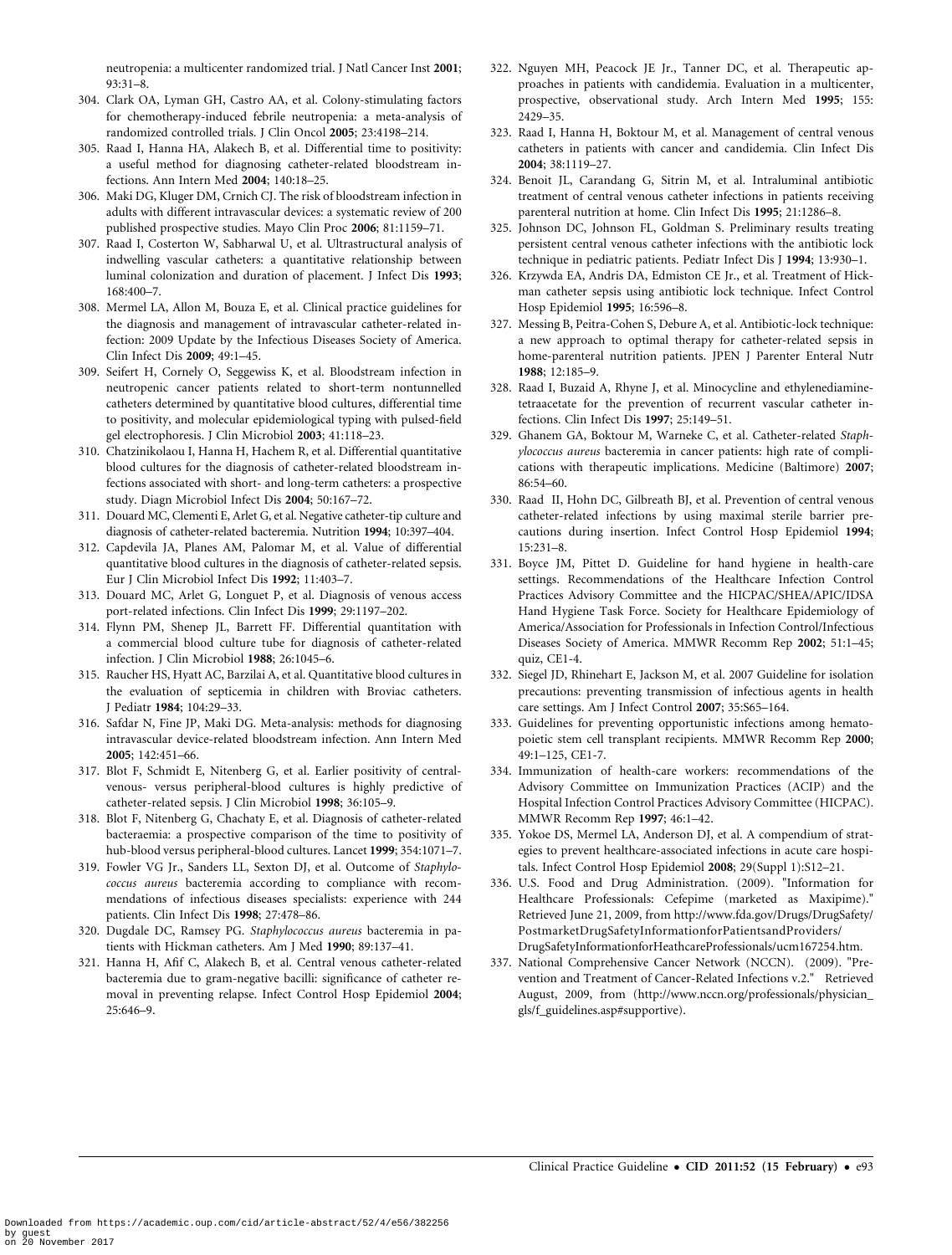neutropenia: a multicenter randomized trial. J Natl Cancer Inst **2001**; 93:31–8.

304. Clark OA, Lyman GH, Castro AA, et al. Colony-stimulating factors for chemotherapy-induced febrile neutropenia: a meta-analysis of randomized controlled trials. J Clin Oncol **2005**; 23:4198–214.
305. Raad I, Hanna HA, Alakech B, et al. Differential time to positivity: a useful method for diagnosing catheter-related bloodstream infections. Ann Intern Med **2004**; 140:18–25.
306. Maki DG, Kluger DM, Crnich CJ. The risk of bloodstream infection in adults with different intravascular devices: a systematic review of 200 published prospective studies. Mayo Clin Proc **2006**; 81:1159–71.
307. Raad I, Costerton W, Sabharwal U, et al. Ultrastructural analysis of indwelling vascular catheters: a quantitative relationship between luminal colonization and duration of placement. J Infect Dis **1993**; 168:400–7.
308. Mermel LA, Allon M, Bouza E, et al. Clinical practice guidelines for the diagnosis and management of intravascular catheter-related infection: 2009 Update by the Infectious Diseases Society of America. Clin Infect Dis **2009**; 49:1–45.
309. Seifert H, Cornely O, Seggewiss K, et al. Bloodstream infection in neutropenic cancer patients related to short-term nontunnelled catheters determined by quantitative blood cultures, differential time to positivity, and molecular epidemiological typing with pulsed-field gel electrophoresis. J Clin Microbiol **2003**; 41:118–23.
310. Chatzinikolaou I, Hanna H, Hachem R, et al. Differential quantitative blood cultures for the diagnosis of catheter-related bloodstream infections associated with short- and long-term catheters: a prospective study. Diagn Microbiol Infect Dis **2004**; 50:167–72.
311. Douard MC, Clementi E, Arlet G, et al. Negative catheter-tip culture and diagnosis of catheter-related bacteremia. Nutrition **1994**; 10:397–404.
312. Capdevila JA, Planes AM, Palomar M, et al. Value of differential quantitative blood cultures in the diagnosis of catheter-related sepsis. Eur J Clin Microbiol Infect Dis **1992**; 11:403–7.
313. Douard MC, Arlet G, Longuet P, et al. Diagnosis of venous access port-related infections. Clin Infect Dis **1999**; 29:1197–202.
314. Flynn PM, Shenep JL, Barrett FF. Differential quantitation with a commercial blood culture tube for diagnosis of catheter-related infection. J Clin Microbiol **1988**; 26:1045–6.
315. Raucher HS, Hyatt AC, Barzilai A, et al. Quantitative blood cultures in the evaluation of septicemia in children with Broviac catheters. J Pediatr **1984**; 104:29–33.
316. Safdar N, Fine JP, Maki DG. Meta-analysis: methods for diagnosing intravascular device-related bloodstream infection. Ann Intern Med **2005**; 142:451–66.
317. Blot F, Schmidt E, Nitenberg G, et al. Earlier positivity of central-venous- versus peripheral-blood cultures is highly predictive of catheter-related sepsis. J Clin Microbiol **1998**; 36:105–9.
318. Blot F, Nitenberg G, Chachaty E, et al. Diagnosis of catheter-related bacteraemia: a prospective comparison of the time to positivity of hub-blood versus peripheral-blood cultures. Lancet **1999**; 354:1071–7.
319. Fowler VG Jr., Sanders LL, Sexton DJ, et al. Outcome of *Staphylococcus aureus* bacteremia according to compliance with recommendations of infectious diseases specialists: experience with 244 patients. Clin Infect Dis **1998**; 27:478–86.
320. Dugdale DC, Ramsey PG. *Staphylococcus aureus* bacteremia in patients with Hickman catheters. Am J Med **1990**; 89:137–41.
321. Hanna H, Afif C, Alakech B, et al. Central venous catheter-related bacteremia due to gram-negative bacilli: significance of catheter removal in preventing relapse. Infect Control Hosp Epidemiol **2004**; 25:646–9.
322. Nguyen MH, Peacock JE Jr., Tanner DC, et al. Therapeutic approaches in patients with candidemia. Evaluation in a multicenter, prospective, observational study. Arch Intern Med **1995**; 155: 2429–35.
323. Raad I, Hanna H, Boktour M, et al. Management of central venous catheters in patients with cancer and candidemia. Clin Infect Dis **2004**; 38:1119–27.
324. Benoit JL, Carandang G, Sitrin M, et al. Intraluminal antibiotic treatment of central venous catheter infections in patients receiving parenteral nutrition at home. Clin Infect Dis **1995**; 21:1286–8.
325. Johnson DC, Johnson FL, Goldman S. Preliminary results treating persistent central venous catheter infections with the antibiotic lock technique in pediatric patients. Pediatr Infect Dis J **1994**; 13:930–1.
326. Krzywda EA, Andris DA, Edmiston CE Jr., et al. Treatment of Hickman catheter sepsis using antibiotic lock technique. Infect Control Hosp Epidemiol **1995**; 16:596–8.
327. Messing B, Peitra-Cohen S, Debure A, et al. Antibiotic-lock technique: a new approach to optimal therapy for catheter-related sepsis in home-parenteral nutrition patients. JPEN J Parenter Enteral Nutr **1988**; 12:185–9.
328. Raad I, Buzaid A, Rhyne J, et al. Minocycline and ethylenediaminetetraacetate for the prevention of recurrent vascular catheter infections. Clin Infect Dis **1997**; 25:149–51.
329. Ghanem GA, Boktour M, Warneke C, et al. Catheter-related *Staphylococcus aureus* bacteremia in cancer patients: high rate of complications with therapeutic implications. Medicine (Baltimore) **2007**; 86:54–60.
330. Raad II, Hohn DC, Gilbreath BJ, et al. Prevention of central venous catheter-related infections by using maximal sterile barrier precautions during insertion. Infect Control Hosp Epidemiol **1994**; 15:231–8.
331. Boyce JM, Pittet D. Guideline for hand hygiene in health-care settings. Recommendations of the Healthcare Infection Control Practices Advisory Committee and the HICPAC/SHEA/APIC/IDSA Hand Hygiene Task Force. Society for Healthcare Epidemiology of America/Association for Professionals in Infection Control/Infectious Diseases Society of America. MMWR Recomm Rep **2002**; 51:1–45; quiz, CE1-4.
332. Siegel JD, Rhinehart E, Jackson M, et al. 2007 Guideline for isolation precautions: preventing transmission of infectious agents in health care settings. Am J Infect Control **2007**; 35:S65–164.
333. Guidelines for preventing opportunistic infections among hematopoietic stem cell transplant recipients. MMWR Recomm Rep **2000**; 49:1–125, CE1-7.
334. Immunization of health-care workers: recommendations of the Advisory Committee on Immunization Practices (ACIP) and the Hospital Infection Control Practices Advisory Committee (HICPAC). MMWR Recomm Rep **1997**; 46:1–42.
335. Yokoe DS, Mermel LA, Anderson DJ, et al. A compendium of strategies to prevent healthcare-associated infections in acute care hospitals. Infect Control Hosp Epidemiol **2008**; 29(Suppl 1):S12–21.
336. U.S. Food and Drug Administration. (2009). "Information for Healthcare Professionals: Cefepime (marketed as Maxipime)." Retrieved June 21, 2009, from http://www.fda.gov/Drugs/DrugSafety/PostmarketDrugSafetyInformationforPatientsandProviders/DrugSafetyInformationforHeathcareProfessionals/ucm167254.htm.
337. National Comprehensive Cancer Network (NCCN). (2009). "Prevention and Treatment of Cancer-Related Infections v.2." Retrieved August, 2009, from (http://www.nccn.org/professionals/physician_gls/f_guidelines.asp#supportive).